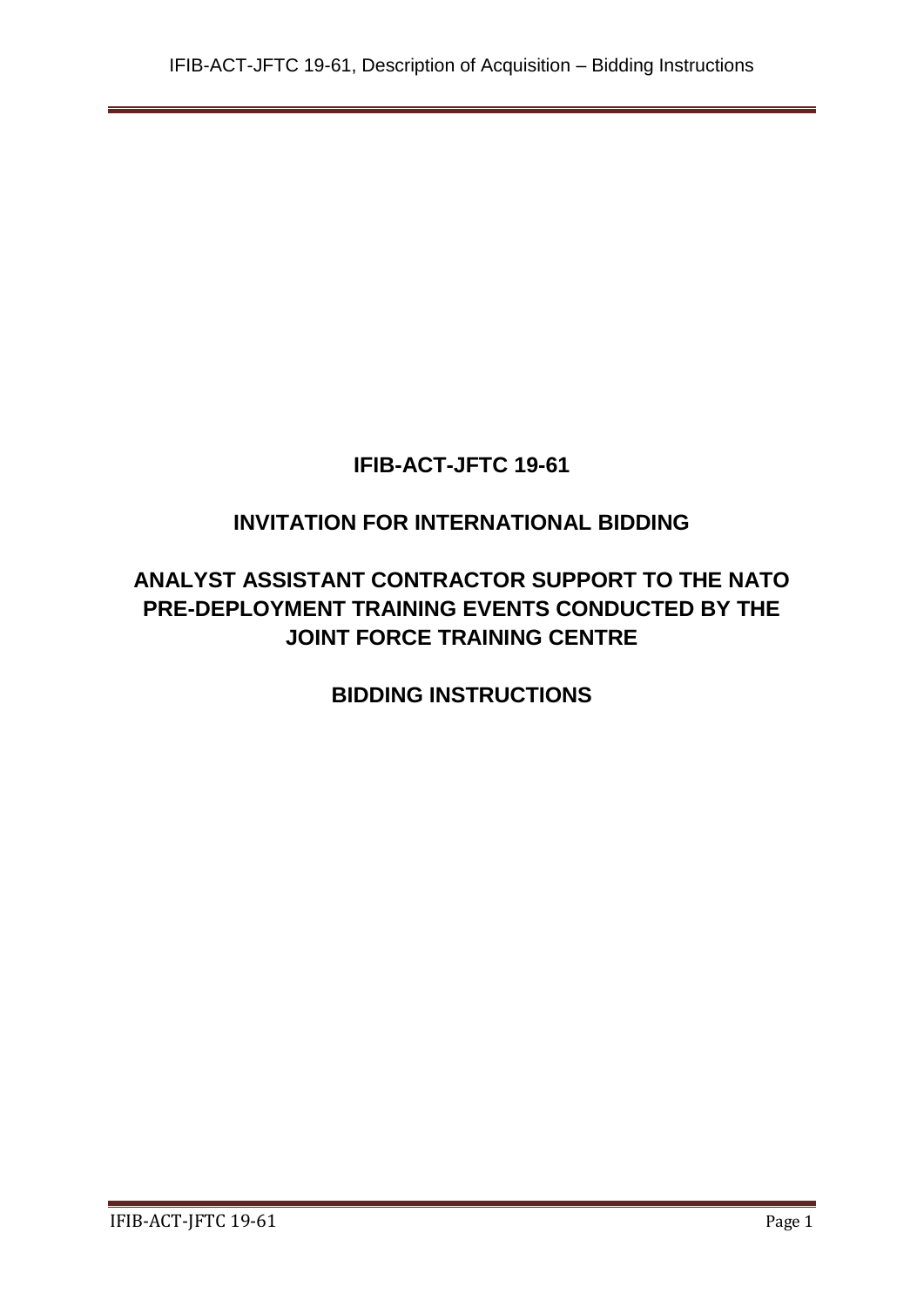# IFIB-ACT-JFTC 19-61

## INVITATION FOR INTERNATIONAL BIDDING

## ANALYST ASSISTANT CONTRACTOR SUPPORT TO THE NATO PRE-DEPLOYMENT TRAINING EVENTS CONDUCTED BY THE JOINT FORCE TRAINING CENTRE

## BIDDING INSTRUCTIONS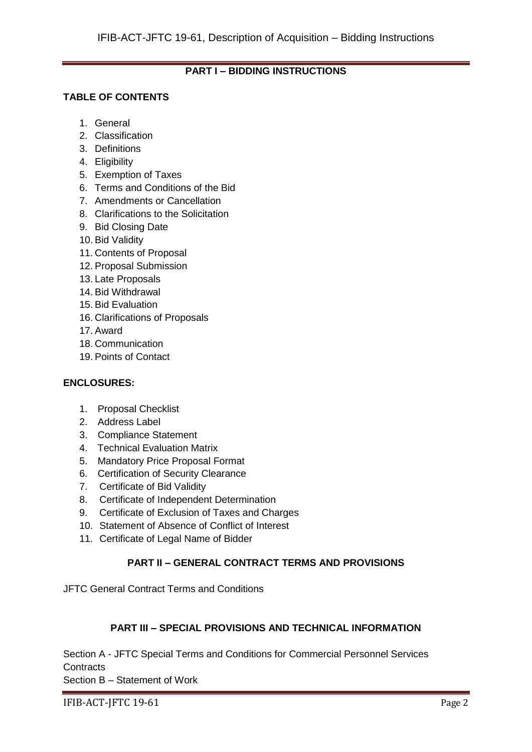## PART I – BIDDING INSTRUCTIONS

**TABLE OF CONTENTS**

1. General
2. Classification
3. Definitions
4. Eligibility
5. Exemption of Taxes
6. Terms and Conditions of the Bid
7. Amendments or Cancellation
8. Clarifications to the Solicitation
9. Bid Closing Date
10. Bid Validity
11. Contents of Proposal
12. Proposal Submission
13. Late Proposals
14. Bid Withdrawal
15. Bid Evaluation
16. Clarifications of Proposals
17. Award
18. Communication
19. Points of Contact

**ENCLOSURES:**

1. Proposal Checklist
2. Address Label
3. Compliance Statement
4. Technical Evaluation Matrix
5. Mandatory Price Proposal Format
6. Certification of Security Clearance
7. Certificate of Bid Validity
8. Certificate of Independent Determination
9. Certificate of Exclusion of Taxes and Charges
10. Statement of Absence of Conflict of Interest
11. Certificate of Legal Name of Bidder

## PART II – GENERAL CONTRACT TERMS AND PROVISIONS

JFTC General Contract Terms and Conditions

## PART III – SPECIAL PROVISIONS AND TECHNICAL INFORMATION

Section A - JFTC Special Terms and Conditions for Commercial Personnel Services Contracts

Section B – Statement of Work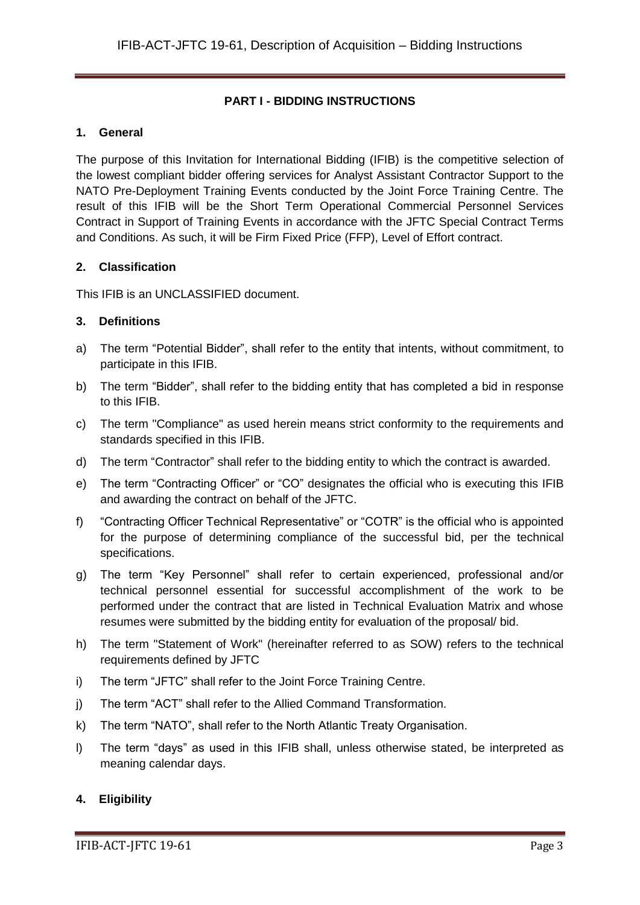**PART I - BIDDING INSTRUCTIONS**

## 1. General

The purpose of this Invitation for International Bidding (IFIB) is the competitive selection of the lowest compliant bidder offering services for Analyst Assistant Contractor Support to the NATO Pre-Deployment Training Events conducted by the Joint Force Training Centre. The result of this IFIB will be the Short Term Operational Commercial Personnel Services Contract in Support of Training Events in accordance with the JFTC Special Contract Terms and Conditions. As such, it will be Firm Fixed Price (FFP), Level of Effort contract.

## 2. Classification

This IFIB is an UNCLASSIFIED document.

## 3. Definitions

a) The term "Potential Bidder", shall refer to the entity that intents, without commitment, to participate in this IFIB.

b) The term "Bidder", shall refer to the bidding entity that has completed a bid in response to this IFIB.

c) The term "Compliance" as used herein means strict conformity to the requirements and standards specified in this IFIB.

d) The term "Contractor" shall refer to the bidding entity to which the contract is awarded.

e) The term "Contracting Officer" or "CO" designates the official who is executing this IFIB and awarding the contract on behalf of the JFTC.

f) "Contracting Officer Technical Representative" or "COTR" is the official who is appointed for the purpose of determining compliance of the successful bid, per the technical specifications.

g) The term "Key Personnel" shall refer to certain experienced, professional and/or technical personnel essential for successful accomplishment of the work to be performed under the contract that are listed in Technical Evaluation Matrix and whose resumes were submitted by the bidding entity for evaluation of the proposal/ bid.

h) The term "Statement of Work" (hereinafter referred to as SOW) refers to the technical requirements defined by JFTC

i) The term "JFTC" shall refer to the Joint Force Training Centre.

j) The term "ACT" shall refer to the Allied Command Transformation.

k) The term "NATO", shall refer to the North Atlantic Treaty Organisation.

l) The term "days" as used in this IFIB shall, unless otherwise stated, be interpreted as meaning calendar days.

## 4. Eligibility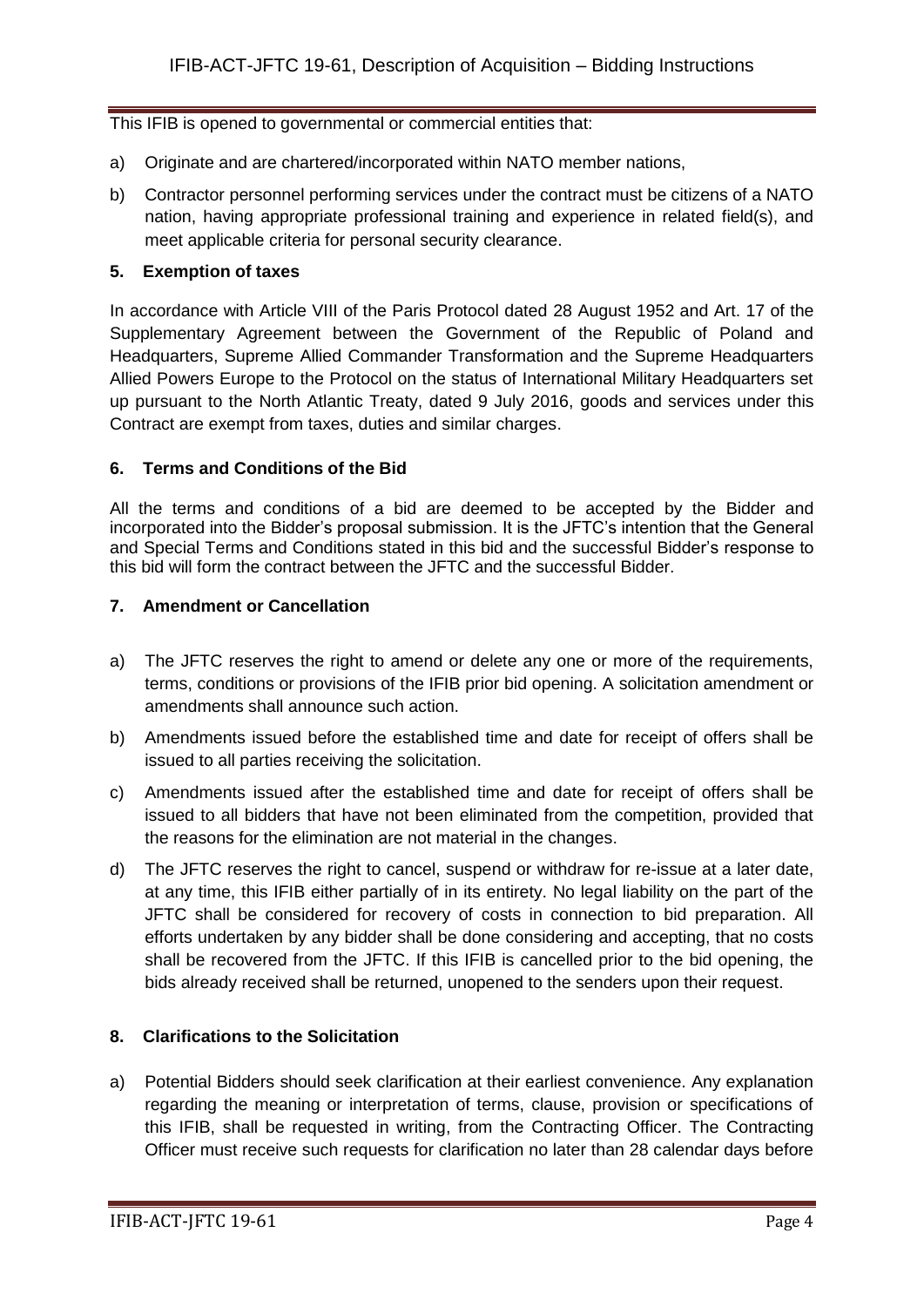This IFIB is opened to governmental or commercial entities that:

a) Originate and are chartered/incorporated within NATO member nations,

b) Contractor personnel performing services under the contract must be citizens of a NATO nation, having appropriate professional training and experience in related field(s), and meet applicable criteria for personal security clearance.

### 5. Exemption of taxes

In accordance with Article VIII of the Paris Protocol dated 28 August 1952 and Art. 17 of the Supplementary Agreement between the Government of the Republic of Poland and Headquarters, Supreme Allied Commander Transformation and the Supreme Headquarters Allied Powers Europe to the Protocol on the status of International Military Headquarters set up pursuant to the North Atlantic Treaty, dated 9 July 2016, goods and services under this Contract are exempt from taxes, duties and similar charges.

### 6. Terms and Conditions of the Bid

All the terms and conditions of a bid are deemed to be accepted by the Bidder and incorporated into the Bidder's proposal submission. It is the JFTC's intention that the General and Special Terms and Conditions stated in this bid and the successful Bidder's response to this bid will form the contract between the JFTC and the successful Bidder.

### 7. Amendment or Cancellation

a) The JFTC reserves the right to amend or delete any one or more of the requirements, terms, conditions or provisions of the IFIB prior bid opening. A solicitation amendment or amendments shall announce such action.

b) Amendments issued before the established time and date for receipt of offers shall be issued to all parties receiving the solicitation.

c) Amendments issued after the established time and date for receipt of offers shall be issued to all bidders that have not been eliminated from the competition, provided that the reasons for the elimination are not material in the changes.

d) The JFTC reserves the right to cancel, suspend or withdraw for re-issue at a later date, at any time, this IFIB either partially of in its entirety. No legal liability on the part of the JFTC shall be considered for recovery of costs in connection to bid preparation. All efforts undertaken by any bidder shall be done considering and accepting, that no costs shall be recovered from the JFTC. If this IFIB is cancelled prior to the bid opening, the bids already received shall be returned, unopened to the senders upon their request.

### 8. Clarifications to the Solicitation

a) Potential Bidders should seek clarification at their earliest convenience. Any explanation regarding the meaning or interpretation of terms, clause, provision or specifications of this IFIB, shall be requested in writing, from the Contracting Officer. The Contracting Officer must receive such requests for clarification no later than 28 calendar days before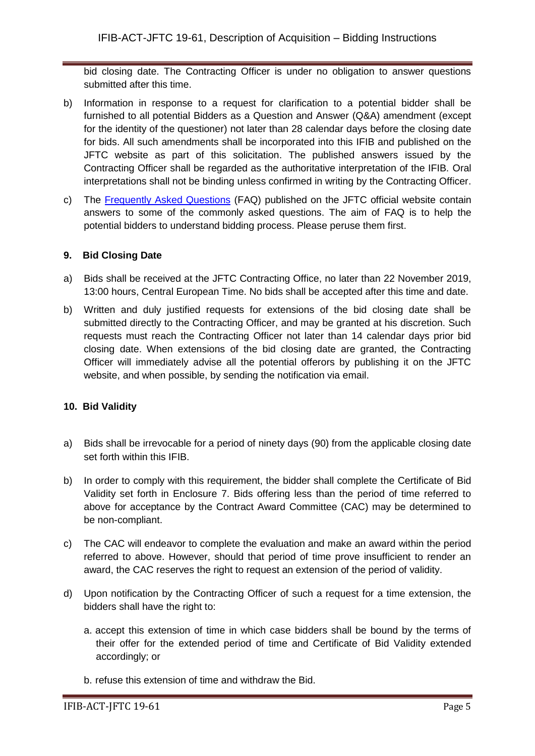bid closing date. The Contracting Officer is under no obligation to answer questions submitted after this time.

b) Information in response to a request for clarification to a potential bidder shall be furnished to all potential Bidders as a Question and Answer (Q&A) amendment (except for the identity of the questioner) not later than 28 calendar days before the closing date for bids. All such amendments shall be incorporated into this IFIB and published on the JFTC website as part of this solicitation. The published answers issued by the Contracting Officer shall be regarded as the authoritative interpretation of the IFIB. Oral interpretations shall not be binding unless confirmed in writing by the Contracting Officer.

c) The Frequently Asked Questions (FAQ) published on the JFTC official website contain answers to some of the commonly asked questions. The aim of FAQ is to help the potential bidders to understand bidding process. Please peruse them first.

## 9. Bid Closing Date

a) Bids shall be received at the JFTC Contracting Office, no later than 22 November 2019, 13:00 hours, Central European Time. No bids shall be accepted after this time and date.

b) Written and duly justified requests for extensions of the bid closing date shall be submitted directly to the Contracting Officer, and may be granted at his discretion. Such requests must reach the Contracting Officer not later than 14 calendar days prior bid closing date. When extensions of the bid closing date are granted, the Contracting Officer will immediately advise all the potential offerors by publishing it on the JFTC website, and when possible, by sending the notification via email.

## 10. Bid Validity

a) Bids shall be irrevocable for a period of ninety days (90) from the applicable closing date set forth within this IFIB.

b) In order to comply with this requirement, the bidder shall complete the Certificate of Bid Validity set forth in Enclosure 7. Bids offering less than the period of time referred to above for acceptance by the Contract Award Committee (CAC) may be determined to be non-compliant.

c) The CAC will endeavor to complete the evaluation and make an award within the period referred to above. However, should that period of time prove insufficient to render an award, the CAC reserves the right to request an extension of the period of validity.

d) Upon notification by the Contracting Officer of such a request for a time extension, the bidders shall have the right to:

   a. accept this extension of time in which case bidders shall be bound by the terms of their offer for the extended period of time and Certificate of Bid Validity extended accordingly; or

   b. refuse this extension of time and withdraw the Bid.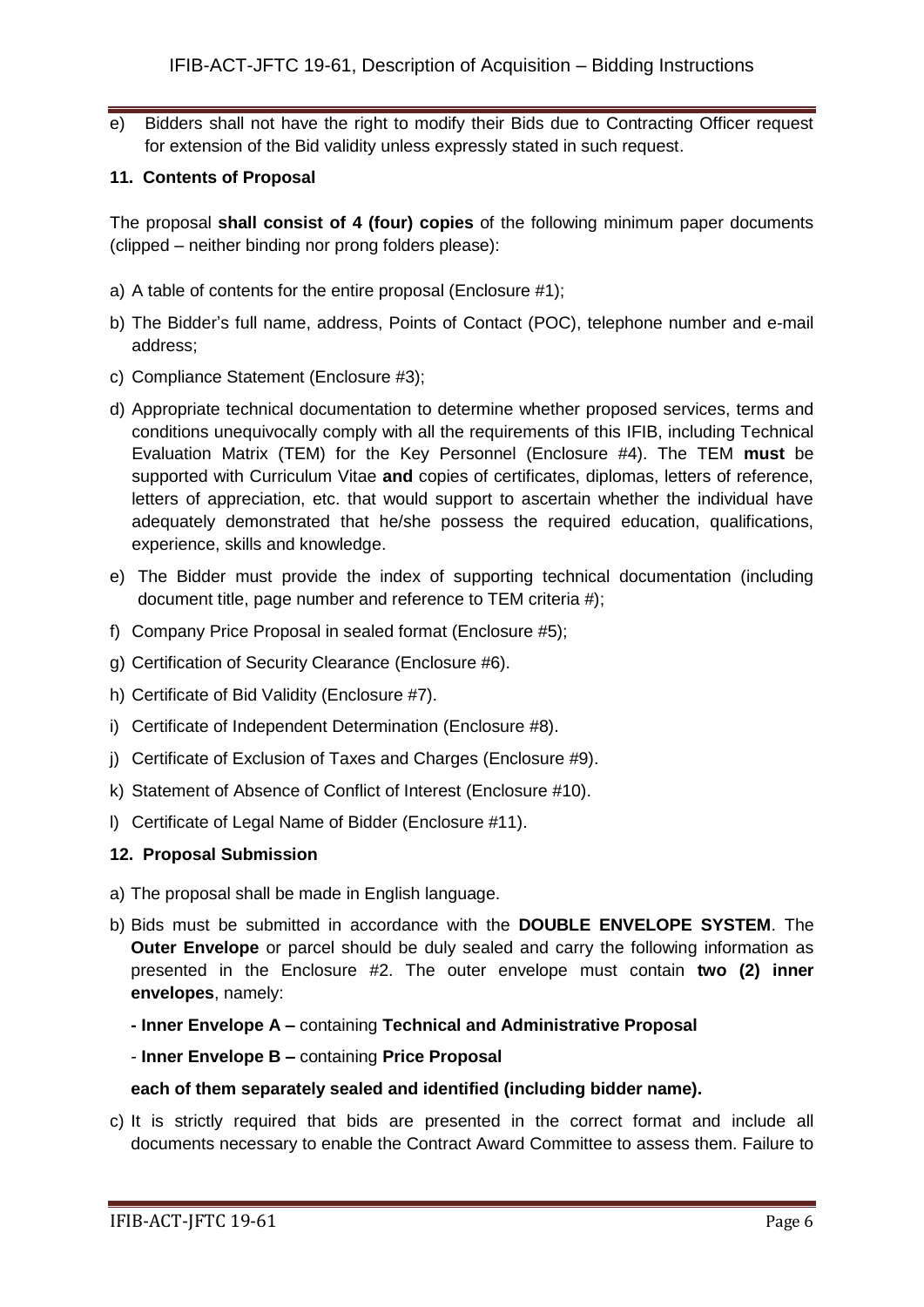e) Bidders shall not have the right to modify their Bids due to Contracting Officer request for extension of the Bid validity unless expressly stated in such request.

### 11. Contents of Proposal

The proposal **shall consist of 4 (four) copies** of the following minimum paper documents (clipped – neither binding nor prong folders please):

a) A table of contents for the entire proposal (Enclosure #1);

b) The Bidder's full name, address, Points of Contact (POC), telephone number and e-mail address;

c) Compliance Statement (Enclosure #3);

d) Appropriate technical documentation to determine whether proposed services, terms and conditions unequivocally comply with all the requirements of this IFIB, including Technical Evaluation Matrix (TEM) for the Key Personnel (Enclosure #4). The TEM **must** be supported with Curriculum Vitae **and** copies of certificates, diplomas, letters of reference, letters of appreciation, etc. that would support to ascertain whether the individual have adequately demonstrated that he/she possess the required education, qualifications, experience, skills and knowledge.

e) The Bidder must provide the index of supporting technical documentation (including document title, page number and reference to TEM criteria #);

f) Company Price Proposal in sealed format (Enclosure #5);

g) Certification of Security Clearance (Enclosure #6).

h) Certificate of Bid Validity (Enclosure #7).

i) Certificate of Independent Determination (Enclosure #8).

j) Certificate of Exclusion of Taxes and Charges (Enclosure #9).

k) Statement of Absence of Conflict of Interest (Enclosure #10).

l) Certificate of Legal Name of Bidder (Enclosure #11).

### 12. Proposal Submission

a) The proposal shall be made in English language.

b) Bids must be submitted in accordance with the **DOUBLE ENVELOPE SYSTEM**. The **Outer Envelope** or parcel should be duly sealed and carry the following information as presented in the Enclosure #2. The outer envelope must contain **two (2) inner envelopes**, namely:

   **- Inner Envelope A –** containing **Technical and Administrative Proposal**

   - **Inner Envelope B –** containing **Price Proposal**

   **each of them separately sealed and identified (including bidder name).**

c) It is strictly required that bids are presented in the correct format and include all documents necessary to enable the Contract Award Committee to assess them. Failure to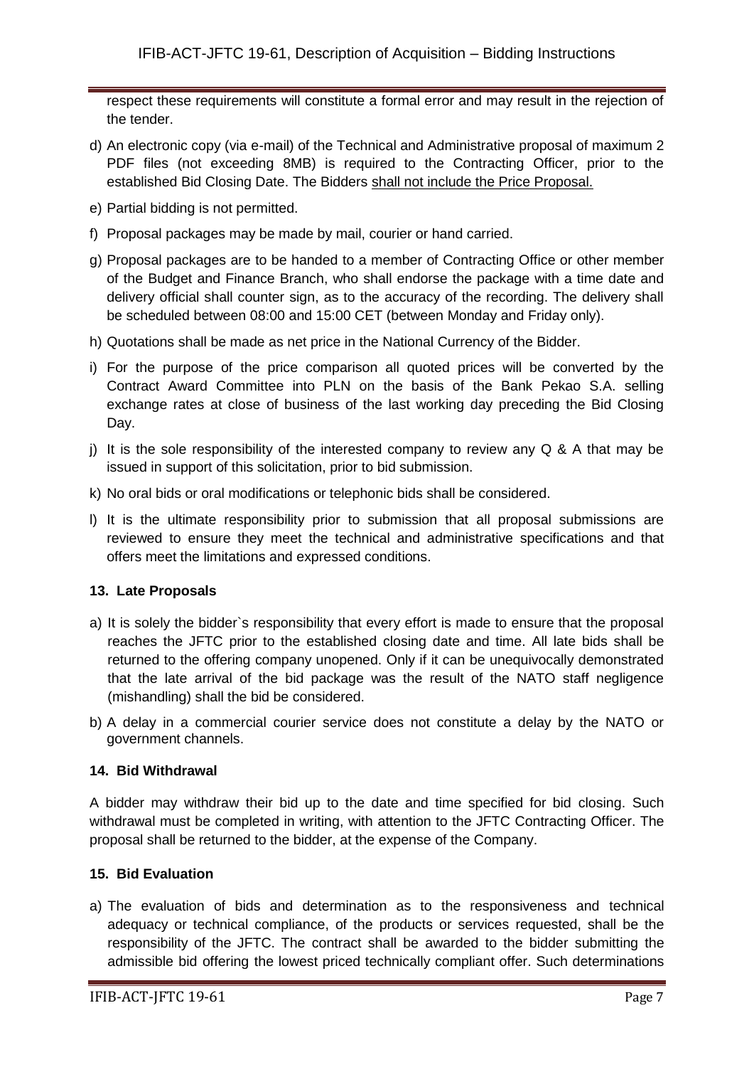respect these requirements will constitute a formal error and may result in the rejection of the tender.

d) An electronic copy (via e-mail) of the Technical and Administrative proposal of maximum 2 PDF files (not exceeding 8MB) is required to the Contracting Officer, prior to the established Bid Closing Date. The Bidders shall not include the Price Proposal.

e) Partial bidding is not permitted.

f) Proposal packages may be made by mail, courier or hand carried.

g) Proposal packages are to be handed to a member of Contracting Office or other member of the Budget and Finance Branch, who shall endorse the package with a time date and delivery official shall counter sign, as to the accuracy of the recording. The delivery shall be scheduled between 08:00 and 15:00 CET (between Monday and Friday only).

h) Quotations shall be made as net price in the National Currency of the Bidder.

i) For the purpose of the price comparison all quoted prices will be converted by the Contract Award Committee into PLN on the basis of the Bank Pekao S.A. selling exchange rates at close of business of the last working day preceding the Bid Closing Day.

j) It is the sole responsibility of the interested company to review any Q & A that may be issued in support of this solicitation, prior to bid submission.

k) No oral bids or oral modifications or telephonic bids shall be considered.

l) It is the ultimate responsibility prior to submission that all proposal submissions are reviewed to ensure they meet the technical and administrative specifications and that offers meet the limitations and expressed conditions.

### 13. Late Proposals

a) It is solely the bidder`s responsibility that every effort is made to ensure that the proposal reaches the JFTC prior to the established closing date and time. All late bids shall be returned to the offering company unopened. Only if it can be unequivocally demonstrated that the late arrival of the bid package was the result of the NATO staff negligence (mishandling) shall the bid be considered.

b) A delay in a commercial courier service does not constitute a delay by the NATO or government channels.

### 14. Bid Withdrawal

A bidder may withdraw their bid up to the date and time specified for bid closing. Such withdrawal must be completed in writing, with attention to the JFTC Contracting Officer. The proposal shall be returned to the bidder, at the expense of the Company.

### 15. Bid Evaluation

a) The evaluation of bids and determination as to the responsiveness and technical adequacy or technical compliance, of the products or services requested, shall be the responsibility of the JFTC. The contract shall be awarded to the bidder submitting the admissible bid offering the lowest priced technically compliant offer. Such determinations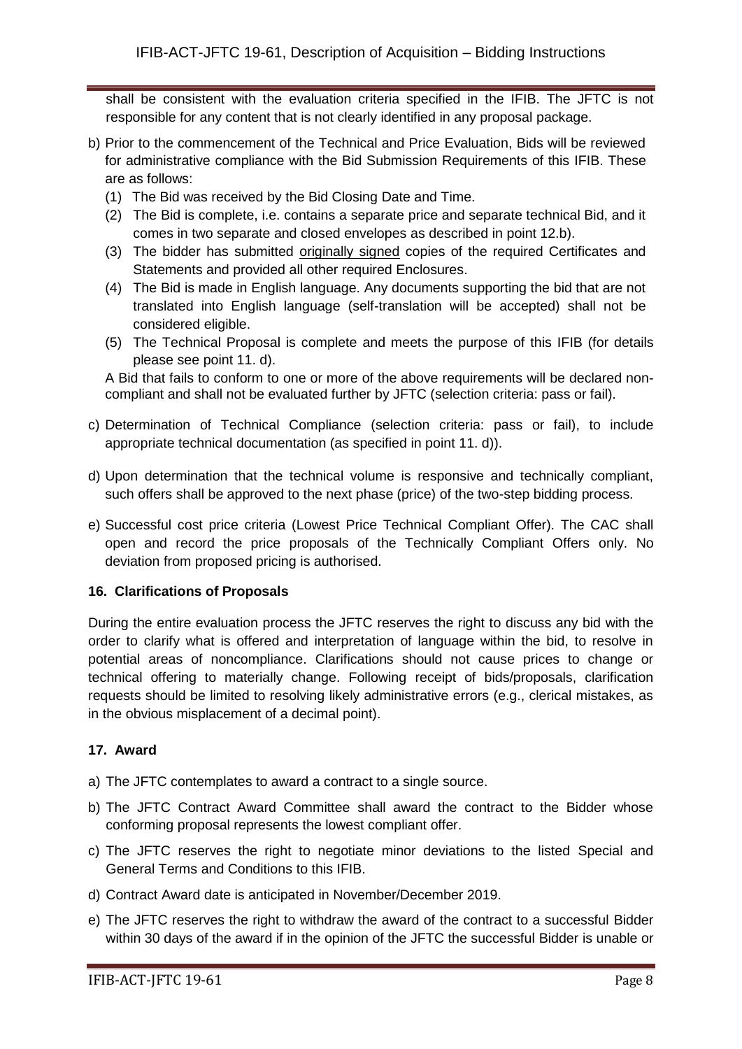shall be consistent with the evaluation criteria specified in the IFIB. The JFTC is not responsible for any content that is not clearly identified in any proposal package.

b) Prior to the commencement of the Technical and Price Evaluation, Bids will be reviewed for administrative compliance with the Bid Submission Requirements of this IFIB. These are as follows:
   (1) The Bid was received by the Bid Closing Date and Time.
   (2) The Bid is complete, i.e. contains a separate price and separate technical Bid, and it comes in two separate and closed envelopes as described in point 12.b).
   (3) The bidder has submitted originally signed copies of the required Certificates and Statements and provided all other required Enclosures.
   (4) The Bid is made in English language. Any documents supporting the bid that are not translated into English language (self-translation will be accepted) shall not be considered eligible.
   (5) The Technical Proposal is complete and meets the purpose of this IFIB (for details please see point 11. d).

   A Bid that fails to conform to one or more of the above requirements will be declared non-compliant and shall not be evaluated further by JFTC (selection criteria: pass or fail).

c) Determination of Technical Compliance (selection criteria: pass or fail), to include appropriate technical documentation (as specified in point 11. d)).

d) Upon determination that the technical volume is responsive and technically compliant, such offers shall be approved to the next phase (price) of the two-step bidding process.

e) Successful cost price criteria (Lowest Price Technical Compliant Offer). The CAC shall open and record the price proposals of the Technically Compliant Offers only. No deviation from proposed pricing is authorised.

**16. Clarifications of Proposals**

During the entire evaluation process the JFTC reserves the right to discuss any bid with the order to clarify what is offered and interpretation of language within the bid, to resolve in potential areas of noncompliance. Clarifications should not cause prices to change or technical offering to materially change. Following receipt of bids/proposals, clarification requests should be limited to resolving likely administrative errors (e.g., clerical mistakes, as in the obvious misplacement of a decimal point).

**17. Award**

a) The JFTC contemplates to award a contract to a single source.

b) The JFTC Contract Award Committee shall award the contract to the Bidder whose conforming proposal represents the lowest compliant offer.

c) The JFTC reserves the right to negotiate minor deviations to the listed Special and General Terms and Conditions to this IFIB.

d) Contract Award date is anticipated in November/December 2019.

e) The JFTC reserves the right to withdraw the award of the contract to a successful Bidder within 30 days of the award if in the opinion of the JFTC the successful Bidder is unable or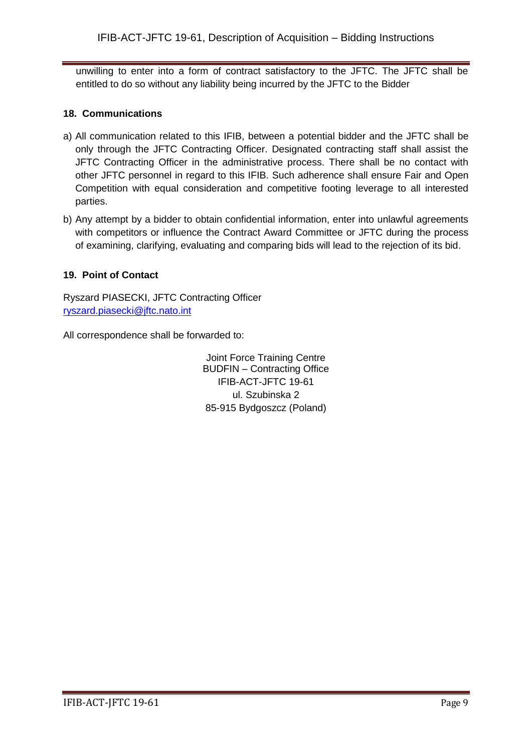unwilling to enter into a form of contract satisfactory to the JFTC. The JFTC shall be entitled to do so without any liability being incurred by the JFTC to the Bidder

**18. Communications**

a) All communication related to this IFIB, between a potential bidder and the JFTC shall be only through the JFTC Contracting Officer. Designated contracting staff shall assist the JFTC Contracting Officer in the administrative process. There shall be no contact with other JFTC personnel in regard to this IFIB. Such adherence shall ensure Fair and Open Competition with equal consideration and competitive footing leverage to all interested parties.

b) Any attempt by a bidder to obtain confidential information, enter into unlawful agreements with competitors or influence the Contract Award Committee or JFTC during the process of examining, clarifying, evaluating and comparing bids will lead to the rejection of its bid.

**19. Point of Contact**

Ryszard PIASECKI, JFTC Contracting Officer
ryszard.piasecki@jftc.nato.int

All correspondence shall be forwarded to:

Joint Force Training Centre
BUDFIN – Contracting Office
IFIB-ACT-JFTC 19-61
ul. Szubinska 2
85-915 Bydgoszcz (Poland)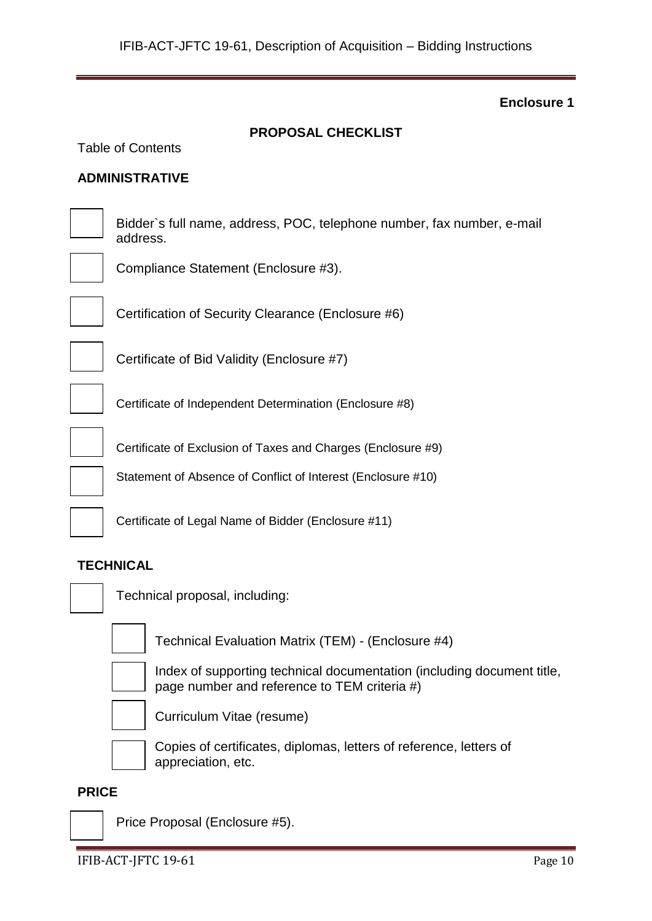**Enclosure 1**

## PROPOSAL CHECKLIST

Table of Contents

### ADMINISTRATIVE

- [ ] Bidder`s full name, address, POC, telephone number, fax number, e-mail address.
- [ ] Compliance Statement (Enclosure #3).
- [ ] Certification of Security Clearance (Enclosure #6)
- [ ] Certificate of Bid Validity (Enclosure #7)
- [ ] Certificate of Independent Determination (Enclosure #8)
- [ ] Certificate of Exclusion of Taxes and Charges (Enclosure #9)
- [ ] Statement of Absence of Conflict of Interest (Enclosure #10)
- [ ] Certificate of Legal Name of Bidder (Enclosure #11)

### TECHNICAL

- [ ] Technical proposal, including:
  - [ ] Technical Evaluation Matrix (TEM) - (Enclosure #4)
  - [ ] Index of supporting technical documentation (including document title, page number and reference to TEM criteria #)
  - [ ] Curriculum Vitae (resume)
  - [ ] Copies of certificates, diplomas, letters of reference, letters of appreciation, etc.

### PRICE

- [ ] Price Proposal (Enclosure #5).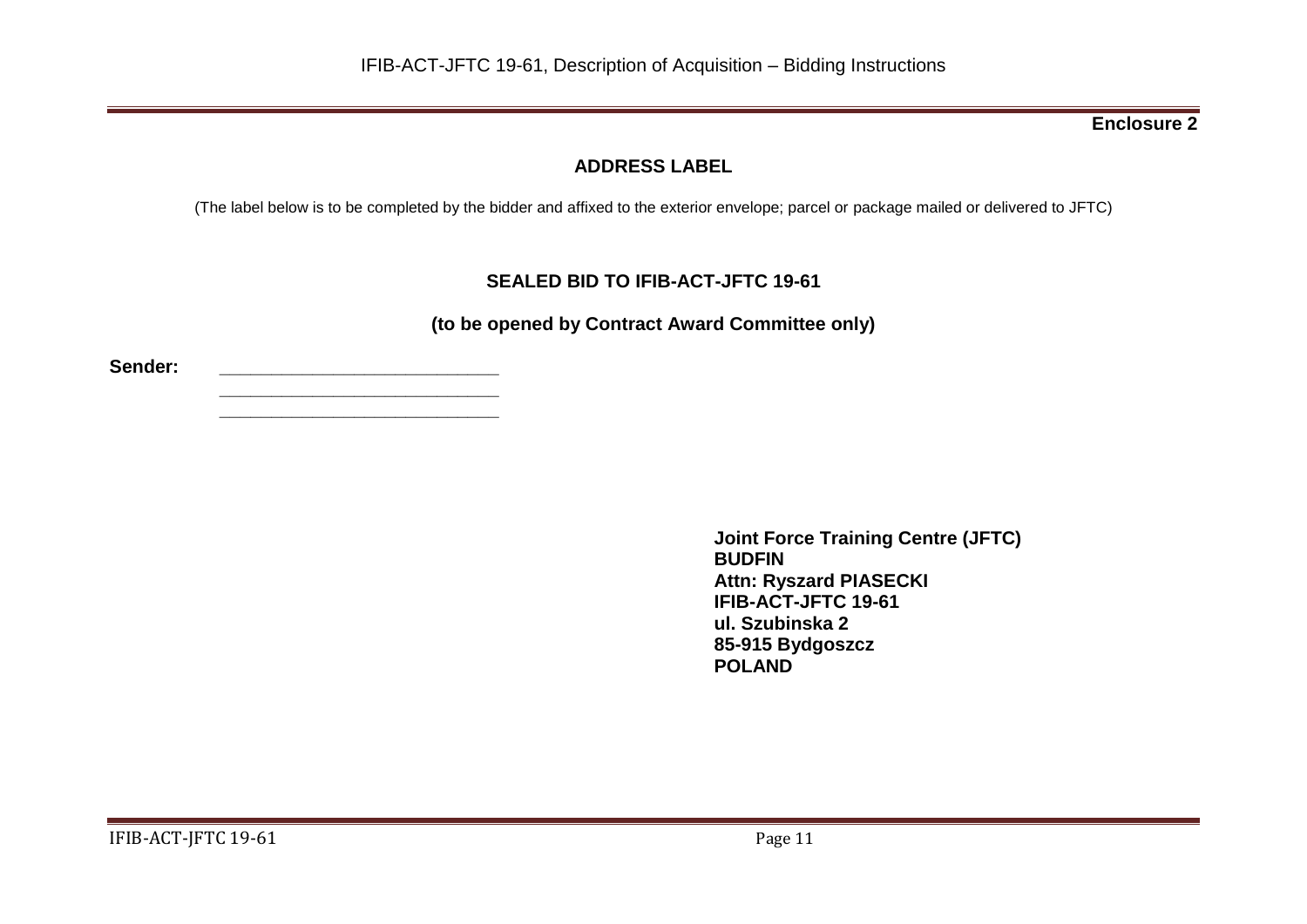**Enclosure 2**

## ADDRESS LABEL

(The label below is to be completed by the bidder and affixed to the exterior envelope; parcel or package mailed or delivered to JFTC)

### SEALED BID TO IFIB-ACT-JFTC 19-61

**(to be opened by Contract Award Committee only)**

**Sender:** ____________________________

____________________________

____________________________

**Joint Force Training Centre (JFTC)**
**BUDFIN**
**Attn: Ryszard PIASECKI**
**IFIB-ACT-JFTC 19-61**
**ul. Szubinska 2**
**85-915 Bydgoszcz**
**POLAND**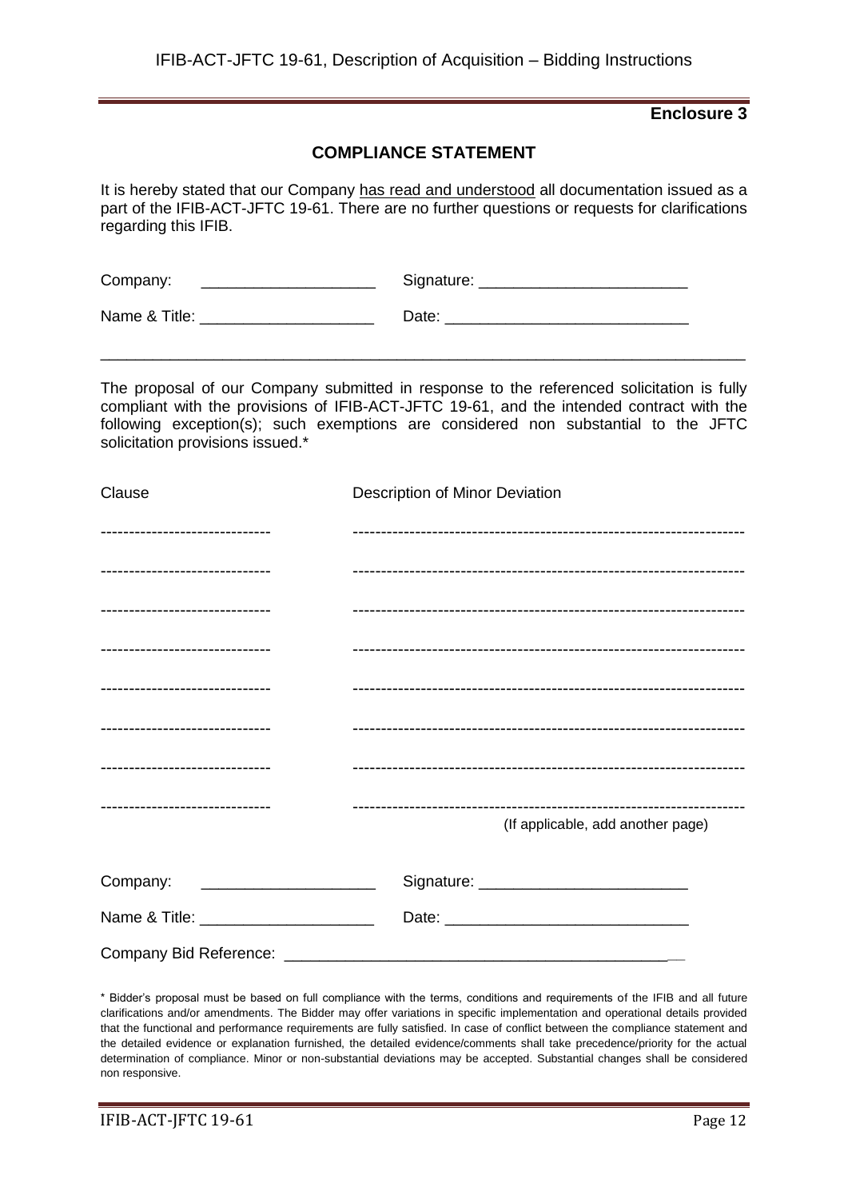**Enclosure 3**

## COMPLIANCE STATEMENT

It is hereby stated that our Company has read and understood all documentation issued as a part of the IFIB-ACT-JFTC 19-61. There are no further questions or requests for clarifications regarding this IFIB.

Company: ____________________ Signature: ________________________

Name & Title: ____________________ Date: ____________________________

---

The proposal of our Company submitted in response to the referenced solicitation is fully compliant with the provisions of IFIB-ACT-JFTC 19-61, and the intended contract with the following exception(s); such exemptions are considered non substantial to the JFTC solicitation provisions issued.*

| Clause | Description of Minor Deviation |
|---|---|
| ------------------------------ | -------------------------------------------------------------------- |
| ------------------------------ | -------------------------------------------------------------------- |
| ------------------------------ | -------------------------------------------------------------------- |
| ------------------------------ | -------------------------------------------------------------------- |
| ------------------------------ | -------------------------------------------------------------------- |
| ------------------------------ | -------------------------------------------------------------------- |
| ------------------------------ | -------------------------------------------------------------------- |
| ------------------------------ | -------------------------------------------------------------------- |

(If applicable, add another page)

Company: ____________________ Signature: ________________________

Name & Title: ____________________ Date: ____________________________

Company Bid Reference: _______________________________________________

\* Bidder's proposal must be based on full compliance with the terms, conditions and requirements of the IFIB and all future clarifications and/or amendments. The Bidder may offer variations in specific implementation and operational details provided that the functional and performance requirements are fully satisfied. In case of conflict between the compliance statement and the detailed evidence or explanation furnished, the detailed evidence/comments shall take precedence/priority for the actual determination of compliance. Minor or non-substantial deviations may be accepted. Substantial changes shall be considered non responsive.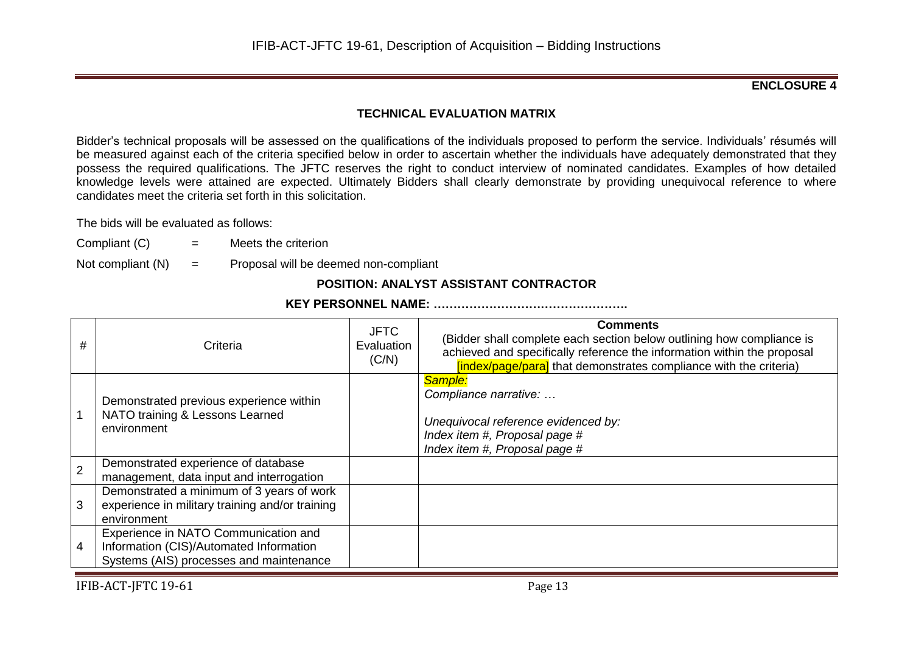**ENCLOSURE 4**

**TECHNICAL EVALUATION MATRIX**

Bidder's technical proposals will be assessed on the qualifications of the individuals proposed to perform the service. Individuals' résumés will be measured against each of the criteria specified below in order to ascertain whether the individuals have adequately demonstrated that they possess the required qualifications. The JFTC reserves the right to conduct interview of nominated candidates. Examples of how detailed knowledge levels were attained are expected. Ultimately Bidders shall clearly demonstrate by providing unequivocal reference to where candidates meet the criteria set forth in this solicitation.

The bids will be evaluated as follows:

Compliant (C) = Meets the criterion

Not compliant (N) = Proposal will be deemed non-compliant

**POSITION: ANALYST ASSISTANT CONTRACTOR**

**KEY PERSONNEL NAME: ………………………………………..**

| # | Criteria | JFTC Evaluation (C/N) | **Comments** (Bidder shall complete each section below outlining how compliance is achieved and specifically reference the information within the proposal [index/page/para] that demonstrates compliance with the criteria) |
|---|---|---|---|
| 1 | Demonstrated previous experience within NATO training & Lessons Learned environment | | *Sample:* *Compliance narrative: …* *Unequivocal reference evidenced by:* *Index item #, Proposal page #* *Index item #, Proposal page #* |
| 2 | Demonstrated experience of database management, data input and interrogation | | |
| 3 | Demonstrated a minimum of 3 years of work experience in military training and/or training environment | | |
| 4 | Experience in NATO Communication and Information (CIS)/Automated Information Systems (AIS) processes and maintenance | | |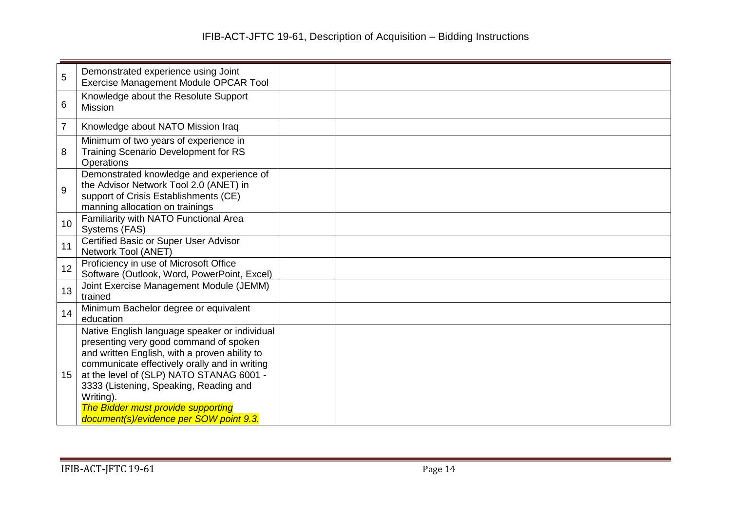| | | | |
|---|---|---|---|
| 5 | Demonstrated experience using Joint Exercise Management Module OPCAR Tool | | |
| 6 | Knowledge about the Resolute Support Mission | | |
| 7 | Knowledge about NATO Mission Iraq | | |
| 8 | Minimum of two years of experience in Training Scenario Development for RS Operations | | |
| 9 | Demonstrated knowledge and experience of the Advisor Network Tool 2.0 (ANET) in support of Crisis Establishments (CE) manning allocation on trainings | | |
| 10 | Familiarity with NATO Functional Area Systems (FAS) | | |
| 11 | Certified Basic or Super User Advisor Network Tool (ANET) | | |
| 12 | Proficiency in use of Microsoft Office Software (Outlook, Word, PowerPoint, Excel) | | |
| 13 | Joint Exercise Management Module (JEMM) trained | | |
| 14 | Minimum Bachelor degree or equivalent education | | |
| 15 | Native English language speaker or individual presenting very good command of spoken and written English, with a proven ability to communicate effectively orally and in writing at the level of (SLP) NATO STANAG 6001 - 3333 (Listening, Speaking, Reading and Writing). *The Bidder must provide supporting document(s)/evidence per SOW point 9.3.* | | |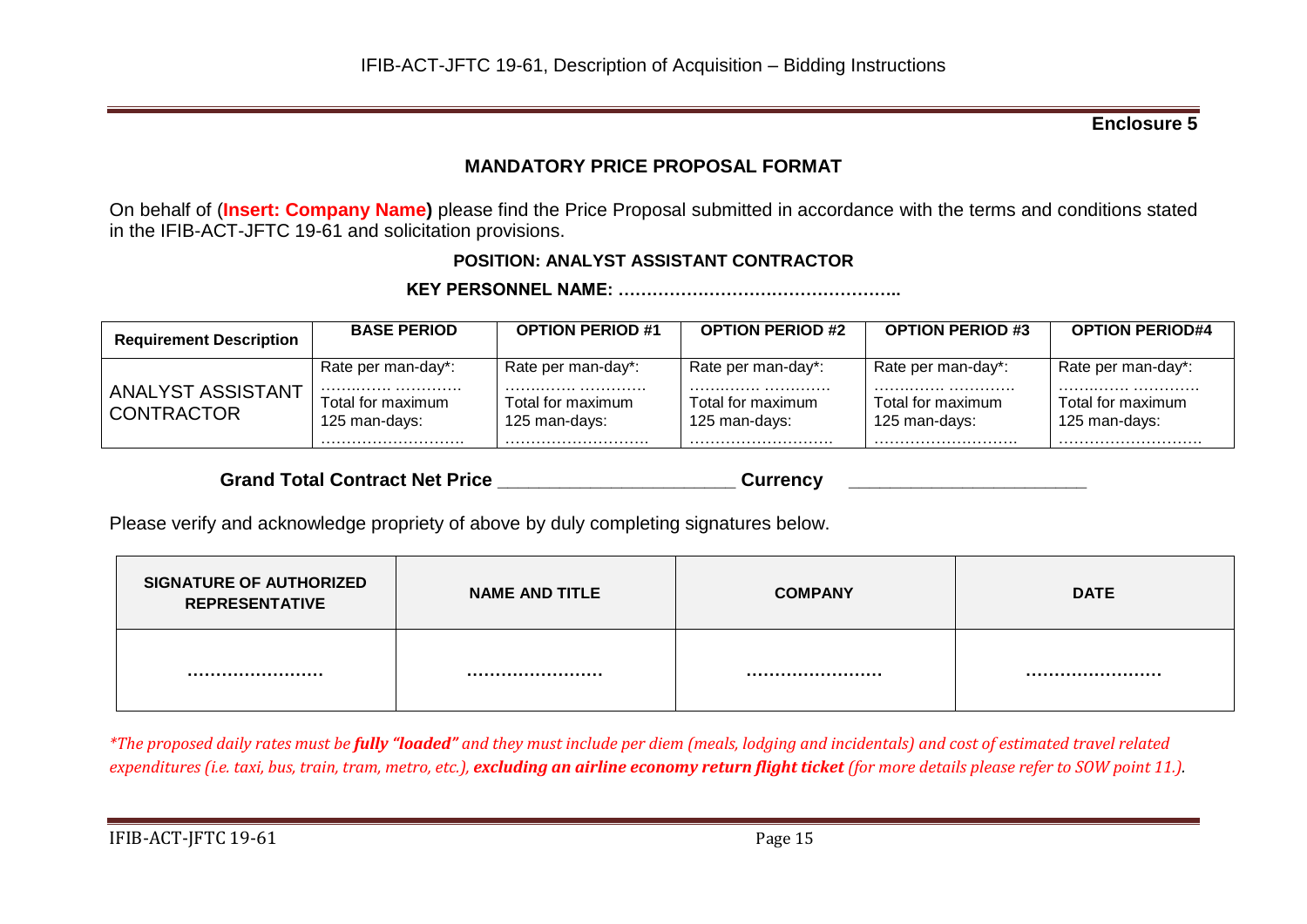**Enclosure 5**

## MANDATORY PRICE PROPOSAL FORMAT

On behalf of (**Insert: Company Name)** please find the Price Proposal submitted in accordance with the terms and conditions stated in the IFIB-ACT-JFTC 19-61 and solicitation provisions.

**POSITION: ANALYST ASSISTANT CONTRACTOR**

**KEY PERSONNEL NAME: …………………………………………..**

| Requirement Description | BASE PERIOD | OPTION PERIOD #1 | OPTION PERIOD #2 | OPTION PERIOD #3 | OPTION PERIOD#4 |
|---|---|---|---|---|---|
| ANALYST ASSISTANT CONTRACTOR | Rate per man-day*: ………… ………… Total for maximum 125 man-days: ……………………… | Rate per man-day*: ………… ………… Total for maximum 125 man-days: ……………………… | Rate per man-day*: ………… ………… Total for maximum 125 man-days: ……………………… | Rate per man-day*: ………… ………… Total for maximum 125 man-days: ……………………… | Rate per man-day*: ………… ………… Total for maximum 125 man-days: ……………………… |

**Grand Total Contract Net Price \_\_\_\_\_\_\_\_\_\_\_\_\_\_\_\_\_\_\_\_\_\_ Currency \_\_\_\_\_\_\_\_\_\_\_\_\_\_\_\_\_\_\_\_\_\_**

Please verify and acknowledge propriety of above by duly completing signatures below.

| SIGNATURE OF AUTHORIZED REPRESENTATIVE | NAME AND TITLE | COMPANY | DATE |
|---|---|---|---|
| …………………… | …………………… | …………………… | …………………… |

*\*The proposed daily rates must be **fully "loaded"** and they must include per diem (meals, lodging and incidentals) and cost of estimated travel related expenditures (i.e. taxi, bus, train, tram, metro, etc.), **excluding an airline economy return flight ticket** (for more details please refer to SOW point 11.).*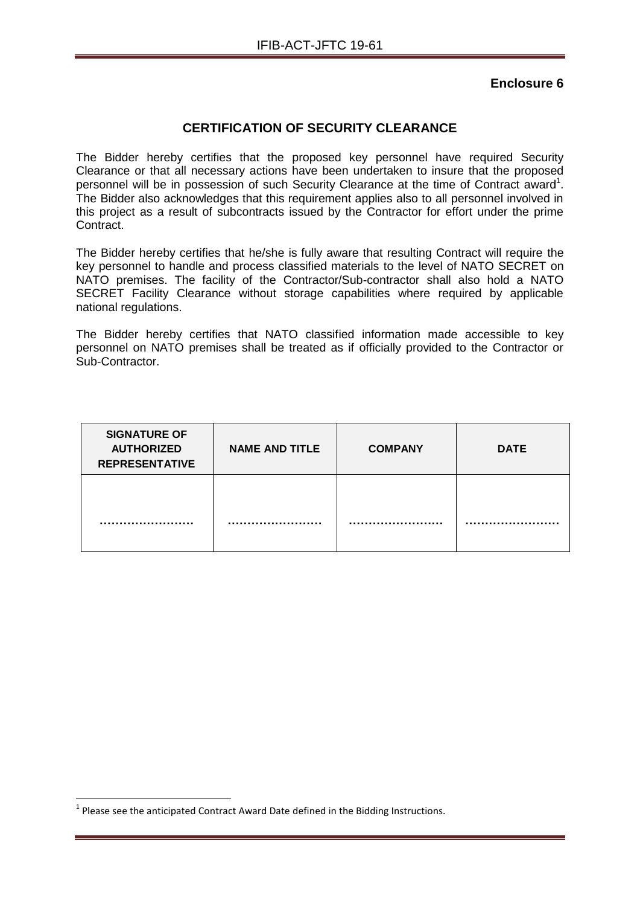**Enclosure 6**

## CERTIFICATION OF SECURITY CLEARANCE

The Bidder hereby certifies that the proposed key personnel have required Security Clearance or that all necessary actions have been undertaken to insure that the proposed personnel will be in possession of such Security Clearance at the time of Contract award[1]. The Bidder also acknowledges that this requirement applies also to all personnel involved in this project as a result of subcontracts issued by the Contractor for effort under the prime Contract.

The Bidder hereby certifies that he/she is fully aware that resulting Contract will require the key personnel to handle and process classified materials to the level of NATO SECRET on NATO premises. The facility of the Contractor/Sub-contractor shall also hold a NATO SECRET Facility Clearance without storage capabilities where required by applicable national regulations.

The Bidder hereby certifies that NATO classified information made accessible to key personnel on NATO premises shall be treated as if officially provided to the Contractor or Sub-Contractor.

| SIGNATURE OF AUTHORIZED REPRESENTATIVE | NAME AND TITLE | COMPANY | DATE |
|---|---|---|---|
| …………………… | …………………… | …………………… | …………………… |

[1] Please see the anticipated Contract Award Date defined in the Bidding Instructions.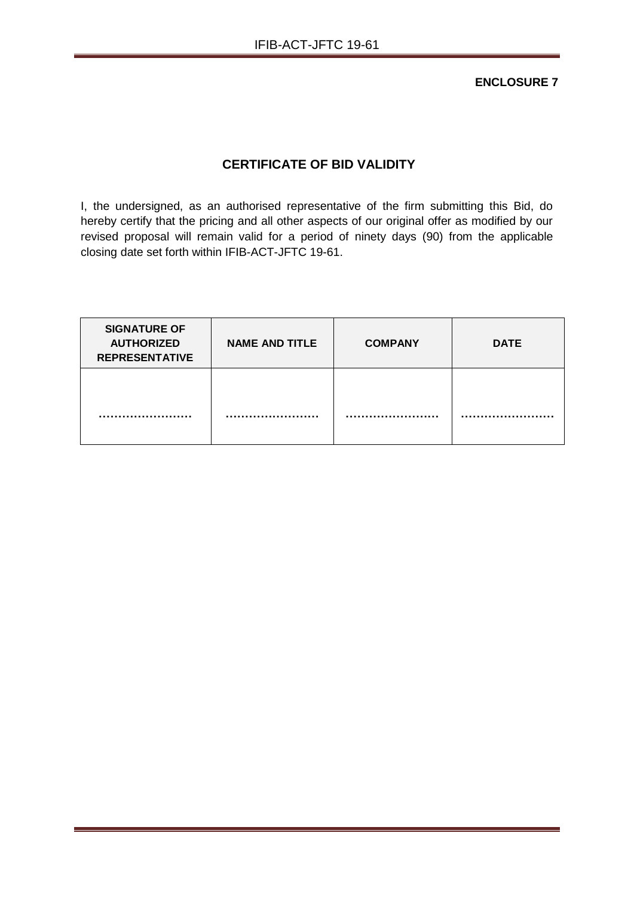**ENCLOSURE 7**

## CERTIFICATE OF BID VALIDITY

I, the undersigned, as an authorised representative of the firm submitting this Bid, do hereby certify that the pricing and all other aspects of our original offer as modified by our revised proposal will remain valid for a period of ninety days (90) from the applicable closing date set forth within IFIB-ACT-JFTC 19-61.

| SIGNATURE OF AUTHORIZED REPRESENTATIVE | NAME AND TITLE | COMPANY | DATE |
|---|---|---|---|
| …………………… | …………………… | …………………… | …………………… |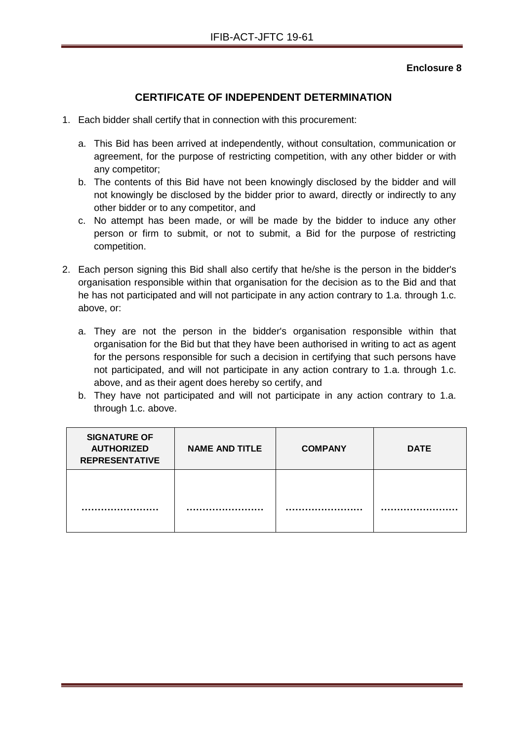**Enclosure 8**

## CERTIFICATE OF INDEPENDENT DETERMINATION

1. Each bidder shall certify that in connection with this procurement:

   a. This Bid has been arrived at independently, without consultation, communication or agreement, for the purpose of restricting competition, with any other bidder or with any competitor;

   b. The contents of this Bid have not been knowingly disclosed by the bidder and will not knowingly be disclosed by the bidder prior to award, directly or indirectly to any other bidder or to any competitor, and

   c. No attempt has been made, or will be made by the bidder to induce any other person or firm to submit, or not to submit, a Bid for the purpose of restricting competition.

2. Each person signing this Bid shall also certify that he/she is the person in the bidder's organisation responsible within that organisation for the decision as to the Bid and that he has not participated and will not participate in any action contrary to 1.a. through 1.c. above, or:

   a. They are not the person in the bidder's organisation responsible within that organisation for the Bid but that they have been authorised in writing to act as agent for the persons responsible for such a decision in certifying that such persons have not participated, and will not participate in any action contrary to 1.a. through 1.c. above, and as their agent does hereby so certify, and

   b. They have not participated and will not participate in any action contrary to 1.a. through 1.c. above.

| SIGNATURE OF AUTHORIZED REPRESENTATIVE | NAME AND TITLE | COMPANY | DATE |
|---|---|---|---|
| …………………… | …………………… | …………………… | …………………… |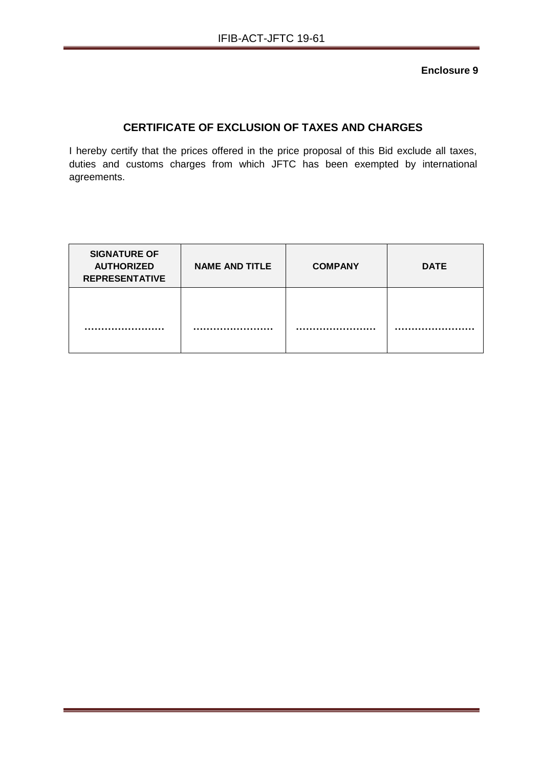**Enclosure 9**

## CERTIFICATE OF EXCLUSION OF TAXES AND CHARGES

I hereby certify that the prices offered in the price proposal of this Bid exclude all taxes, duties and customs charges from which JFTC has been exempted by international agreements.

| SIGNATURE OF AUTHORIZED REPRESENTATIVE | NAME AND TITLE | COMPANY | DATE |
|---|---|---|---|
| …………………… | …………………… | …………………… | …………………… |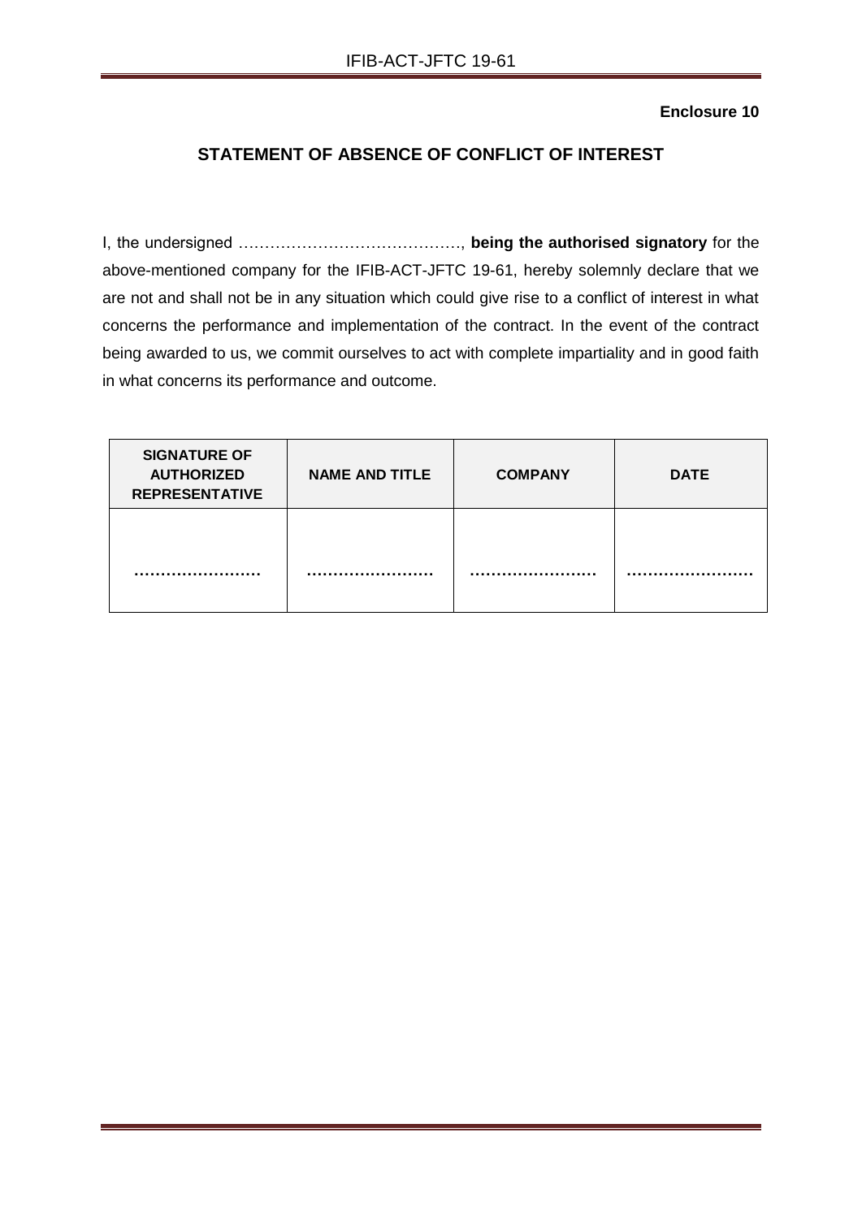**Enclosure 10**

## STATEMENT OF ABSENCE OF CONFLICT OF INTEREST

I, the undersigned ……………………………………, **being the authorised signatory** for the above-mentioned company for the IFIB-ACT-JFTC 19-61, hereby solemnly declare that we are not and shall not be in any situation which could give rise to a conflict of interest in what concerns the performance and implementation of the contract. In the event of the contract being awarded to us, we commit ourselves to act with complete impartiality and in good faith in what concerns its performance and outcome.

| SIGNATURE OF AUTHORIZED REPRESENTATIVE | NAME AND TITLE | COMPANY | DATE |
|---|---|---|---|
| …………………… | …………………… | …………………… | …………………… |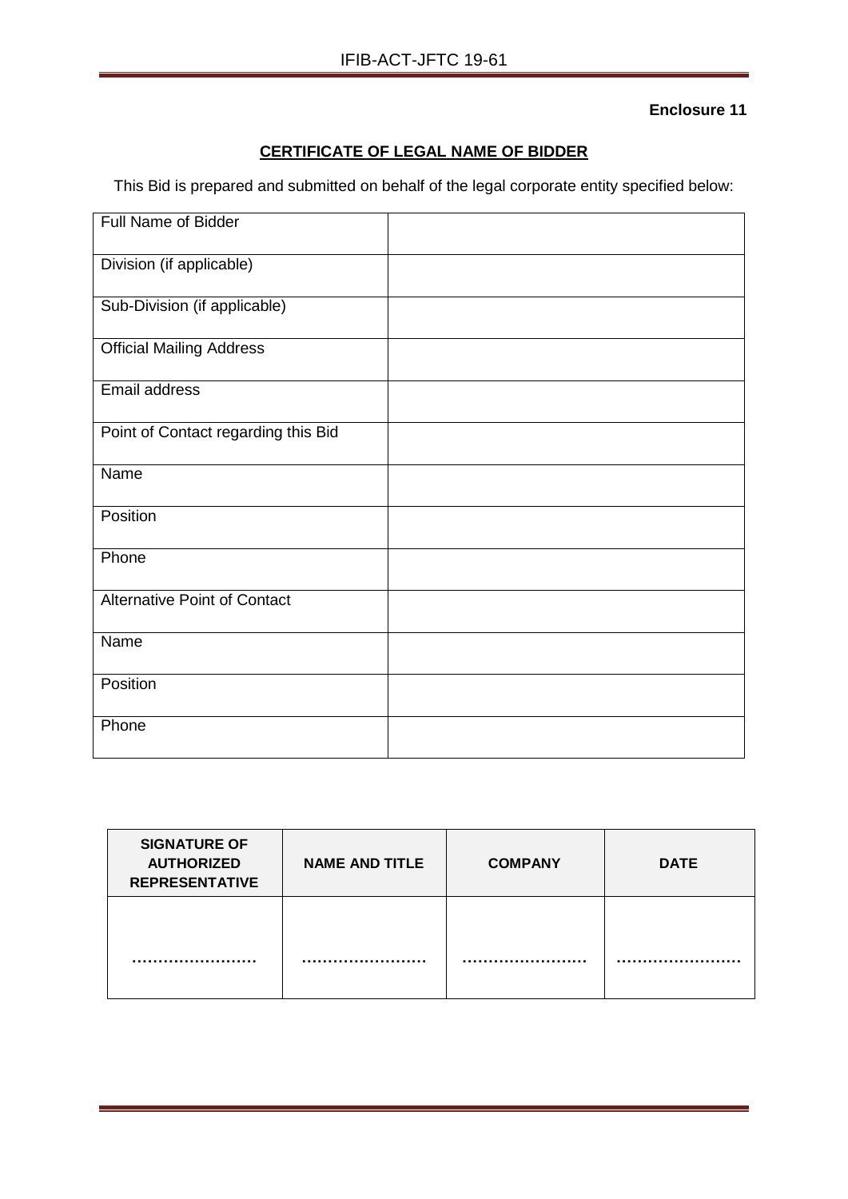**Enclosure 11**

## CERTIFICATE OF LEGAL NAME OF BIDDER

This Bid is prepared and submitted on behalf of the legal corporate entity specified below:

| | |
|---|---|
| Full Name of Bidder | |
| Division (if applicable) | |
| Sub-Division (if applicable) | |
| Official Mailing Address | |
| Email address | |
| Point of Contact regarding this Bid | |
| Name | |
| Position | |
| Phone | |
| Alternative Point of Contact | |
| Name | |
| Position | |
| Phone | |

| SIGNATURE OF AUTHORIZED REPRESENTATIVE | NAME AND TITLE | COMPANY | DATE |
|---|---|---|---|
| …………………… | …………………… | …………………… | …………………… |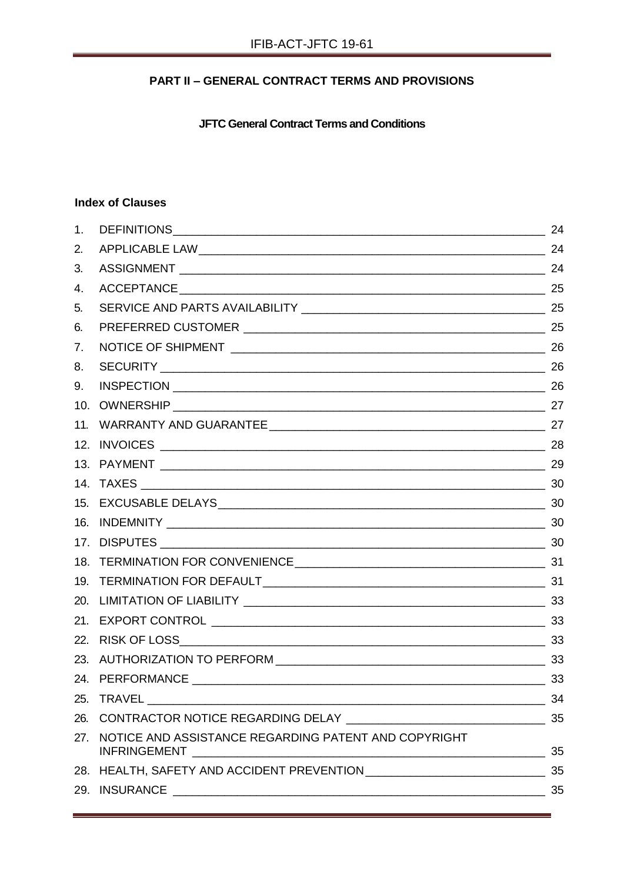## PART II – GENERAL CONTRACT TERMS AND PROVISIONS

### JFTC General Contract Terms and Conditions

**Index of Clauses**

| No. | Clause | Page |
|---|---|---|
| 1. | DEFINITIONS | 24 |
| 2. | APPLICABLE LAW | 24 |
| 3. | ASSIGNMENT | 24 |
| 4. | ACCEPTANCE | 25 |
| 5. | SERVICE AND PARTS AVAILABILITY | 25 |
| 6. | PREFERRED CUSTOMER | 25 |
| 7. | NOTICE OF SHIPMENT | 26 |
| 8. | SECURITY | 26 |
| 9. | INSPECTION | 26 |
| 10. | OWNERSHIP | 27 |
| 11. | WARRANTY AND GUARANTEE | 27 |
| 12. | INVOICES | 28 |
| 13. | PAYMENT | 29 |
| 14. | TAXES | 30 |
| 15. | EXCUSABLE DELAYS | 30 |
| 16. | INDEMNITY | 30 |
| 17. | DISPUTES | 30 |
| 18. | TERMINATION FOR CONVENIENCE | 31 |
| 19. | TERMINATION FOR DEFAULT | 31 |
| 20. | LIMITATION OF LIABILITY | 33 |
| 21. | EXPORT CONTROL | 33 |
| 22. | RISK OF LOSS | 33 |
| 23. | AUTHORIZATION TO PERFORM | 33 |
| 24. | PERFORMANCE | 33 |
| 25. | TRAVEL | 34 |
| 26. | CONTRACTOR NOTICE REGARDING DELAY | 35 |
| 27. | NOTICE AND ASSISTANCE REGARDING PATENT AND COPYRIGHT INFRINGEMENT | 35 |
| 28. | HEALTH, SAFETY AND ACCIDENT PREVENTION | 35 |
| 29. | INSURANCE | 35 |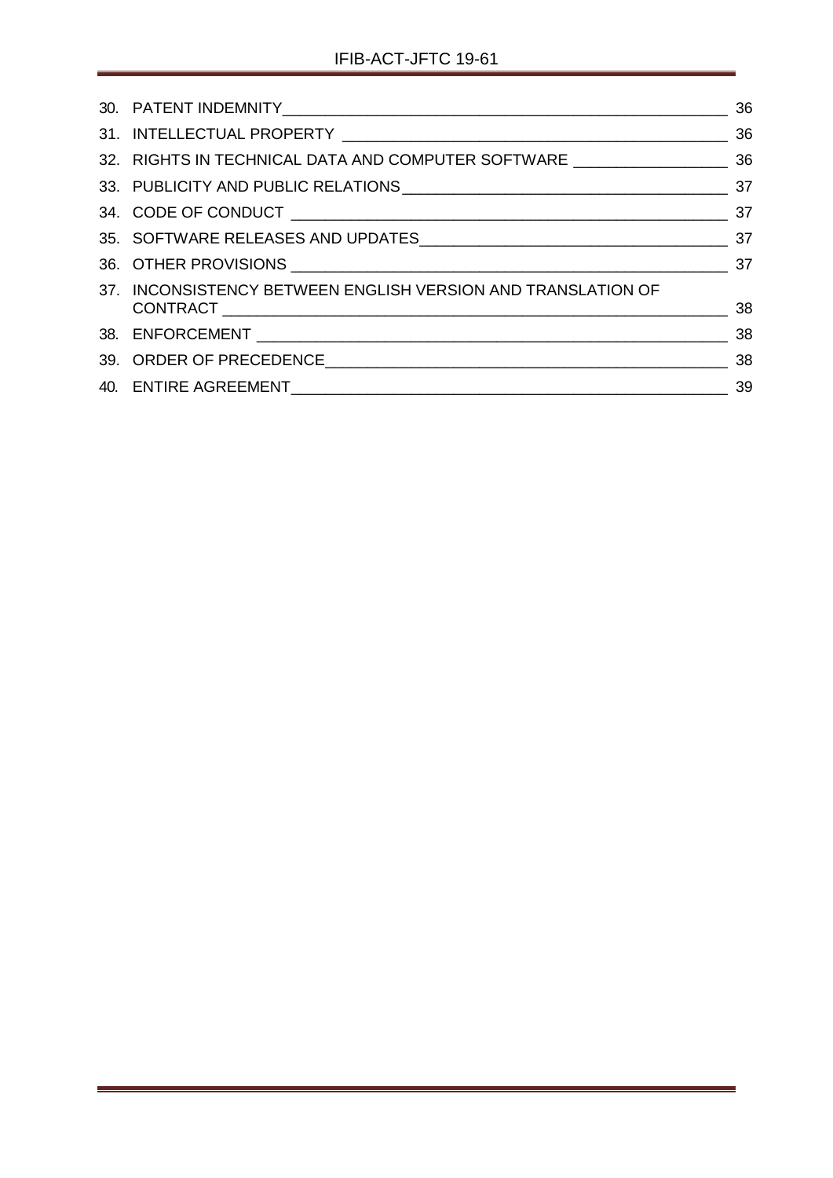30. PATENT INDEMNITY 36
31. INTELLECTUAL PROPERTY 36
32. RIGHTS IN TECHNICAL DATA AND COMPUTER SOFTWARE 36
33. PUBLICITY AND PUBLIC RELATIONS 37
34. CODE OF CONDUCT 37
35. SOFTWARE RELEASES AND UPDATES 37
36. OTHER PROVISIONS 37
37. INCONSISTENCY BETWEEN ENGLISH VERSION AND TRANSLATION OF CONTRACT 38
38. ENFORCEMENT 38
39. ORDER OF PRECEDENCE 38
40. ENTIRE AGREEMENT 39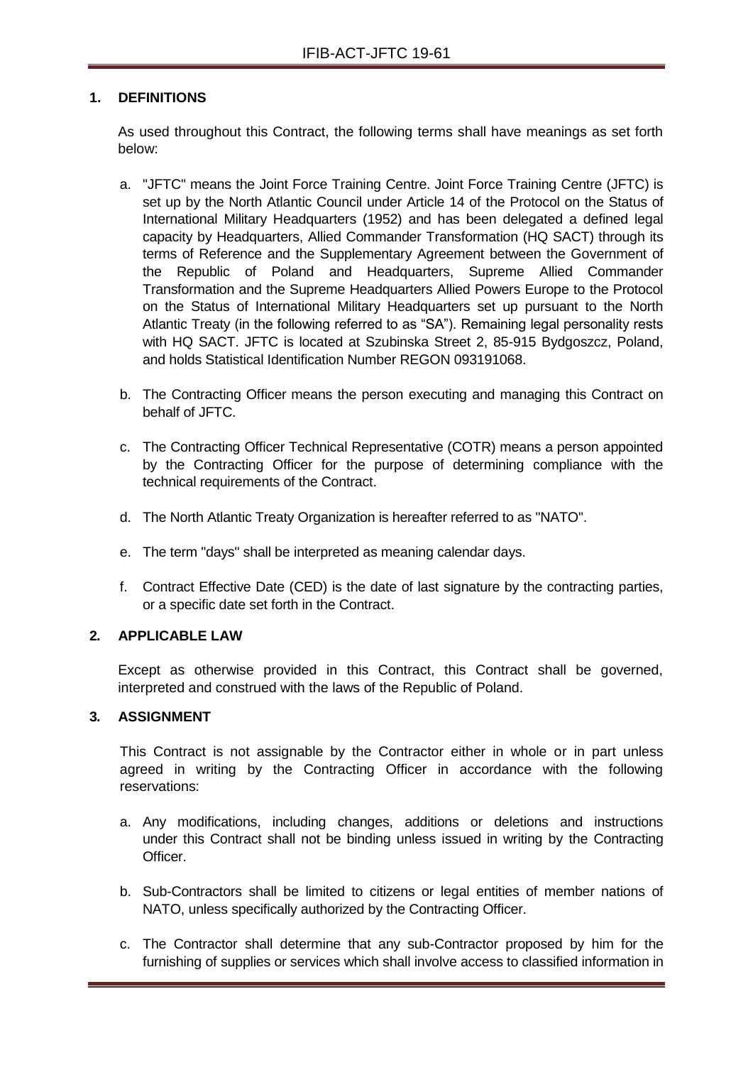## 1. DEFINITIONS

As used throughout this Contract, the following terms shall have meanings as set forth below:

a. "JFTC" means the Joint Force Training Centre. Joint Force Training Centre (JFTC) is set up by the North Atlantic Council under Article 14 of the Protocol on the Status of International Military Headquarters (1952) and has been delegated a defined legal capacity by Headquarters, Allied Commander Transformation (HQ SACT) through its terms of Reference and the Supplementary Agreement between the Government of the Republic of Poland and Headquarters, Supreme Allied Commander Transformation and the Supreme Headquarters Allied Powers Europe to the Protocol on the Status of International Military Headquarters set up pursuant to the North Atlantic Treaty (in the following referred to as "SA"). Remaining legal personality rests with HQ SACT. JFTC is located at Szubinska Street 2, 85-915 Bydgoszcz, Poland, and holds Statistical Identification Number REGON 093191068.

b. The Contracting Officer means the person executing and managing this Contract on behalf of JFTC.

c. The Contracting Officer Technical Representative (COTR) means a person appointed by the Contracting Officer for the purpose of determining compliance with the technical requirements of the Contract.

d. The North Atlantic Treaty Organization is hereafter referred to as "NATO".

e. The term "days" shall be interpreted as meaning calendar days.

f. Contract Effective Date (CED) is the date of last signature by the contracting parties, or a specific date set forth in the Contract.

## 2. APPLICABLE LAW

Except as otherwise provided in this Contract, this Contract shall be governed, interpreted and construed with the laws of the Republic of Poland.

## 3. ASSIGNMENT

This Contract is not assignable by the Contractor either in whole or in part unless agreed in writing by the Contracting Officer in accordance with the following reservations:

a. Any modifications, including changes, additions or deletions and instructions under this Contract shall not be binding unless issued in writing by the Contracting Officer.

b. Sub-Contractors shall be limited to citizens or legal entities of member nations of NATO, unless specifically authorized by the Contracting Officer.

c. The Contractor shall determine that any sub-Contractor proposed by him for the furnishing of supplies or services which shall involve access to classified information in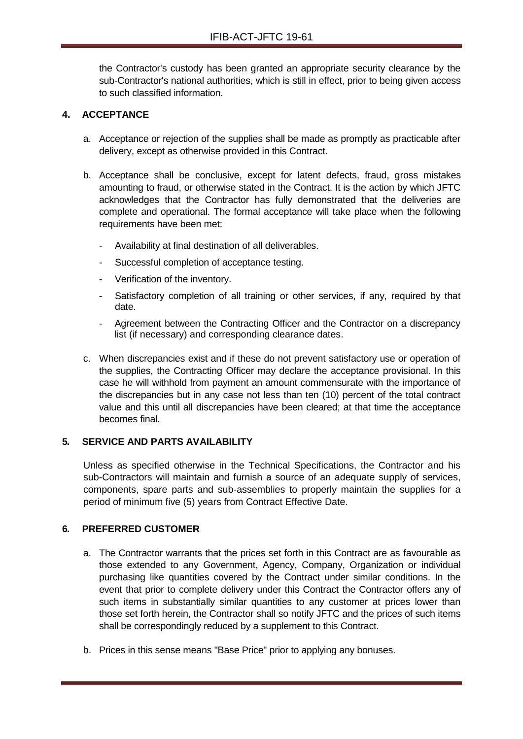the Contractor's custody has been granted an appropriate security clearance by the sub-Contractor's national authorities, which is still in effect, prior to being given access to such classified information.

## 4. ACCEPTANCE

a. Acceptance or rejection of the supplies shall be made as promptly as practicable after delivery, except as otherwise provided in this Contract.

b. Acceptance shall be conclusive, except for latent defects, fraud, gross mistakes amounting to fraud, or otherwise stated in the Contract. It is the action by which JFTC acknowledges that the Contractor has fully demonstrated that the deliveries are complete and operational. The formal acceptance will take place when the following requirements have been met:

   - Availability at final destination of all deliverables.
   - Successful completion of acceptance testing.
   - Verification of the inventory.
   - Satisfactory completion of all training or other services, if any, required by that date.
   - Agreement between the Contracting Officer and the Contractor on a discrepancy list (if necessary) and corresponding clearance dates.

c. When discrepancies exist and if these do not prevent satisfactory use or operation of the supplies, the Contracting Officer may declare the acceptance provisional. In this case he will withhold from payment an amount commensurate with the importance of the discrepancies but in any case not less than ten (10) percent of the total contract value and this until all discrepancies have been cleared; at that time the acceptance becomes final.

## 5. SERVICE AND PARTS AVAILABILITY

Unless as specified otherwise in the Technical Specifications, the Contractor and his sub-Contractors will maintain and furnish a source of an adequate supply of services, components, spare parts and sub-assemblies to properly maintain the supplies for a period of minimum five (5) years from Contract Effective Date.

## 6. PREFERRED CUSTOMER

a. The Contractor warrants that the prices set forth in this Contract are as favourable as those extended to any Government, Agency, Company, Organization or individual purchasing like quantities covered by the Contract under similar conditions. In the event that prior to complete delivery under this Contract the Contractor offers any of such items in substantially similar quantities to any customer at prices lower than those set forth herein, the Contractor shall so notify JFTC and the prices of such items shall be correspondingly reduced by a supplement to this Contract.

b. Prices in this sense means "Base Price" prior to applying any bonuses.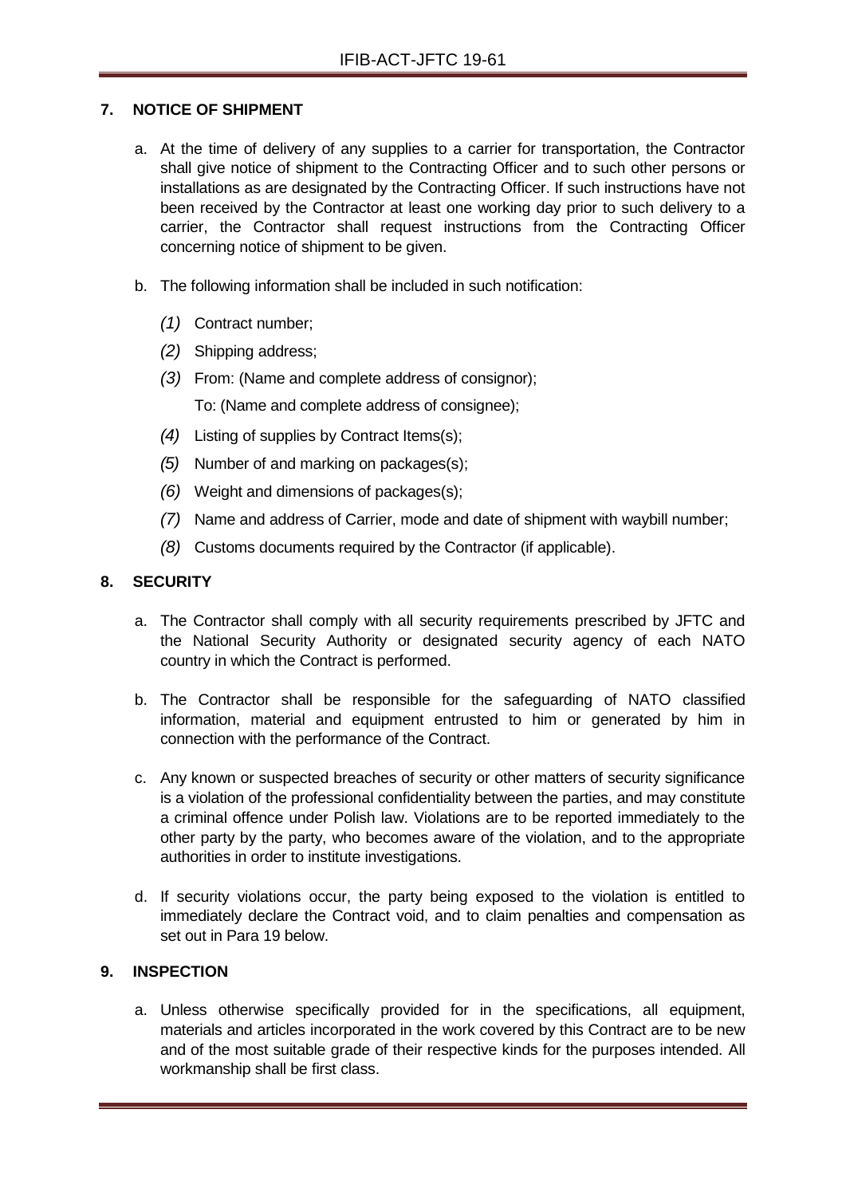## 7. NOTICE OF SHIPMENT

a. At the time of delivery of any supplies to a carrier for transportation, the Contractor shall give notice of shipment to the Contracting Officer and to such other persons or installations as are designated by the Contracting Officer. If such instructions have not been received by the Contractor at least one working day prior to such delivery to a carrier, the Contractor shall request instructions from the Contracting Officer concerning notice of shipment to be given.

b. The following information shall be included in such notification:

*(1)* Contract number;

*(2)* Shipping address;

*(3)* From: (Name and complete address of consignor);

To: (Name and complete address of consignee);

*(4)* Listing of supplies by Contract Items(s);

*(5)* Number of and marking on packages(s);

*(6)* Weight and dimensions of packages(s);

*(7)* Name and address of Carrier, mode and date of shipment with waybill number;

*(8)* Customs documents required by the Contractor (if applicable).

## 8. SECURITY

a. The Contractor shall comply with all security requirements prescribed by JFTC and the National Security Authority or designated security agency of each NATO country in which the Contract is performed.

b. The Contractor shall be responsible for the safeguarding of NATO classified information, material and equipment entrusted to him or generated by him in connection with the performance of the Contract.

c. Any known or suspected breaches of security or other matters of security significance is a violation of the professional confidentiality between the parties, and may constitute a criminal offence under Polish law. Violations are to be reported immediately to the other party by the party, who becomes aware of the violation, and to the appropriate authorities in order to institute investigations.

d. If security violations occur, the party being exposed to the violation is entitled to immediately declare the Contract void, and to claim penalties and compensation as set out in Para 19 below.

## 9. INSPECTION

a. Unless otherwise specifically provided for in the specifications, all equipment, materials and articles incorporated in the work covered by this Contract are to be new and of the most suitable grade of their respective kinds for the purposes intended. All workmanship shall be first class.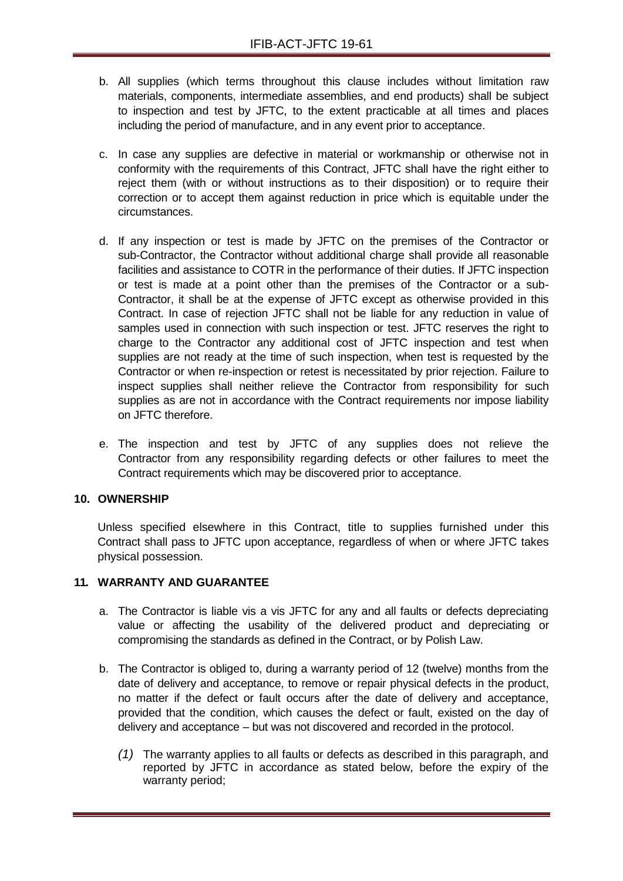b. All supplies (which terms throughout this clause includes without limitation raw materials, components, intermediate assemblies, and end products) shall be subject to inspection and test by JFTC, to the extent practicable at all times and places including the period of manufacture, and in any event prior to acceptance.

c. In case any supplies are defective in material or workmanship or otherwise not in conformity with the requirements of this Contract, JFTC shall have the right either to reject them (with or without instructions as to their disposition) or to require their correction or to accept them against reduction in price which is equitable under the circumstances.

d. If any inspection or test is made by JFTC on the premises of the Contractor or sub-Contractor, the Contractor without additional charge shall provide all reasonable facilities and assistance to COTR in the performance of their duties. If JFTC inspection or test is made at a point other than the premises of the Contractor or a sub-Contractor, it shall be at the expense of JFTC except as otherwise provided in this Contract. In case of rejection JFTC shall not be liable for any reduction in value of samples used in connection with such inspection or test. JFTC reserves the right to charge to the Contractor any additional cost of JFTC inspection and test when supplies are not ready at the time of such inspection, when test is requested by the Contractor or when re-inspection or retest is necessitated by prior rejection. Failure to inspect supplies shall neither relieve the Contractor from responsibility for such supplies as are not in accordance with the Contract requirements nor impose liability on JFTC therefore.

e. The inspection and test by JFTC of any supplies does not relieve the Contractor from any responsibility regarding defects or other failures to meet the Contract requirements which may be discovered prior to acceptance.

**10. OWNERSHIP**

Unless specified elsewhere in this Contract, title to supplies furnished under this Contract shall pass to JFTC upon acceptance, regardless of when or where JFTC takes physical possession.

**11. WARRANTY AND GUARANTEE**

a. The Contractor is liable vis a vis JFTC for any and all faults or defects depreciating value or affecting the usability of the delivered product and depreciating or compromising the standards as defined in the Contract, or by Polish Law.

b. The Contractor is obliged to, during a warranty period of 12 (twelve) months from the date of delivery and acceptance, to remove or repair physical defects in the product, no matter if the defect or fault occurs after the date of delivery and acceptance, provided that the condition, which causes the defect or fault, existed on the day of delivery and acceptance – but was not discovered and recorded in the protocol.

   *(1)* The warranty applies to all faults or defects as described in this paragraph, and reported by JFTC in accordance as stated below, before the expiry of the warranty period;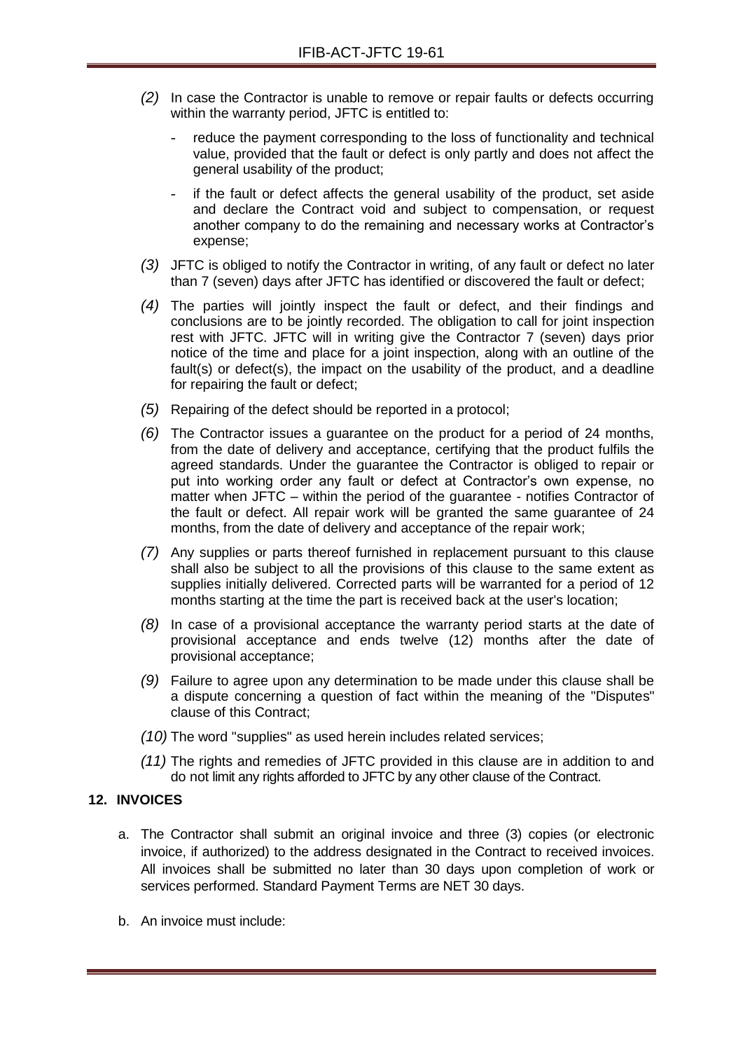*(2)* In case the Contractor is unable to remove or repair faults or defects occurring within the warranty period, JFTC is entitled to:

- reduce the payment corresponding to the loss of functionality and technical value, provided that the fault or defect is only partly and does not affect the general usability of the product;
- if the fault or defect affects the general usability of the product, set aside and declare the Contract void and subject to compensation, or request another company to do the remaining and necessary works at Contractor's expense;

*(3)* JFTC is obliged to notify the Contractor in writing, of any fault or defect no later than 7 (seven) days after JFTC has identified or discovered the fault or defect;

*(4)* The parties will jointly inspect the fault or defect, and their findings and conclusions are to be jointly recorded. The obligation to call for joint inspection rest with JFTC. JFTC will in writing give the Contractor 7 (seven) days prior notice of the time and place for a joint inspection, along with an outline of the fault(s) or defect(s), the impact on the usability of the product, and a deadline for repairing the fault or defect;

*(5)* Repairing of the defect should be reported in a protocol;

*(6)* The Contractor issues a guarantee on the product for a period of 24 months, from the date of delivery and acceptance, certifying that the product fulfils the agreed standards. Under the guarantee the Contractor is obliged to repair or put into working order any fault or defect at Contractor's own expense, no matter when JFTC – within the period of the guarantee - notifies Contractor of the fault or defect. All repair work will be granted the same guarantee of 24 months, from the date of delivery and acceptance of the repair work;

*(7)* Any supplies or parts thereof furnished in replacement pursuant to this clause shall also be subject to all the provisions of this clause to the same extent as supplies initially delivered. Corrected parts will be warranted for a period of 12 months starting at the time the part is received back at the user's location;

*(8)* In case of a provisional acceptance the warranty period starts at the date of provisional acceptance and ends twelve (12) months after the date of provisional acceptance;

*(9)* Failure to agree upon any determination to be made under this clause shall be a dispute concerning a question of fact within the meaning of the "Disputes" clause of this Contract;

*(10)* The word "supplies" as used herein includes related services;

*(11)* The rights and remedies of JFTC provided in this clause are in addition to and do not limit any rights afforded to JFTC by any other clause of the Contract.

## 12. INVOICES

a. The Contractor shall submit an original invoice and three (3) copies (or electronic invoice, if authorized) to the address designated in the Contract to received invoices. All invoices shall be submitted no later than 30 days upon completion of work or services performed. Standard Payment Terms are NET 30 days.

b. An invoice must include: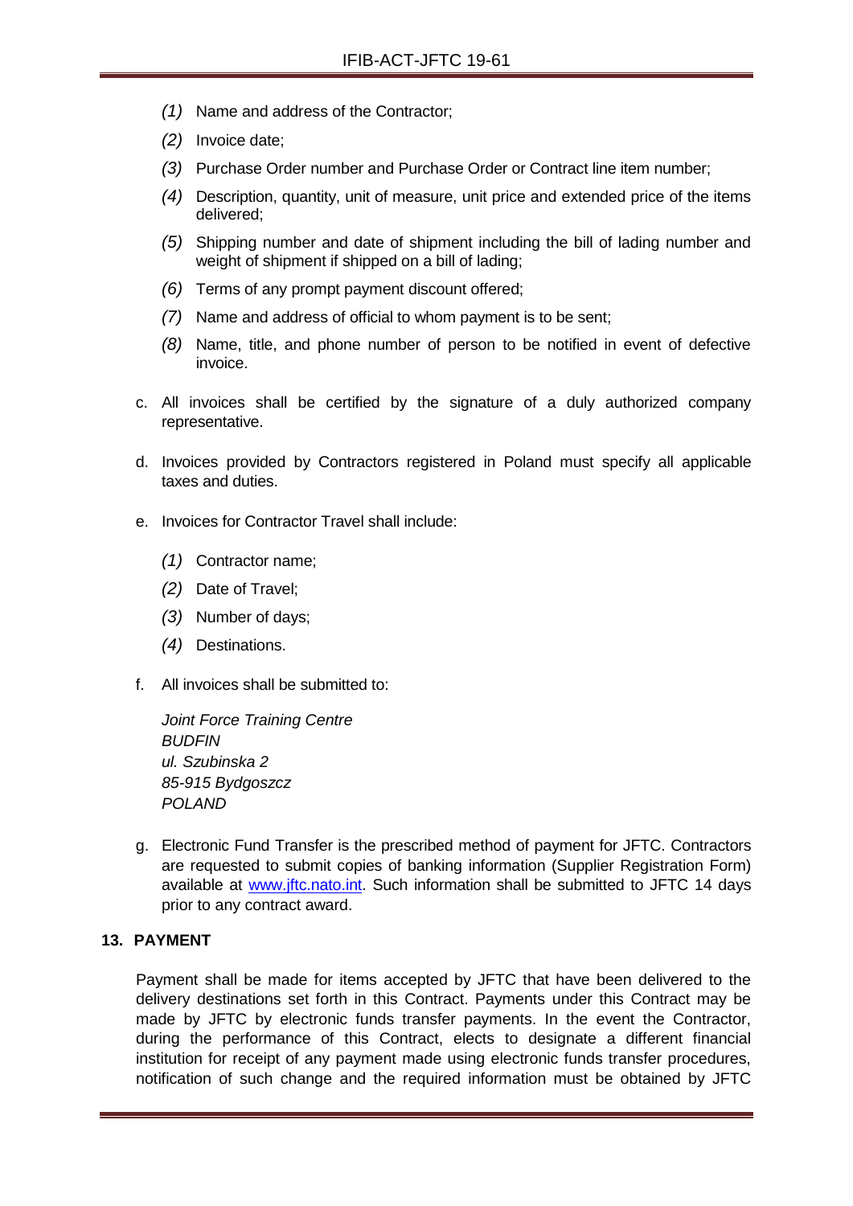*(1)* Name and address of the Contractor;

*(2)* Invoice date;

*(3)* Purchase Order number and Purchase Order or Contract line item number;

*(4)* Description, quantity, unit of measure, unit price and extended price of the items delivered;

*(5)* Shipping number and date of shipment including the bill of lading number and weight of shipment if shipped on a bill of lading;

*(6)* Terms of any prompt payment discount offered;

*(7)* Name and address of official to whom payment is to be sent;

*(8)* Name, title, and phone number of person to be notified in event of defective invoice.

c. All invoices shall be certified by the signature of a duly authorized company representative.

d. Invoices provided by Contractors registered in Poland must specify all applicable taxes and duties.

e. Invoices for Contractor Travel shall include:

*(1)* Contractor name;

*(2)* Date of Travel;

*(3)* Number of days;

*(4)* Destinations.

f. All invoices shall be submitted to:

*Joint Force Training Centre*
*BUDFIN*
*ul. Szubinska 2*
*85-915 Bydgoszcz*
*POLAND*

g. Electronic Fund Transfer is the prescribed method of payment for JFTC. Contractors are requested to submit copies of banking information (Supplier Registration Form) available at [www.jftc.nato.int](www.jftc.nato.int). Such information shall be submitted to JFTC 14 days prior to any contract award.

## 13. PAYMENT

Payment shall be made for items accepted by JFTC that have been delivered to the delivery destinations set forth in this Contract. Payments under this Contract may be made by JFTC by electronic funds transfer payments. In the event the Contractor, during the performance of this Contract, elects to designate a different financial institution for receipt of any payment made using electronic funds transfer procedures, notification of such change and the required information must be obtained by JFTC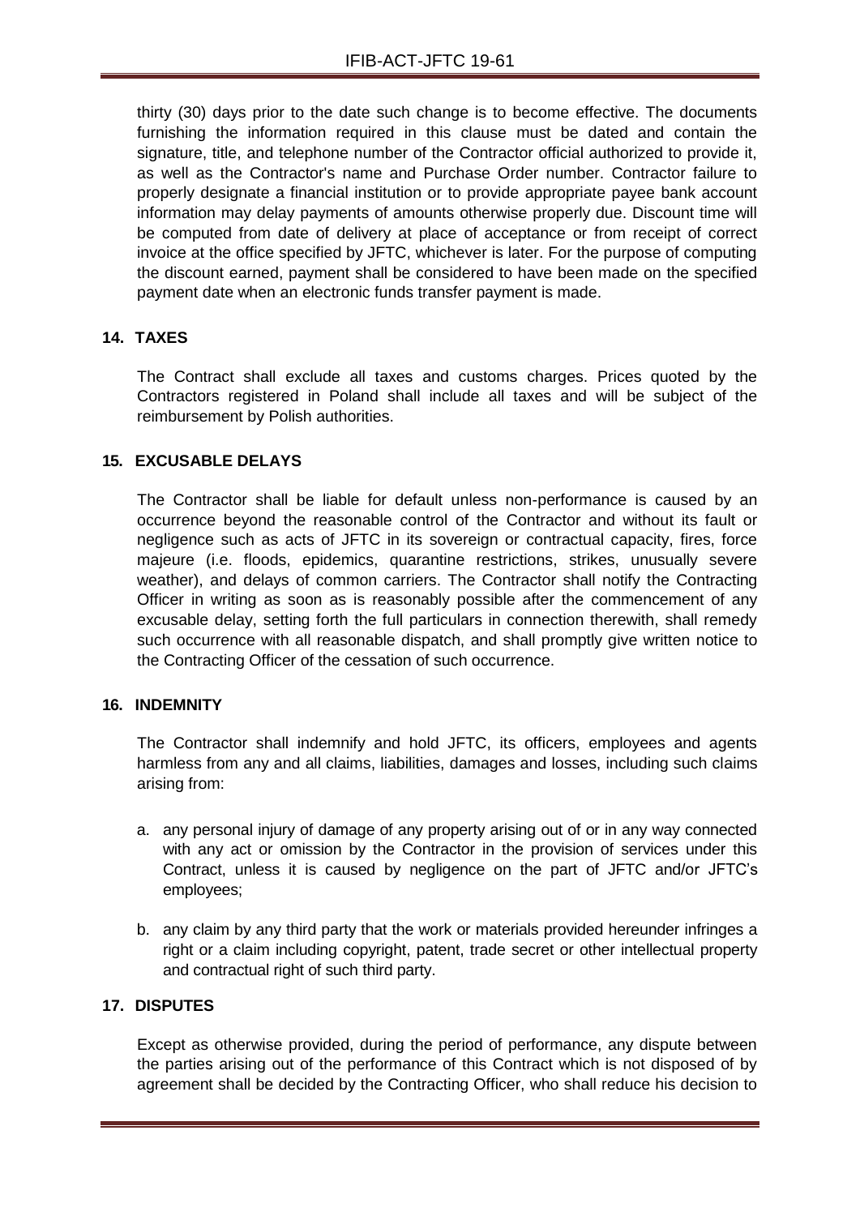thirty (30) days prior to the date such change is to become effective. The documents furnishing the information required in this clause must be dated and contain the signature, title, and telephone number of the Contractor official authorized to provide it, as well as the Contractor's name and Purchase Order number. Contractor failure to properly designate a financial institution or to provide appropriate payee bank account information may delay payments of amounts otherwise properly due. Discount time will be computed from date of delivery at place of acceptance or from receipt of correct invoice at the office specified by JFTC, whichever is later. For the purpose of computing the discount earned, payment shall be considered to have been made on the specified payment date when an electronic funds transfer payment is made.

## 14. TAXES

The Contract shall exclude all taxes and customs charges. Prices quoted by the Contractors registered in Poland shall include all taxes and will be subject of the reimbursement by Polish authorities.

## 15. EXCUSABLE DELAYS

The Contractor shall be liable for default unless non-performance is caused by an occurrence beyond the reasonable control of the Contractor and without its fault or negligence such as acts of JFTC in its sovereign or contractual capacity, fires, force majeure (i.e. floods, epidemics, quarantine restrictions, strikes, unusually severe weather), and delays of common carriers. The Contractor shall notify the Contracting Officer in writing as soon as is reasonably possible after the commencement of any excusable delay, setting forth the full particulars in connection therewith, shall remedy such occurrence with all reasonable dispatch, and shall promptly give written notice to the Contracting Officer of the cessation of such occurrence.

## 16. INDEMNITY

The Contractor shall indemnify and hold JFTC, its officers, employees and agents harmless from any and all claims, liabilities, damages and losses, including such claims arising from:

a. any personal injury of damage of any property arising out of or in any way connected with any act or omission by the Contractor in the provision of services under this Contract, unless it is caused by negligence on the part of JFTC and/or JFTC's employees;

b. any claim by any third party that the work or materials provided hereunder infringes a right or a claim including copyright, patent, trade secret or other intellectual property and contractual right of such third party.

## 17. DISPUTES

Except as otherwise provided, during the period of performance, any dispute between the parties arising out of the performance of this Contract which is not disposed of by agreement shall be decided by the Contracting Officer, who shall reduce his decision to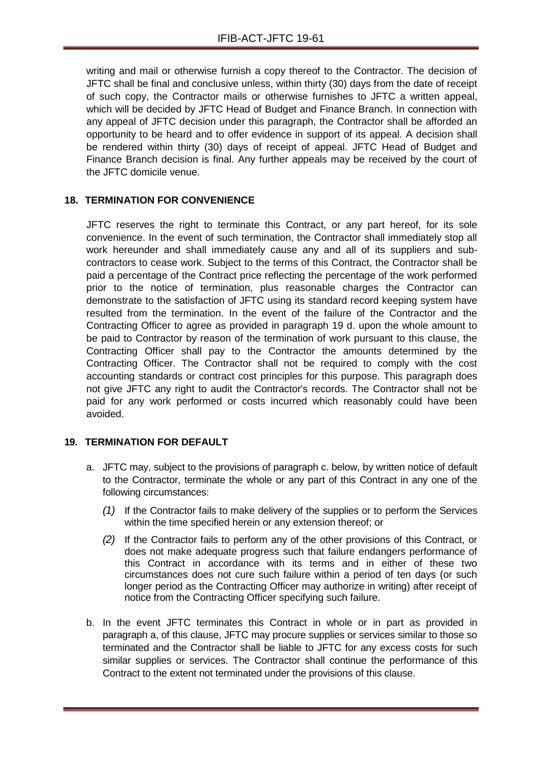writing and mail or otherwise furnish a copy thereof to the Contractor. The decision of JFTC shall be final and conclusive unless, within thirty (30) days from the date of receipt of such copy, the Contractor mails or otherwise furnishes to JFTC a written appeal, which will be decided by JFTC Head of Budget and Finance Branch. In connection with any appeal of JFTC decision under this paragraph, the Contractor shall be afforded an opportunity to be heard and to offer evidence in support of its appeal. A decision shall be rendered within thirty (30) days of receipt of appeal. JFTC Head of Budget and Finance Branch decision is final. Any further appeals may be received by the court of the JFTC domicile venue.

## 18. TERMINATION FOR CONVENIENCE

JFTC reserves the right to terminate this Contract, or any part hereof, for its sole convenience. In the event of such termination, the Contractor shall immediately stop all work hereunder and shall immediately cause any and all of its suppliers and sub-contractors to cease work. Subject to the terms of this Contract, the Contractor shall be paid a percentage of the Contract price reflecting the percentage of the work performed prior to the notice of termination, plus reasonable charges the Contractor can demonstrate to the satisfaction of JFTC using its standard record keeping system have resulted from the termination. In the event of the failure of the Contractor and the Contracting Officer to agree as provided in paragraph 19 d. upon the whole amount to be paid to Contractor by reason of the termination of work pursuant to this clause, the Contracting Officer shall pay to the Contractor the amounts determined by the Contracting Officer. The Contractor shall not be required to comply with the cost accounting standards or contract cost principles for this purpose. This paragraph does not give JFTC any right to audit the Contractor's records. The Contractor shall not be paid for any work performed or costs incurred which reasonably could have been avoided.

## 19. TERMINATION FOR DEFAULT

a. JFTC may, subject to the provisions of paragraph c. below, by written notice of default to the Contractor, terminate the whole or any part of this Contract in any one of the following circumstances:

   *(1)* If the Contractor fails to make delivery of the supplies or to perform the Services within the time specified herein or any extension thereof; or

   *(2)* If the Contractor fails to perform any of the other provisions of this Contract, or does not make adequate progress such that failure endangers performance of this Contract in accordance with its terms and in either of these two circumstances does not cure such failure within a period of ten days (or such longer period as the Contracting Officer may authorize in writing) after receipt of notice from the Contracting Officer specifying such failure.

b. In the event JFTC terminates this Contract in whole or in part as provided in paragraph a, of this clause, JFTC may procure supplies or services similar to those so terminated and the Contractor shall be liable to JFTC for any excess costs for such similar supplies or services. The Contractor shall continue the performance of this Contract to the extent not terminated under the provisions of this clause.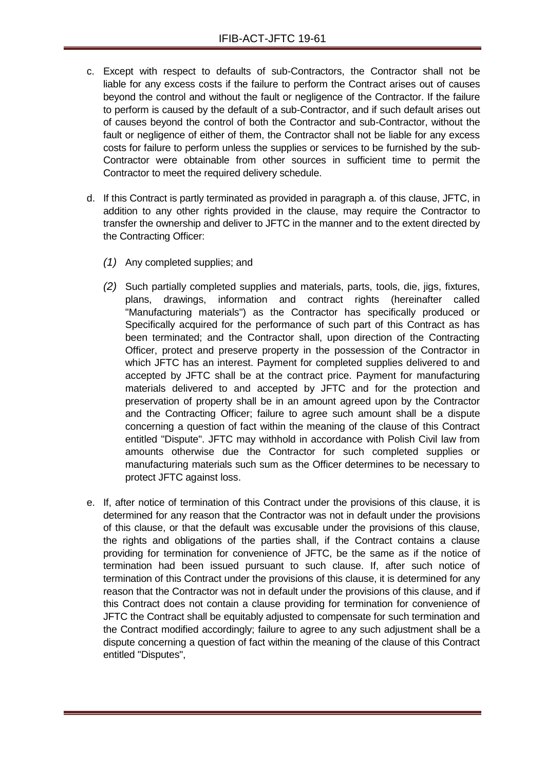c. Except with respect to defaults of sub-Contractors, the Contractor shall not be liable for any excess costs if the failure to perform the Contract arises out of causes beyond the control and without the fault or negligence of the Contractor. If the failure to perform is caused by the default of a sub-Contractor, and if such default arises out of causes beyond the control of both the Contractor and sub-Contractor, without the fault or negligence of either of them, the Contractor shall not be liable for any excess costs for failure to perform unless the supplies or services to be furnished by the sub-Contractor were obtainable from other sources in sufficient time to permit the Contractor to meet the required delivery schedule.

d. If this Contract is partly terminated as provided in paragraph a. of this clause, JFTC, in addition to any other rights provided in the clause, may require the Contractor to transfer the ownership and deliver to JFTC in the manner and to the extent directed by the Contracting Officer:

   *(1)* Any completed supplies; and

   *(2)* Such partially completed supplies and materials, parts, tools, die, jigs, fixtures, plans, drawings, information and contract rights (hereinafter called "Manufacturing materials") as the Contractor has specifically produced or Specifically acquired for the performance of such part of this Contract as has been terminated; and the Contractor shall, upon direction of the Contracting Officer, protect and preserve property in the possession of the Contractor in which JFTC has an interest. Payment for completed supplies delivered to and accepted by JFTC shall be at the contract price. Payment for manufacturing materials delivered to and accepted by JFTC and for the protection and preservation of property shall be in an amount agreed upon by the Contractor and the Contracting Officer; failure to agree such amount shall be a dispute concerning a question of fact within the meaning of the clause of this Contract entitled "Dispute". JFTC may withhold in accordance with Polish Civil law from amounts otherwise due the Contractor for such completed supplies or manufacturing materials such sum as the Officer determines to be necessary to protect JFTC against loss.

e. If, after notice of termination of this Contract under the provisions of this clause, it is determined for any reason that the Contractor was not in default under the provisions of this clause, or that the default was excusable under the provisions of this clause, the rights and obligations of the parties shall, if the Contract contains a clause providing for termination for convenience of JFTC, be the same as if the notice of termination had been issued pursuant to such clause. If, after such notice of termination of this Contract under the provisions of this clause, it is determined for any reason that the Contractor was not in default under the provisions of this clause, and if this Contract does not contain a clause providing for termination for convenience of JFTC the Contract shall be equitably adjusted to compensate for such termination and the Contract modified accordingly; failure to agree to any such adjustment shall be a dispute concerning a question of fact within the meaning of the clause of this Contract entitled "Disputes",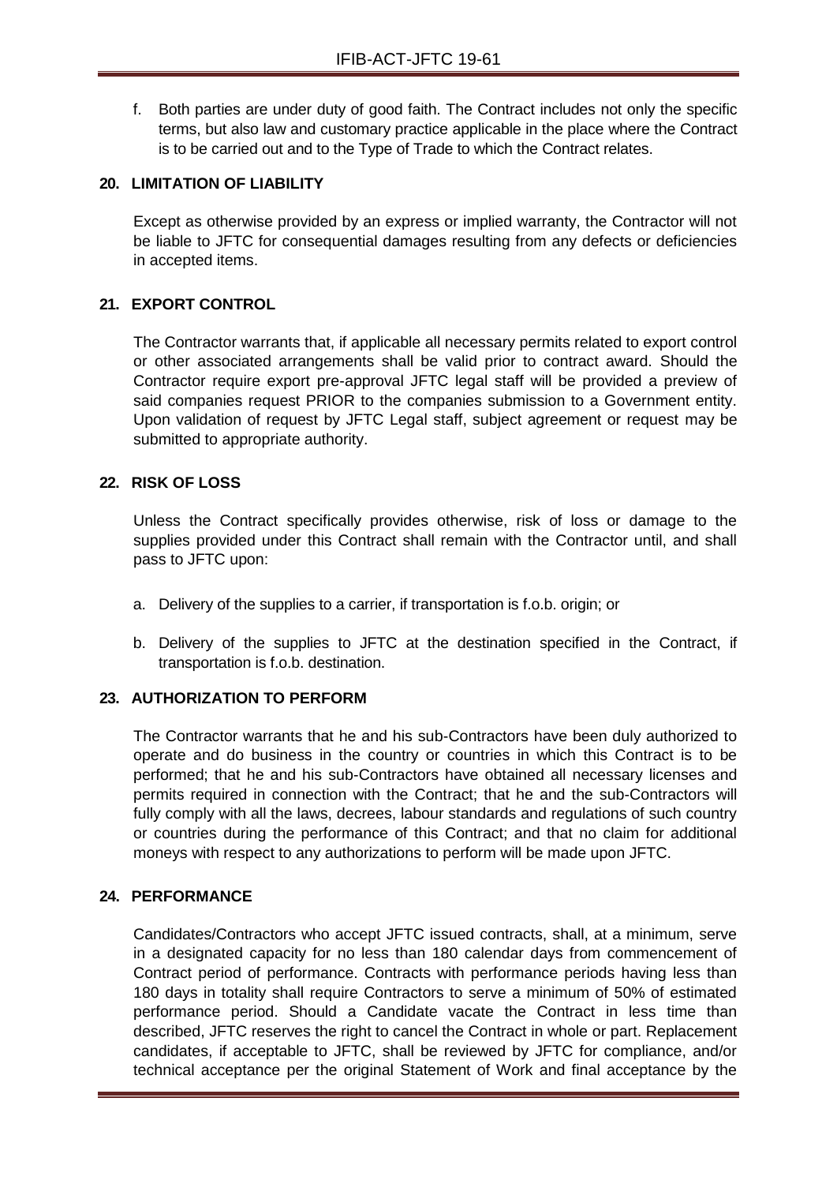f. Both parties are under duty of good faith. The Contract includes not only the specific terms, but also law and customary practice applicable in the place where the Contract is to be carried out and to the Type of Trade to which the Contract relates.

## 20. LIMITATION OF LIABILITY

Except as otherwise provided by an express or implied warranty, the Contractor will not be liable to JFTC for consequential damages resulting from any defects or deficiencies in accepted items.

## 21. EXPORT CONTROL

The Contractor warrants that, if applicable all necessary permits related to export control or other associated arrangements shall be valid prior to contract award. Should the Contractor require export pre-approval JFTC legal staff will be provided a preview of said companies request PRIOR to the companies submission to a Government entity. Upon validation of request by JFTC Legal staff, subject agreement or request may be submitted to appropriate authority.

## 22. RISK OF LOSS

Unless the Contract specifically provides otherwise, risk of loss or damage to the supplies provided under this Contract shall remain with the Contractor until, and shall pass to JFTC upon:

a. Delivery of the supplies to a carrier, if transportation is f.o.b. origin; or

b. Delivery of the supplies to JFTC at the destination specified in the Contract, if transportation is f.o.b. destination.

## 23. AUTHORIZATION TO PERFORM

The Contractor warrants that he and his sub-Contractors have been duly authorized to operate and do business in the country or countries in which this Contract is to be performed; that he and his sub-Contractors have obtained all necessary licenses and permits required in connection with the Contract; that he and the sub-Contractors will fully comply with all the laws, decrees, labour standards and regulations of such country or countries during the performance of this Contract; and that no claim for additional moneys with respect to any authorizations to perform will be made upon JFTC.

## 24. PERFORMANCE

Candidates/Contractors who accept JFTC issued contracts, shall, at a minimum, serve in a designated capacity for no less than 180 calendar days from commencement of Contract period of performance. Contracts with performance periods having less than 180 days in totality shall require Contractors to serve a minimum of 50% of estimated performance period. Should a Candidate vacate the Contract in less time than described, JFTC reserves the right to cancel the Contract in whole or part. Replacement candidates, if acceptable to JFTC, shall be reviewed by JFTC for compliance, and/or technical acceptance per the original Statement of Work and final acceptance by the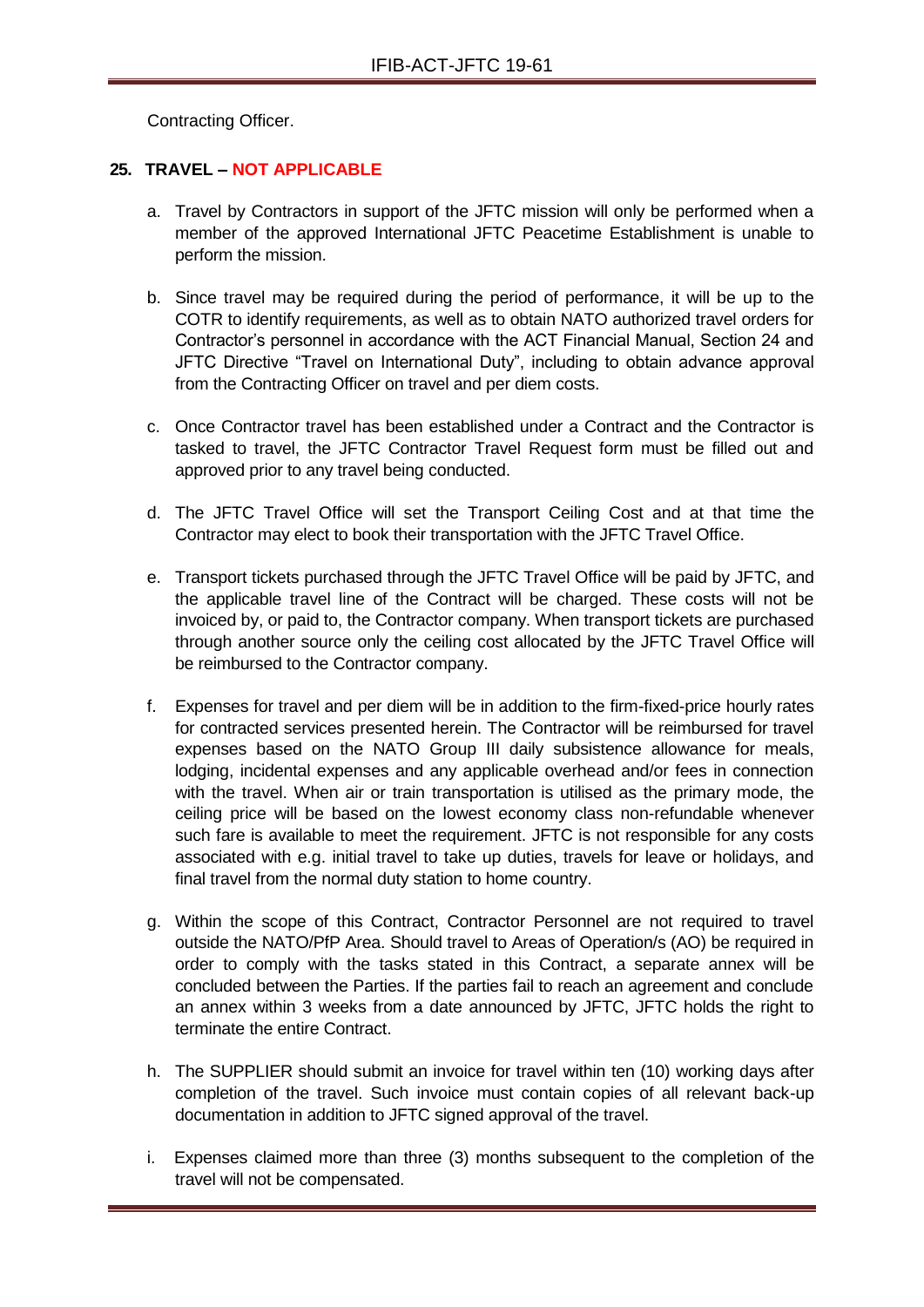Contracting Officer.

**25. TRAVEL – NOT APPLICABLE**

a. Travel by Contractors in support of the JFTC mission will only be performed when a member of the approved International JFTC Peacetime Establishment is unable to perform the mission.

b. Since travel may be required during the period of performance, it will be up to the COTR to identify requirements, as well as to obtain NATO authorized travel orders for Contractor's personnel in accordance with the ACT Financial Manual, Section 24 and JFTC Directive "Travel on International Duty", including to obtain advance approval from the Contracting Officer on travel and per diem costs.

c. Once Contractor travel has been established under a Contract and the Contractor is tasked to travel, the JFTC Contractor Travel Request form must be filled out and approved prior to any travel being conducted.

d. The JFTC Travel Office will set the Transport Ceiling Cost and at that time the Contractor may elect to book their transportation with the JFTC Travel Office.

e. Transport tickets purchased through the JFTC Travel Office will be paid by JFTC, and the applicable travel line of the Contract will be charged. These costs will not be invoiced by, or paid to, the Contractor company. When transport tickets are purchased through another source only the ceiling cost allocated by the JFTC Travel Office will be reimbursed to the Contractor company.

f. Expenses for travel and per diem will be in addition to the firm-fixed-price hourly rates for contracted services presented herein. The Contractor will be reimbursed for travel expenses based on the NATO Group III daily subsistence allowance for meals, lodging, incidental expenses and any applicable overhead and/or fees in connection with the travel. When air or train transportation is utilised as the primary mode, the ceiling price will be based on the lowest economy class non-refundable whenever such fare is available to meet the requirement. JFTC is not responsible for any costs associated with e.g. initial travel to take up duties, travels for leave or holidays, and final travel from the normal duty station to home country.

g. Within the scope of this Contract, Contractor Personnel are not required to travel outside the NATO/PfP Area. Should travel to Areas of Operation/s (AO) be required in order to comply with the tasks stated in this Contract, a separate annex will be concluded between the Parties. If the parties fail to reach an agreement and conclude an annex within 3 weeks from a date announced by JFTC, JFTC holds the right to terminate the entire Contract.

h. The SUPPLIER should submit an invoice for travel within ten (10) working days after completion of the travel. Such invoice must contain copies of all relevant back-up documentation in addition to JFTC signed approval of the travel.

i. Expenses claimed more than three (3) months subsequent to the completion of the travel will not be compensated.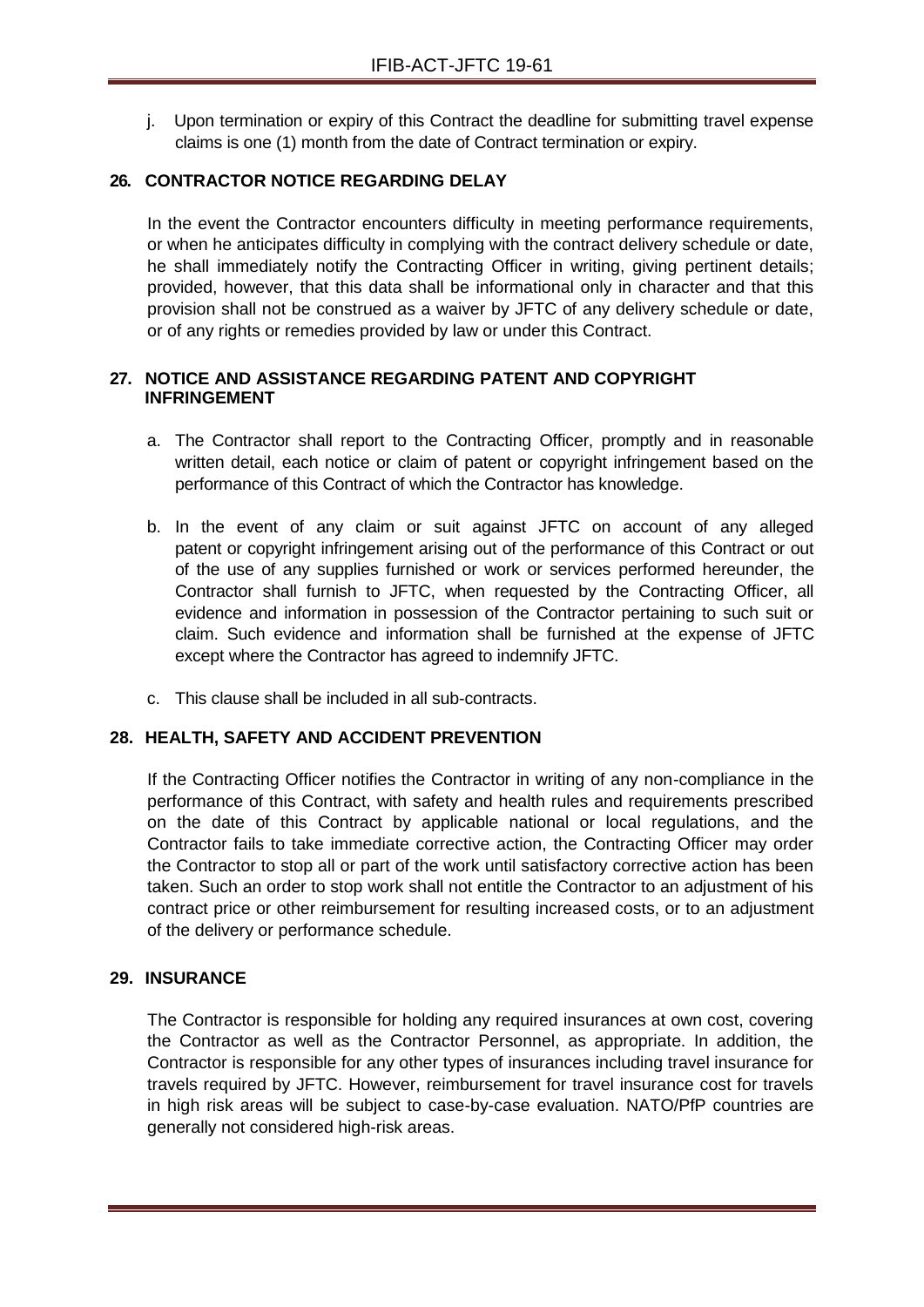j. Upon termination or expiry of this Contract the deadline for submitting travel expense claims is one (1) month from the date of Contract termination or expiry.

## 26. CONTRACTOR NOTICE REGARDING DELAY

In the event the Contractor encounters difficulty in meeting performance requirements, or when he anticipates difficulty in complying with the contract delivery schedule or date, he shall immediately notify the Contracting Officer in writing, giving pertinent details; provided, however, that this data shall be informational only in character and that this provision shall not be construed as a waiver by JFTC of any delivery schedule or date, or of any rights or remedies provided by law or under this Contract.

## 27. NOTICE AND ASSISTANCE REGARDING PATENT AND COPYRIGHT INFRINGEMENT

a. The Contractor shall report to the Contracting Officer, promptly and in reasonable written detail, each notice or claim of patent or copyright infringement based on the performance of this Contract of which the Contractor has knowledge.

b. In the event of any claim or suit against JFTC on account of any alleged patent or copyright infringement arising out of the performance of this Contract or out of the use of any supplies furnished or work or services performed hereunder, the Contractor shall furnish to JFTC, when requested by the Contracting Officer, all evidence and information in possession of the Contractor pertaining to such suit or claim. Such evidence and information shall be furnished at the expense of JFTC except where the Contractor has agreed to indemnify JFTC.

c. This clause shall be included in all sub-contracts.

## 28. HEALTH, SAFETY AND ACCIDENT PREVENTION

If the Contracting Officer notifies the Contractor in writing of any non-compliance in the performance of this Contract, with safety and health rules and requirements prescribed on the date of this Contract by applicable national or local regulations, and the Contractor fails to take immediate corrective action, the Contracting Officer may order the Contractor to stop all or part of the work until satisfactory corrective action has been taken. Such an order to stop work shall not entitle the Contractor to an adjustment of his contract price or other reimbursement for resulting increased costs, or to an adjustment of the delivery or performance schedule.

## 29. INSURANCE

The Contractor is responsible for holding any required insurances at own cost, covering the Contractor as well as the Contractor Personnel, as appropriate. In addition, the Contractor is responsible for any other types of insurances including travel insurance for travels required by JFTC. However, reimbursement for travel insurance cost for travels in high risk areas will be subject to case-by-case evaluation. NATO/PfP countries are generally not considered high-risk areas.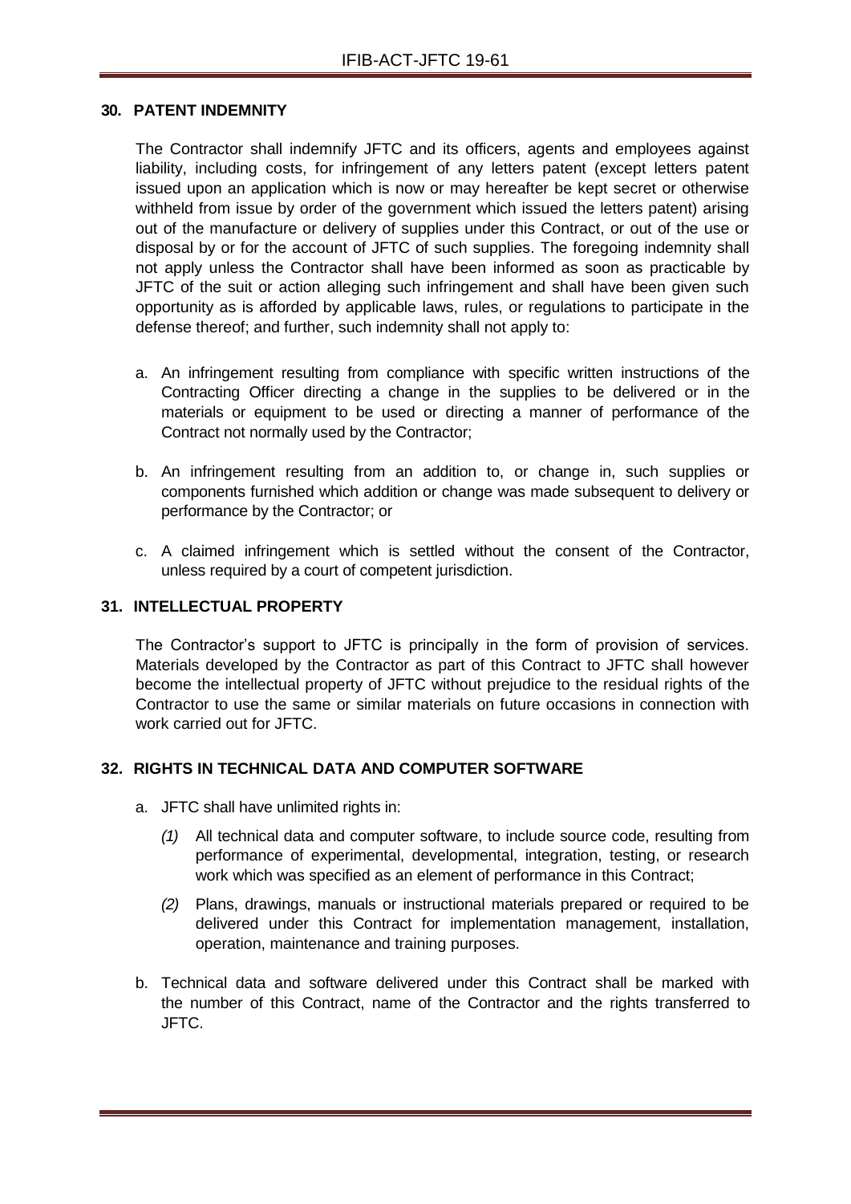## 30. PATENT INDEMNITY

The Contractor shall indemnify JFTC and its officers, agents and employees against liability, including costs, for infringement of any letters patent (except letters patent issued upon an application which is now or may hereafter be kept secret or otherwise withheld from issue by order of the government which issued the letters patent) arising out of the manufacture or delivery of supplies under this Contract, or out of the use or disposal by or for the account of JFTC of such supplies. The foregoing indemnity shall not apply unless the Contractor shall have been informed as soon as practicable by JFTC of the suit or action alleging such infringement and shall have been given such opportunity as is afforded by applicable laws, rules, or regulations to participate in the defense thereof; and further, such indemnity shall not apply to:

a. An infringement resulting from compliance with specific written instructions of the Contracting Officer directing a change in the supplies to be delivered or in the materials or equipment to be used or directing a manner of performance of the Contract not normally used by the Contractor;

b. An infringement resulting from an addition to, or change in, such supplies or components furnished which addition or change was made subsequent to delivery or performance by the Contractor; or

c. A claimed infringement which is settled without the consent of the Contractor, unless required by a court of competent jurisdiction.

## 31. INTELLECTUAL PROPERTY

The Contractor's support to JFTC is principally in the form of provision of services. Materials developed by the Contractor as part of this Contract to JFTC shall however become the intellectual property of JFTC without prejudice to the residual rights of the Contractor to use the same or similar materials on future occasions in connection with work carried out for JFTC.

## 32. RIGHTS IN TECHNICAL DATA AND COMPUTER SOFTWARE

a. JFTC shall have unlimited rights in:

   *(1)* All technical data and computer software, to include source code, resulting from performance of experimental, developmental, integration, testing, or research work which was specified as an element of performance in this Contract;

   *(2)* Plans, drawings, manuals or instructional materials prepared or required to be delivered under this Contract for implementation management, installation, operation, maintenance and training purposes.

b. Technical data and software delivered under this Contract shall be marked with the number of this Contract, name of the Contractor and the rights transferred to JFTC.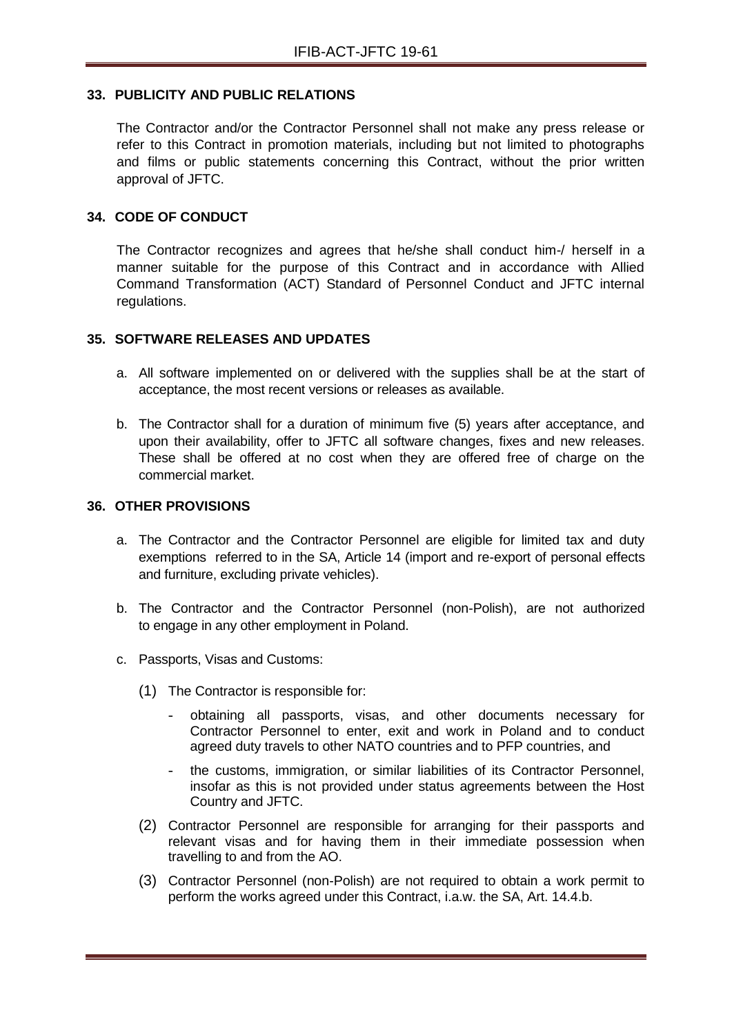## 33. PUBLICITY AND PUBLIC RELATIONS

The Contractor and/or the Contractor Personnel shall not make any press release or refer to this Contract in promotion materials, including but not limited to photographs and films or public statements concerning this Contract, without the prior written approval of JFTC.

## 34. CODE OF CONDUCT

The Contractor recognizes and agrees that he/she shall conduct him-/ herself in a manner suitable for the purpose of this Contract and in accordance with Allied Command Transformation (ACT) Standard of Personnel Conduct and JFTC internal regulations.

## 35. SOFTWARE RELEASES AND UPDATES

a. All software implemented on or delivered with the supplies shall be at the start of acceptance, the most recent versions or releases as available.

b. The Contractor shall for a duration of minimum five (5) years after acceptance, and upon their availability, offer to JFTC all software changes, fixes and new releases. These shall be offered at no cost when they are offered free of charge on the commercial market.

## 36. OTHER PROVISIONS

a. The Contractor and the Contractor Personnel are eligible for limited tax and duty exemptions referred to in the SA, Article 14 (import and re-export of personal effects and furniture, excluding private vehicles).

b. The Contractor and the Contractor Personnel (non-Polish), are not authorized to engage in any other employment in Poland.

c. Passports, Visas and Customs:

   (1) The Contractor is responsible for:

   - obtaining all passports, visas, and other documents necessary for Contractor Personnel to enter, exit and work in Poland and to conduct agreed duty travels to other NATO countries and to PFP countries, and
   - the customs, immigration, or similar liabilities of its Contractor Personnel, insofar as this is not provided under status agreements between the Host Country and JFTC.

   (2) Contractor Personnel are responsible for arranging for their passports and relevant visas and for having them in their immediate possession when travelling to and from the AO.

   (3) Contractor Personnel (non-Polish) are not required to obtain a work permit to perform the works agreed under this Contract, i.a.w. the SA, Art. 14.4.b.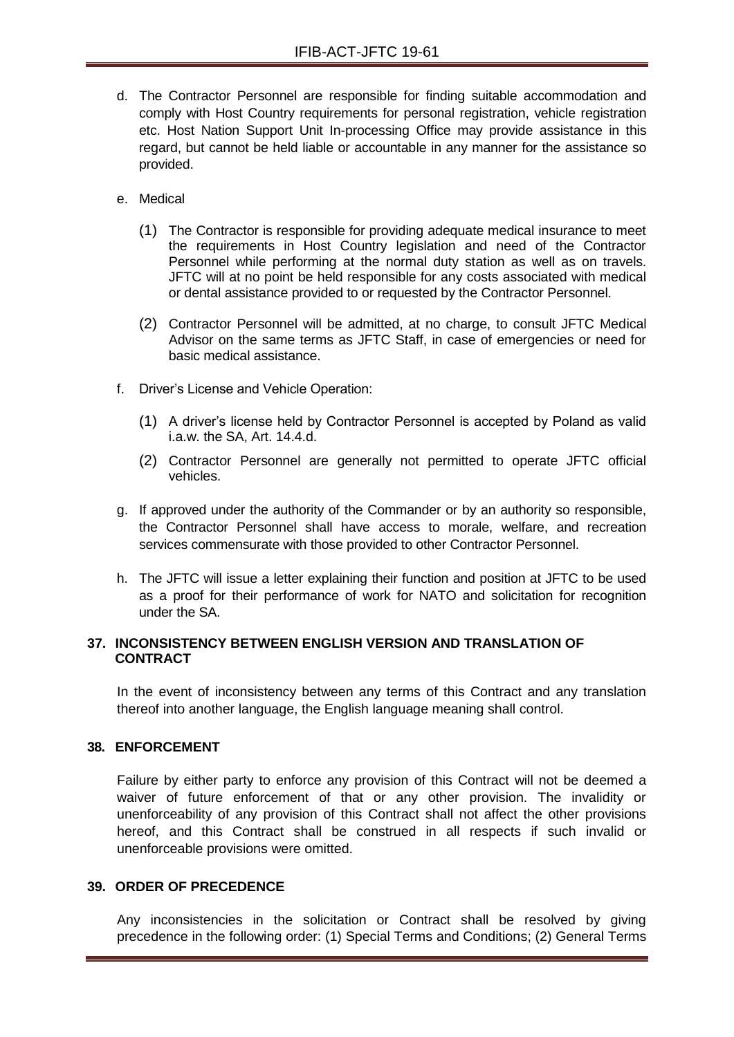d. The Contractor Personnel are responsible for finding suitable accommodation and comply with Host Country requirements for personal registration, vehicle registration etc. Host Nation Support Unit In-processing Office may provide assistance in this regard, but cannot be held liable or accountable in any manner for the assistance so provided.

e. Medical

(1) The Contractor is responsible for providing adequate medical insurance to meet the requirements in Host Country legislation and need of the Contractor Personnel while performing at the normal duty station as well as on travels. JFTC will at no point be held responsible for any costs associated with medical or dental assistance provided to or requested by the Contractor Personnel.

(2) Contractor Personnel will be admitted, at no charge, to consult JFTC Medical Advisor on the same terms as JFTC Staff, in case of emergencies or need for basic medical assistance.

f. Driver's License and Vehicle Operation:

(1) A driver's license held by Contractor Personnel is accepted by Poland as valid i.a.w. the SA, Art. 14.4.d.

(2) Contractor Personnel are generally not permitted to operate JFTC official vehicles.

g. If approved under the authority of the Commander or by an authority so responsible, the Contractor Personnel shall have access to morale, welfare, and recreation services commensurate with those provided to other Contractor Personnel.

h. The JFTC will issue a letter explaining their function and position at JFTC to be used as a proof for their performance of work for NATO and solicitation for recognition under the SA.

## 37. INCONSISTENCY BETWEEN ENGLISH VERSION AND TRANSLATION OF CONTRACT

In the event of inconsistency between any terms of this Contract and any translation thereof into another language, the English language meaning shall control.

## 38. ENFORCEMENT

Failure by either party to enforce any provision of this Contract will not be deemed a waiver of future enforcement of that or any other provision. The invalidity or unenforceability of any provision of this Contract shall not affect the other provisions hereof, and this Contract shall be construed in all respects if such invalid or unenforceable provisions were omitted.

## 39. ORDER OF PRECEDENCE

Any inconsistencies in the solicitation or Contract shall be resolved by giving precedence in the following order: (1) Special Terms and Conditions; (2) General Terms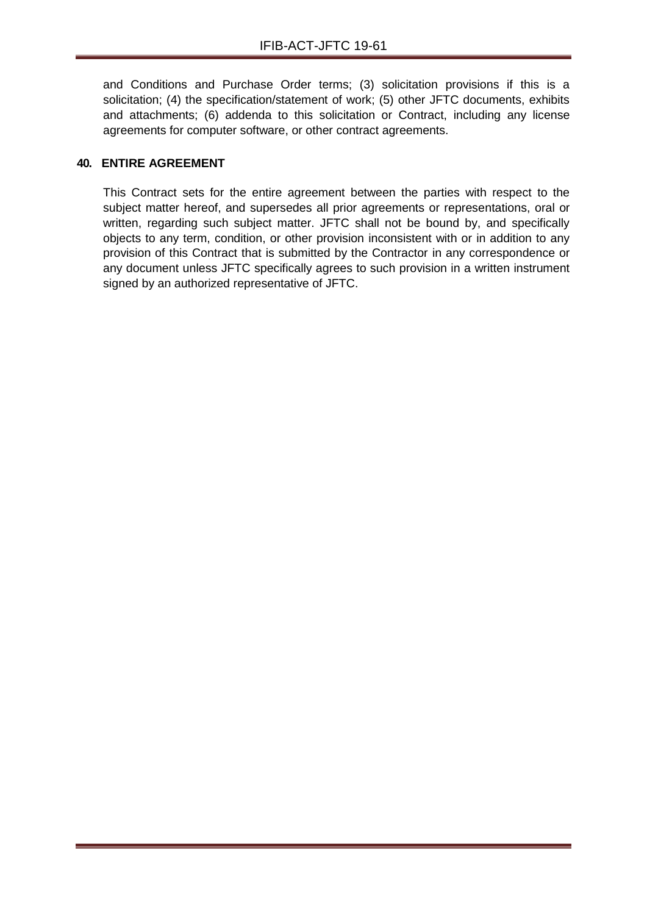and Conditions and Purchase Order terms; (3) solicitation provisions if this is a solicitation; (4) the specification/statement of work; (5) other JFTC documents, exhibits and attachments; (6) addenda to this solicitation or Contract, including any license agreements for computer software, or other contract agreements.

**40. ENTIRE AGREEMENT**

This Contract sets for the entire agreement between the parties with respect to the subject matter hereof, and supersedes all prior agreements or representations, oral or written, regarding such subject matter. JFTC shall not be bound by, and specifically objects to any term, condition, or other provision inconsistent with or in addition to any provision of this Contract that is submitted by the Contractor in any correspondence or any document unless JFTC specifically agrees to such provision in a written instrument signed by an authorized representative of JFTC.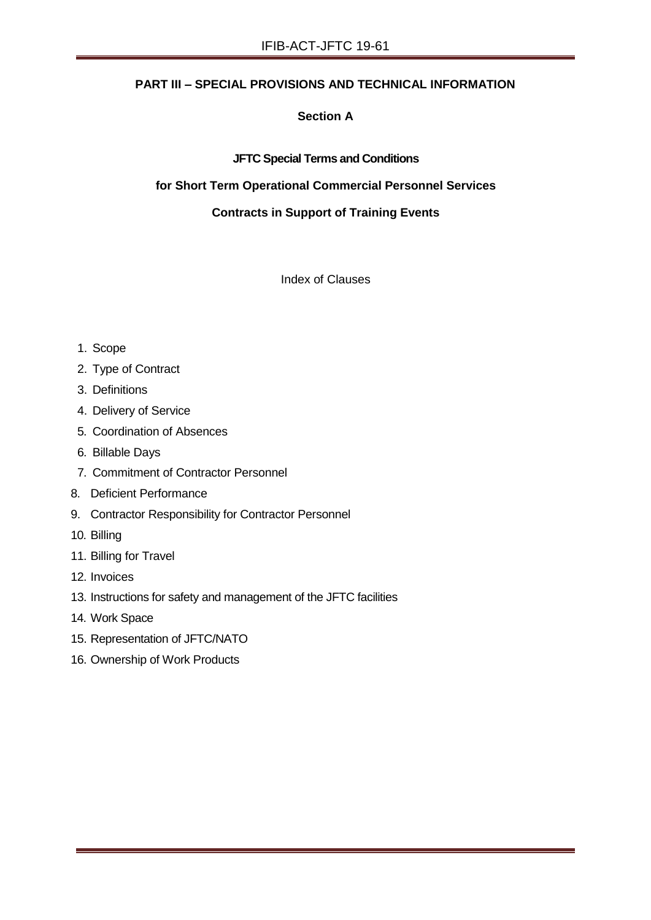## PART III – SPECIAL PROVISIONS AND TECHNICAL INFORMATION

### Section A

**JFTC Special Terms and Conditions**

**for Short Term Operational Commercial Personnel Services**

**Contracts in Support of Training Events**

Index of Clauses

1. Scope
2. Type of Contract
3. Definitions
4. Delivery of Service
5. Coordination of Absences
6. Billable Days
7. Commitment of Contractor Personnel
8. Deficient Performance
9. Contractor Responsibility for Contractor Personnel
10. Billing
11. Billing for Travel
12. Invoices
13. Instructions for safety and management of the JFTC facilities
14. Work Space
15. Representation of JFTC/NATO
16. Ownership of Work Products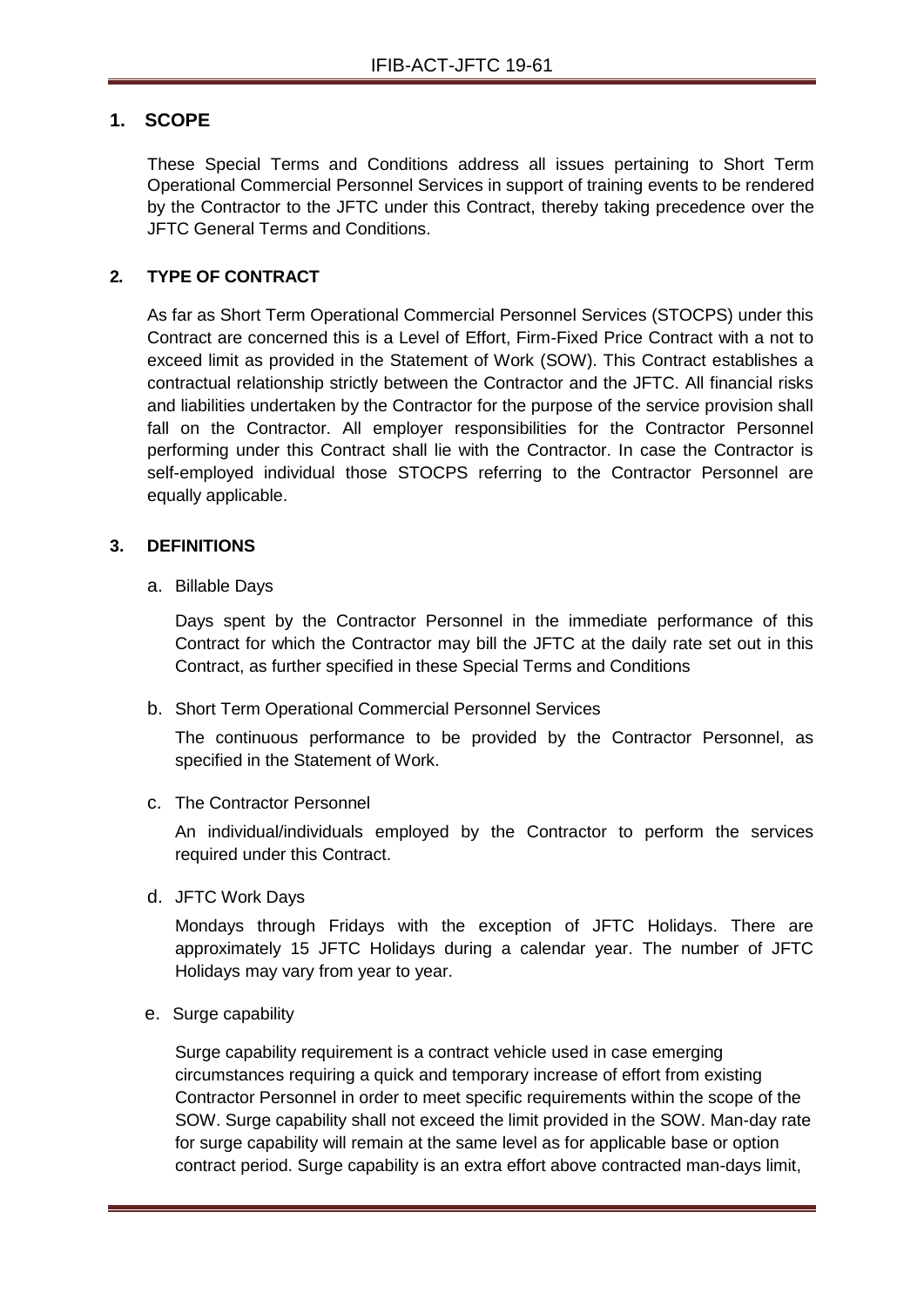## 1. SCOPE

These Special Terms and Conditions address all issues pertaining to Short Term Operational Commercial Personnel Services in support of training events to be rendered by the Contractor to the JFTC under this Contract, thereby taking precedence over the JFTC General Terms and Conditions.

## 2. TYPE OF CONTRACT

As far as Short Term Operational Commercial Personnel Services (STOCPS) under this Contract are concerned this is a Level of Effort, Firm-Fixed Price Contract with a not to exceed limit as provided in the Statement of Work (SOW). This Contract establishes a contractual relationship strictly between the Contractor and the JFTC. All financial risks and liabilities undertaken by the Contractor for the purpose of the service provision shall fall on the Contractor. All employer responsibilities for the Contractor Personnel performing under this Contract shall lie with the Contractor. In case the Contractor is self-employed individual those STOCPS referring to the Contractor Personnel are equally applicable.

## 3. DEFINITIONS

a. Billable Days

Days spent by the Contractor Personnel in the immediate performance of this Contract for which the Contractor may bill the JFTC at the daily rate set out in this Contract, as further specified in these Special Terms and Conditions

b. Short Term Operational Commercial Personnel Services

The continuous performance to be provided by the Contractor Personnel, as specified in the Statement of Work.

c. The Contractor Personnel

An individual/individuals employed by the Contractor to perform the services required under this Contract.

d. JFTC Work Days

Mondays through Fridays with the exception of JFTC Holidays. There are approximately 15 JFTC Holidays during a calendar year. The number of JFTC Holidays may vary from year to year.

e. Surge capability

Surge capability requirement is a contract vehicle used in case emerging circumstances requiring a quick and temporary increase of effort from existing Contractor Personnel in order to meet specific requirements within the scope of the SOW. Surge capability shall not exceed the limit provided in the SOW. Man-day rate for surge capability will remain at the same level as for applicable base or option contract period. Surge capability is an extra effort above contracted man-days limit,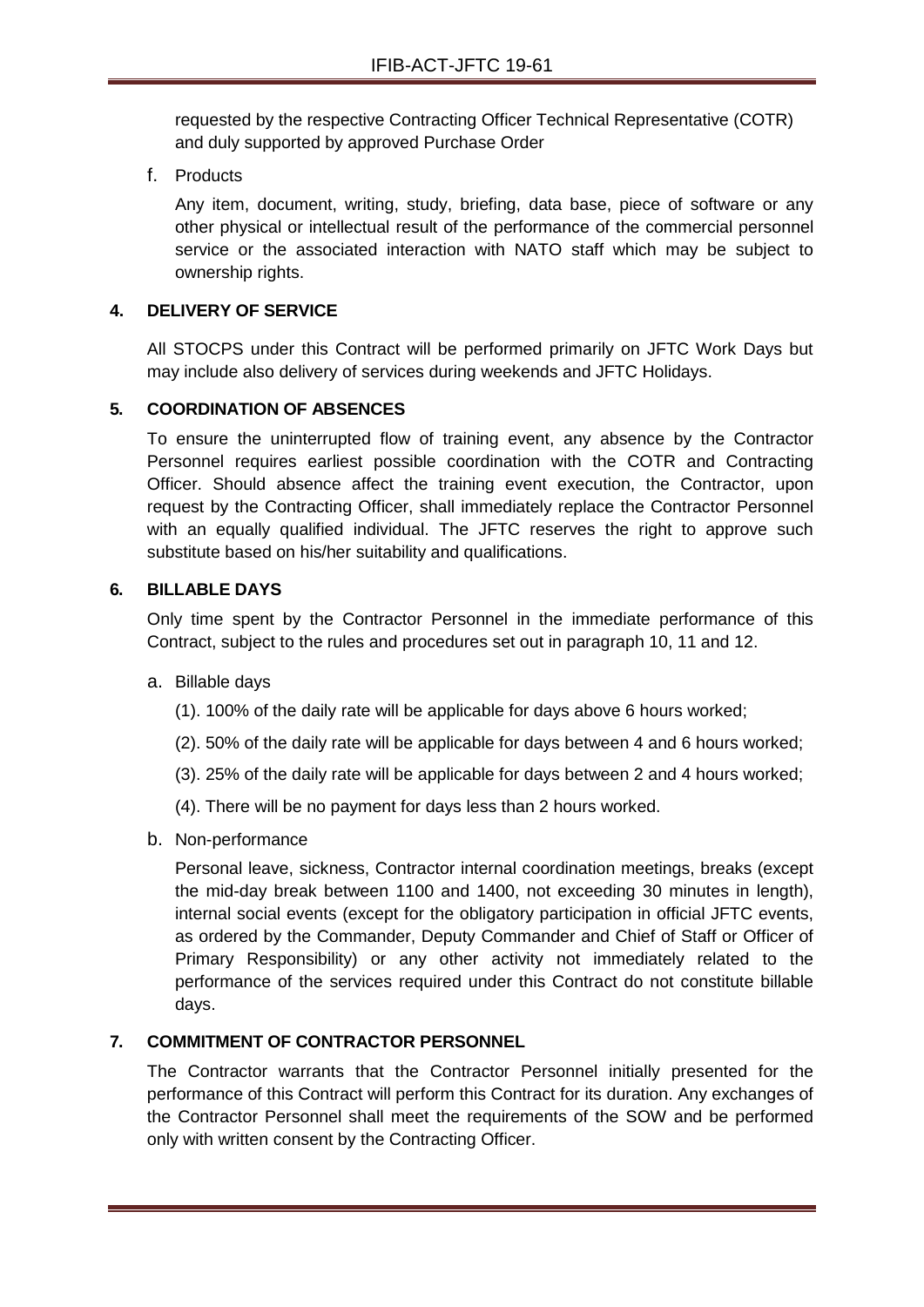requested by the respective Contracting Officer Technical Representative (COTR) and duly supported by approved Purchase Order

f. Products

Any item, document, writing, study, briefing, data base, piece of software or any other physical or intellectual result of the performance of the commercial personnel service or the associated interaction with NATO staff which may be subject to ownership rights.

## 4. DELIVERY OF SERVICE

All STOCPS under this Contract will be performed primarily on JFTC Work Days but may include also delivery of services during weekends and JFTC Holidays.

## 5. COORDINATION OF ABSENCES

To ensure the uninterrupted flow of training event, any absence by the Contractor Personnel requires earliest possible coordination with the COTR and Contracting Officer. Should absence affect the training event execution, the Contractor, upon request by the Contracting Officer, shall immediately replace the Contractor Personnel with an equally qualified individual. The JFTC reserves the right to approve such substitute based on his/her suitability and qualifications.

## 6. BILLABLE DAYS

Only time spent by the Contractor Personnel in the immediate performance of this Contract, subject to the rules and procedures set out in paragraph 10, 11 and 12.

a. Billable days

(1). 100% of the daily rate will be applicable for days above 6 hours worked;

(2). 50% of the daily rate will be applicable for days between 4 and 6 hours worked;

(3). 25% of the daily rate will be applicable for days between 2 and 4 hours worked;

(4). There will be no payment for days less than 2 hours worked.

b. Non-performance

Personal leave, sickness, Contractor internal coordination meetings, breaks (except the mid-day break between 1100 and 1400, not exceeding 30 minutes in length), internal social events (except for the obligatory participation in official JFTC events, as ordered by the Commander, Deputy Commander and Chief of Staff or Officer of Primary Responsibility) or any other activity not immediately related to the performance of the services required under this Contract do not constitute billable days.

## 7. COMMITMENT OF CONTRACTOR PERSONNEL

The Contractor warrants that the Contractor Personnel initially presented for the performance of this Contract will perform this Contract for its duration. Any exchanges of the Contractor Personnel shall meet the requirements of the SOW and be performed only with written consent by the Contracting Officer.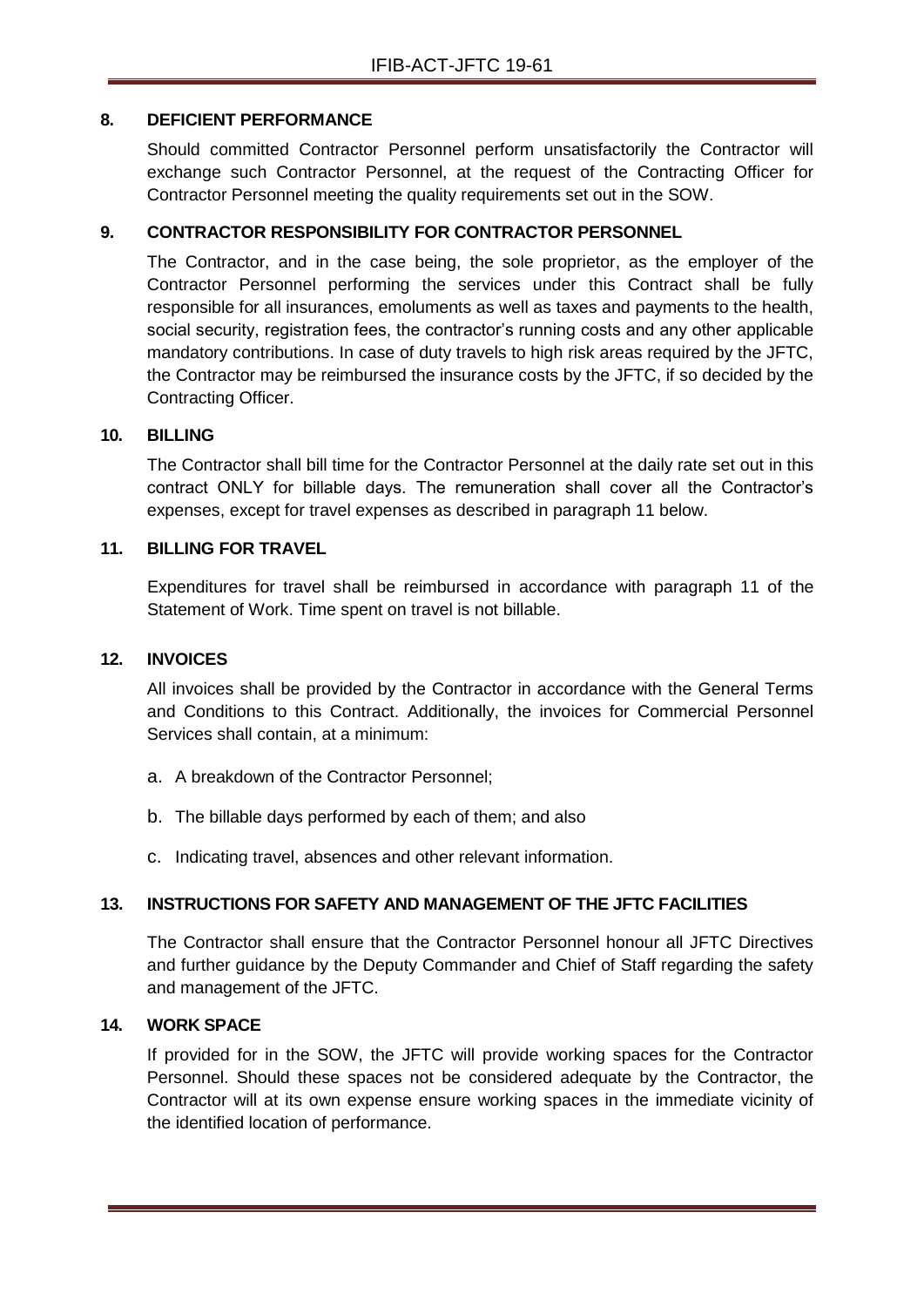## 8. DEFICIENT PERFORMANCE

Should committed Contractor Personnel perform unsatisfactorily the Contractor will exchange such Contractor Personnel, at the request of the Contracting Officer for Contractor Personnel meeting the quality requirements set out in the SOW.

## 9. CONTRACTOR RESPONSIBILITY FOR CONTRACTOR PERSONNEL

The Contractor, and in the case being, the sole proprietor, as the employer of the Contractor Personnel performing the services under this Contract shall be fully responsible for all insurances, emoluments as well as taxes and payments to the health, social security, registration fees, the contractor's running costs and any other applicable mandatory contributions. In case of duty travels to high risk areas required by the JFTC, the Contractor may be reimbursed the insurance costs by the JFTC, if so decided by the Contracting Officer.

## 10. BILLING

The Contractor shall bill time for the Contractor Personnel at the daily rate set out in this contract ONLY for billable days. The remuneration shall cover all the Contractor's expenses, except for travel expenses as described in paragraph 11 below.

## 11. BILLING FOR TRAVEL

Expenditures for travel shall be reimbursed in accordance with paragraph 11 of the Statement of Work. Time spent on travel is not billable.

## 12. INVOICES

All invoices shall be provided by the Contractor in accordance with the General Terms and Conditions to this Contract. Additionally, the invoices for Commercial Personnel Services shall contain, at a minimum:

a. A breakdown of the Contractor Personnel;

b. The billable days performed by each of them; and also

c. Indicating travel, absences and other relevant information.

## 13. INSTRUCTIONS FOR SAFETY AND MANAGEMENT OF THE JFTC FACILITIES

The Contractor shall ensure that the Contractor Personnel honour all JFTC Directives and further guidance by the Deputy Commander and Chief of Staff regarding the safety and management of the JFTC.

## 14. WORK SPACE

If provided for in the SOW, the JFTC will provide working spaces for the Contractor Personnel. Should these spaces not be considered adequate by the Contractor, the Contractor will at its own expense ensure working spaces in the immediate vicinity of the identified location of performance.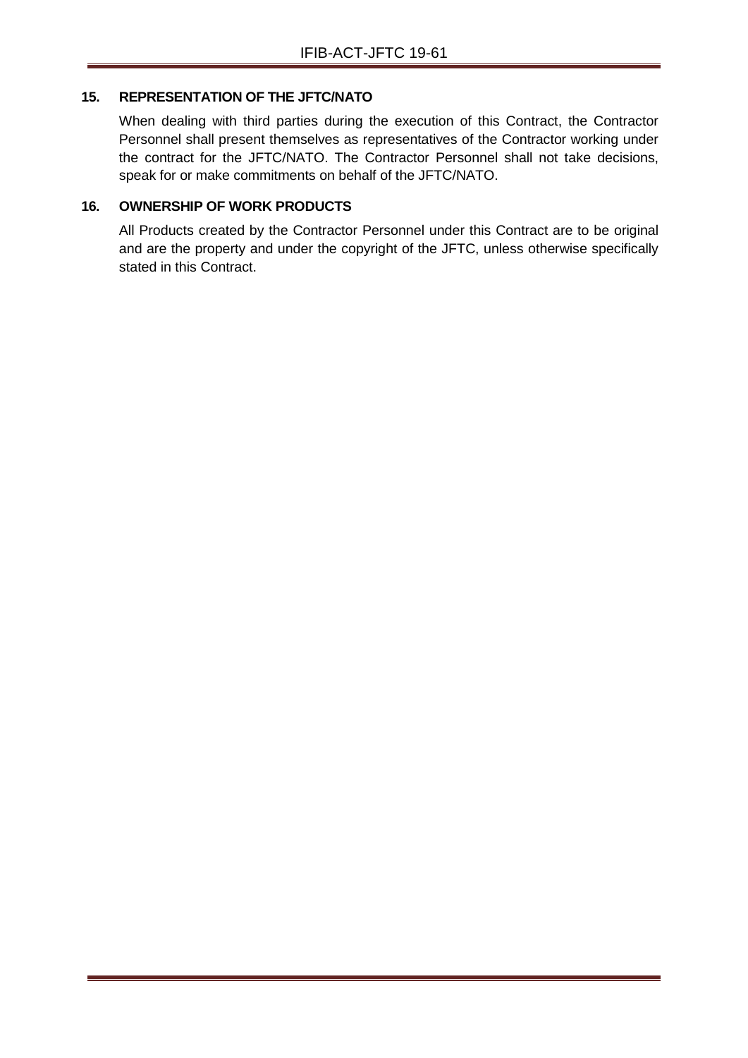### 15. REPRESENTATION OF THE JFTC/NATO

When dealing with third parties during the execution of this Contract, the Contractor Personnel shall present themselves as representatives of the Contractor working under the contract for the JFTC/NATO. The Contractor Personnel shall not take decisions, speak for or make commitments on behalf of the JFTC/NATO.

### 16. OWNERSHIP OF WORK PRODUCTS

All Products created by the Contractor Personnel under this Contract are to be original and are the property and under the copyright of the JFTC, unless otherwise specifically stated in this Contract.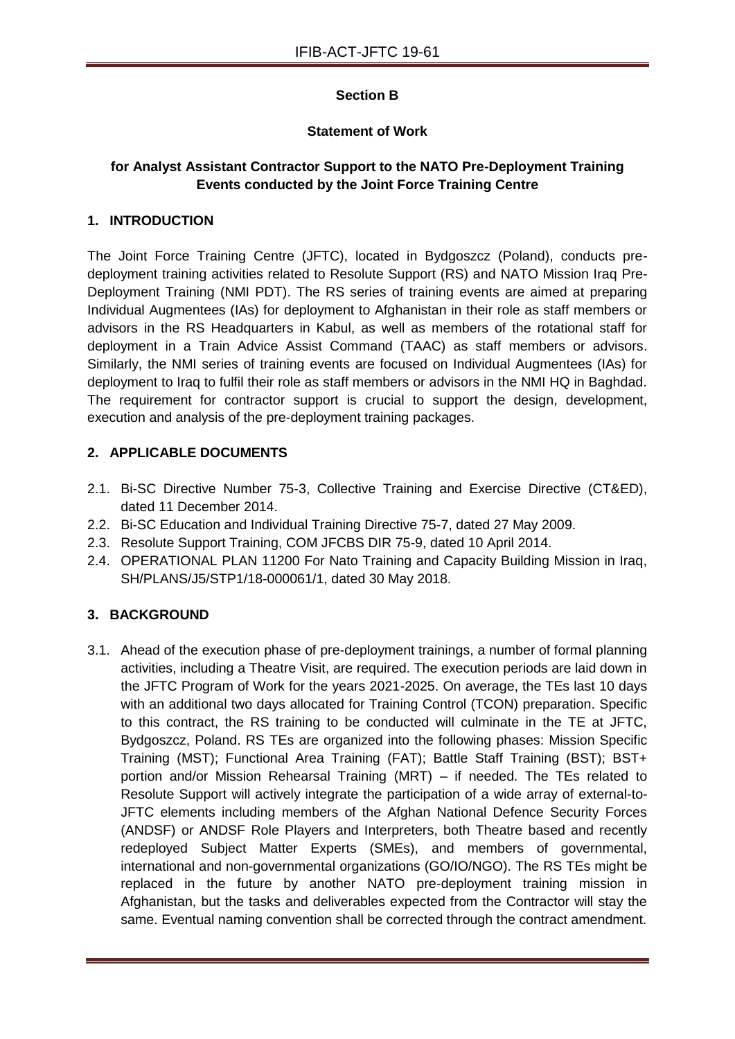**Section B**

**Statement of Work**

**for Analyst Assistant Contractor Support to the NATO Pre-Deployment Training Events conducted by the Joint Force Training Centre**

## 1. INTRODUCTION

The Joint Force Training Centre (JFTC), located in Bydgoszcz (Poland), conducts pre-deployment training activities related to Resolute Support (RS) and NATO Mission Iraq Pre-Deployment Training (NMI PDT). The RS series of training events are aimed at preparing Individual Augmentees (IAs) for deployment to Afghanistan in their role as staff members or advisors in the RS Headquarters in Kabul, as well as members of the rotational staff for deployment in a Train Advice Assist Command (TAAC) as staff members or advisors. Similarly, the NMI series of training events are focused on Individual Augmentees (IAs) for deployment to Iraq to fulfil their role as staff members or advisors in the NMI HQ in Baghdad. The requirement for contractor support is crucial to support the design, development, execution and analysis of the pre-deployment training packages.

## 2. APPLICABLE DOCUMENTS

2.1. Bi-SC Directive Number 75-3, Collective Training and Exercise Directive (CT&ED), dated 11 December 2014.

2.2. Bi-SC Education and Individual Training Directive 75-7, dated 27 May 2009.

2.3. Resolute Support Training, COM JFCBS DIR 75-9, dated 10 April 2014.

2.4. OPERATIONAL PLAN 11200 For Nato Training and Capacity Building Mission in Iraq, SH/PLANS/J5/STP1/18-000061/1, dated 30 May 2018.

## 3. BACKGROUND

3.1. Ahead of the execution phase of pre-deployment trainings, a number of formal planning activities, including a Theatre Visit, are required. The execution periods are laid down in the JFTC Program of Work for the years 2021-2025. On average, the TEs last 10 days with an additional two days allocated for Training Control (TCON) preparation. Specific to this contract, the RS training to be conducted will culminate in the TE at JFTC, Bydgoszcz, Poland. RS TEs are organized into the following phases: Mission Specific Training (MST); Functional Area Training (FAT); Battle Staff Training (BST); BST+ portion and/or Mission Rehearsal Training (MRT) – if needed. The TEs related to Resolute Support will actively integrate the participation of a wide array of external-to-JFTC elements including members of the Afghan National Defence Security Forces (ANDSF) or ANDSF Role Players and Interpreters, both Theatre based and recently redeployed Subject Matter Experts (SMEs), and members of governmental, international and non-governmental organizations (GO/IO/NGO). The RS TEs might be replaced in the future by another NATO pre-deployment training mission in Afghanistan, but the tasks and deliverables expected from the Contractor will stay the same. Eventual naming convention shall be corrected through the contract amendment.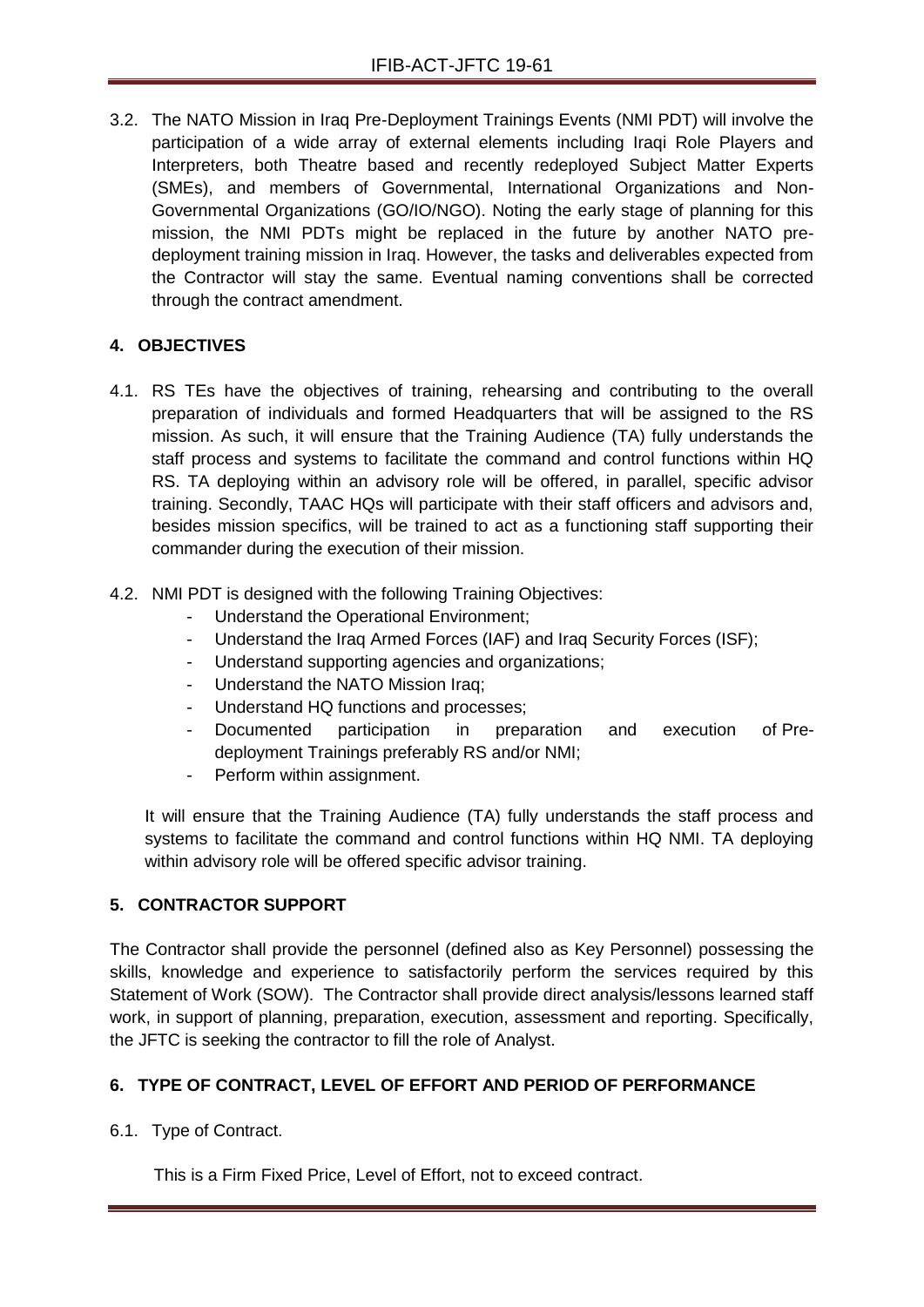3.2. The NATO Mission in Iraq Pre-Deployment Trainings Events (NMI PDT) will involve the participation of a wide array of external elements including Iraqi Role Players and Interpreters, both Theatre based and recently redeployed Subject Matter Experts (SMEs), and members of Governmental, International Organizations and Non-Governmental Organizations (GO/IO/NGO). Noting the early stage of planning for this mission, the NMI PDTs might be replaced in the future by another NATO pre-deployment training mission in Iraq. However, the tasks and deliverables expected from the Contractor will stay the same. Eventual naming conventions shall be corrected through the contract amendment.

## 4. OBJECTIVES

4.1. RS TEs have the objectives of training, rehearsing and contributing to the overall preparation of individuals and formed Headquarters that will be assigned to the RS mission. As such, it will ensure that the Training Audience (TA) fully understands the staff process and systems to facilitate the command and control functions within HQ RS. TA deploying within an advisory role will be offered, in parallel, specific advisor training. Secondly, TAAC HQs will participate with their staff officers and advisors and, besides mission specifics, will be trained to act as a functioning staff supporting their commander during the execution of their mission.

4.2. NMI PDT is designed with the following Training Objectives:

- Understand the Operational Environment;
- Understand the Iraq Armed Forces (IAF) and Iraq Security Forces (ISF);
- Understand supporting agencies and organizations;
- Understand the NATO Mission Iraq;
- Understand HQ functions and processes;
- Documented participation in preparation and execution of Pre-deployment Trainings preferably RS and/or NMI;
- Perform within assignment.

It will ensure that the Training Audience (TA) fully understands the staff process and systems to facilitate the command and control functions within HQ NMI. TA deploying within advisory role will be offered specific advisor training.

## 5. CONTRACTOR SUPPORT

The Contractor shall provide the personnel (defined also as Key Personnel) possessing the skills, knowledge and experience to satisfactorily perform the services required by this Statement of Work (SOW). The Contractor shall provide direct analysis/lessons learned staff work, in support of planning, preparation, execution, assessment and reporting. Specifically, the JFTC is seeking the contractor to fill the role of Analyst.

## 6. TYPE OF CONTRACT, LEVEL OF EFFORT AND PERIOD OF PERFORMANCE

6.1. Type of Contract.

This is a Firm Fixed Price, Level of Effort, not to exceed contract.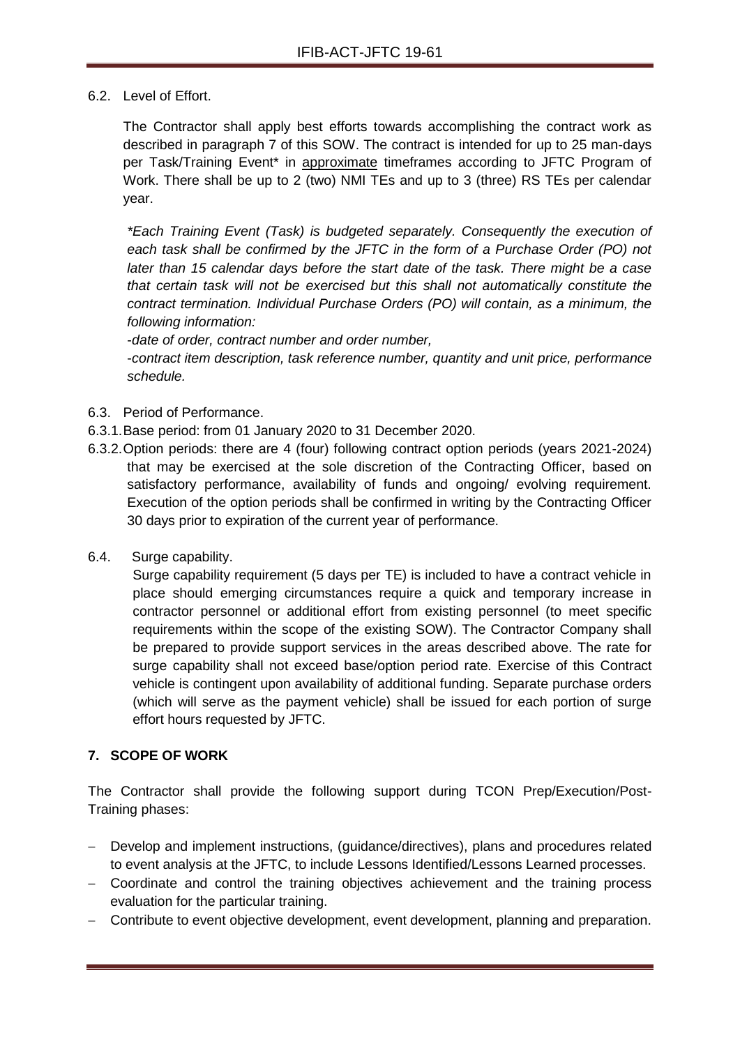6.2. Level of Effort.

The Contractor shall apply best efforts towards accomplishing the contract work as described in paragraph 7 of this SOW. The contract is intended for up to 25 man-days per Task/Training Event* in approximate timeframes according to JFTC Program of Work. There shall be up to 2 (two) NMI TEs and up to 3 (three) RS TEs per calendar year.

*\*Each Training Event (Task) is budgeted separately. Consequently the execution of each task shall be confirmed by the JFTC in the form of a Purchase Order (PO) not later than 15 calendar days before the start date of the task. There might be a case that certain task will not be exercised but this shall not automatically constitute the contract termination. Individual Purchase Orders (PO) will contain, as a minimum, the following information:*

*-date of order, contract number and order number,*

*-contract item description, task reference number, quantity and unit price, performance schedule.*

6.3. Period of Performance.

6.3.1. Base period: from 01 January 2020 to 31 December 2020.

6.3.2. Option periods: there are 4 (four) following contract option periods (years 2021-2024) that may be exercised at the sole discretion of the Contracting Officer, based on satisfactory performance, availability of funds and ongoing/ evolving requirement. Execution of the option periods shall be confirmed in writing by the Contracting Officer 30 days prior to expiration of the current year of performance.

6.4. Surge capability.

Surge capability requirement (5 days per TE) is included to have a contract vehicle in place should emerging circumstances require a quick and temporary increase in contractor personnel or additional effort from existing personnel (to meet specific requirements within the scope of the existing SOW). The Contractor Company shall be prepared to provide support services in the areas described above. The rate for surge capability shall not exceed base/option period rate. Exercise of this Contract vehicle is contingent upon availability of additional funding. Separate purchase orders (which will serve as the payment vehicle) shall be issued for each portion of surge effort hours requested by JFTC.

## 7. SCOPE OF WORK

The Contractor shall provide the following support during TCON Prep/Execution/Post-Training phases:

- Develop and implement instructions, (guidance/directives), plans and procedures related to event analysis at the JFTC, to include Lessons Identified/Lessons Learned processes.
- Coordinate and control the training objectives achievement and the training process evaluation for the particular training.
- Contribute to event objective development, event development, planning and preparation.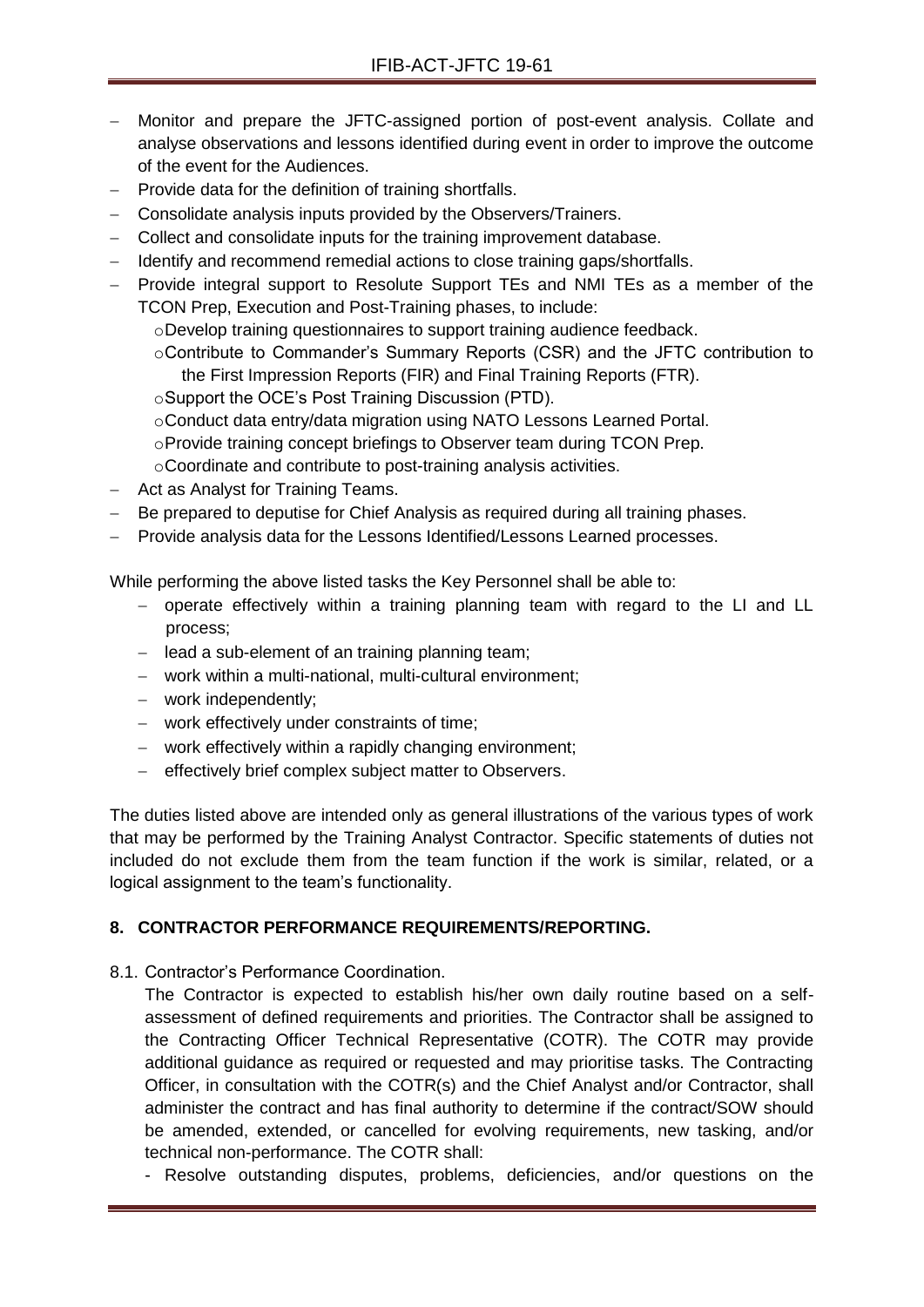- Monitor and prepare the JFTC-assigned portion of post-event analysis. Collate and analyse observations and lessons identified during event in order to improve the outcome of the event for the Audiences.
- Provide data for the definition of training shortfalls.
- Consolidate analysis inputs provided by the Observers/Trainers.
- Collect and consolidate inputs for the training improvement database.
- Identify and recommend remedial actions to close training gaps/shortfalls.
- Provide integral support to Resolute Support TEs and NMI TEs as a member of the TCON Prep, Execution and Post-Training phases, to include:
  - Develop training questionnaires to support training audience feedback.
  - Contribute to Commander's Summary Reports (CSR) and the JFTC contribution to the First Impression Reports (FIR) and Final Training Reports (FTR).
  - Support the OCE's Post Training Discussion (PTD).
  - Conduct data entry/data migration using NATO Lessons Learned Portal.
  - Provide training concept briefings to Observer team during TCON Prep.
  - Coordinate and contribute to post-training analysis activities.
- Act as Analyst for Training Teams.
- Be prepared to deputise for Chief Analysis as required during all training phases.
- Provide analysis data for the Lessons Identified/Lessons Learned processes.

While performing the above listed tasks the Key Personnel shall be able to:

- operate effectively within a training planning team with regard to the LI and LL process;
- lead a sub-element of an training planning team;
- work within a multi-national, multi-cultural environment;
- work independently;
- work effectively under constraints of time;
- work effectively within a rapidly changing environment;
- effectively brief complex subject matter to Observers.

The duties listed above are intended only as general illustrations of the various types of work that may be performed by the Training Analyst Contractor. Specific statements of duties not included do not exclude them from the team function if the work is similar, related, or a logical assignment to the team's functionality.

## 8. CONTRACTOR PERFORMANCE REQUIREMENTS/REPORTING.

8.1. Contractor's Performance Coordination.

The Contractor is expected to establish his/her own daily routine based on a self-assessment of defined requirements and priorities. The Contractor shall be assigned to the Contracting Officer Technical Representative (COTR). The COTR may provide additional guidance as required or requested and may prioritise tasks. The Contracting Officer, in consultation with the COTR(s) and the Chief Analyst and/or Contractor, shall administer the contract and has final authority to determine if the contract/SOW should be amended, extended, or cancelled for evolving requirements, new tasking, and/or technical non-performance. The COTR shall:

- Resolve outstanding disputes, problems, deficiencies, and/or questions on the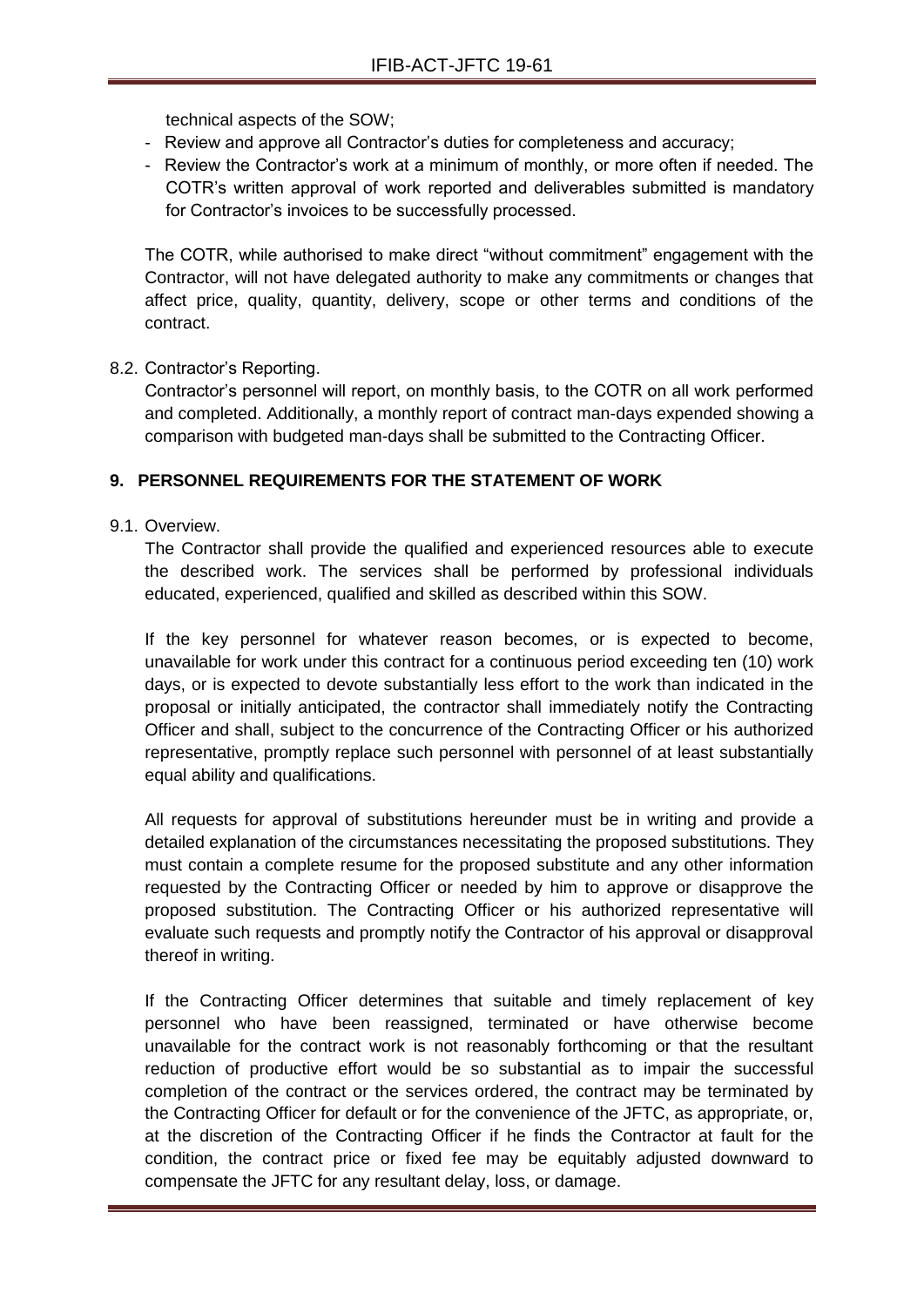technical aspects of the SOW;

- Review and approve all Contractor's duties for completeness and accuracy;
- Review the Contractor's work at a minimum of monthly, or more often if needed. The COTR's written approval of work reported and deliverables submitted is mandatory for Contractor's invoices to be successfully processed.

The COTR, while authorised to make direct "without commitment" engagement with the Contractor, will not have delegated authority to make any commitments or changes that affect price, quality, quantity, delivery, scope or other terms and conditions of the contract.

8.2. Contractor's Reporting.

Contractor's personnel will report, on monthly basis, to the COTR on all work performed and completed. Additionally, a monthly report of contract man-days expended showing a comparison with budgeted man-days shall be submitted to the Contracting Officer.

## 9. PERSONNEL REQUIREMENTS FOR THE STATEMENT OF WORK

9.1. Overview.

The Contractor shall provide the qualified and experienced resources able to execute the described work. The services shall be performed by professional individuals educated, experienced, qualified and skilled as described within this SOW.

If the key personnel for whatever reason becomes, or is expected to become, unavailable for work under this contract for a continuous period exceeding ten (10) work days, or is expected to devote substantially less effort to the work than indicated in the proposal or initially anticipated, the contractor shall immediately notify the Contracting Officer and shall, subject to the concurrence of the Contracting Officer or his authorized representative, promptly replace such personnel with personnel of at least substantially equal ability and qualifications.

All requests for approval of substitutions hereunder must be in writing and provide a detailed explanation of the circumstances necessitating the proposed substitutions. They must contain a complete resume for the proposed substitute and any other information requested by the Contracting Officer or needed by him to approve or disapprove the proposed substitution. The Contracting Officer or his authorized representative will evaluate such requests and promptly notify the Contractor of his approval or disapproval thereof in writing.

If the Contracting Officer determines that suitable and timely replacement of key personnel who have been reassigned, terminated or have otherwise become unavailable for the contract work is not reasonably forthcoming or that the resultant reduction of productive effort would be so substantial as to impair the successful completion of the contract or the services ordered, the contract may be terminated by the Contracting Officer for default or for the convenience of the JFTC, as appropriate, or, at the discretion of the Contracting Officer if he finds the Contractor at fault for the condition, the contract price or fixed fee may be equitably adjusted downward to compensate the JFTC for any resultant delay, loss, or damage.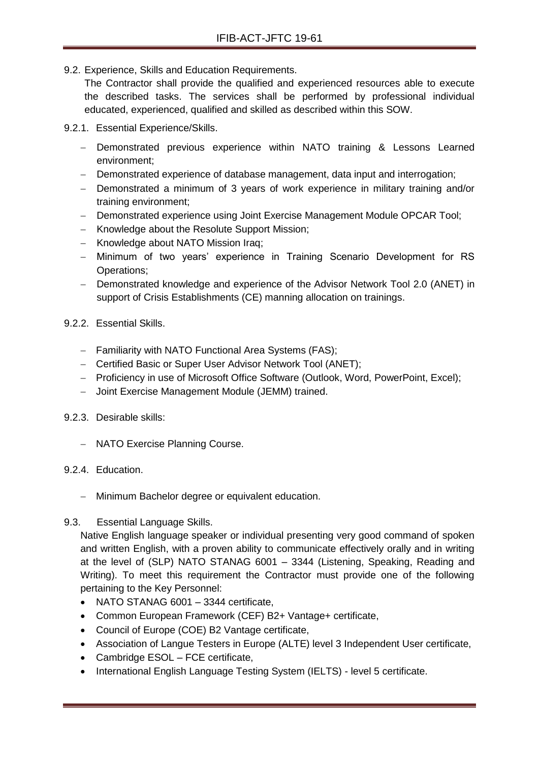9.2. Experience, Skills and Education Requirements.

The Contractor shall provide the qualified and experienced resources able to execute the described tasks. The services shall be performed by professional individual educated, experienced, qualified and skilled as described within this SOW.

9.2.1. Essential Experience/Skills.

- Demonstrated previous experience within NATO training & Lessons Learned environment;
- Demonstrated experience of database management, data input and interrogation;
- Demonstrated a minimum of 3 years of work experience in military training and/or training environment;
- Demonstrated experience using Joint Exercise Management Module OPCAR Tool;
- Knowledge about the Resolute Support Mission;
- Knowledge about NATO Mission Iraq;
- Minimum of two years' experience in Training Scenario Development for RS Operations;
- Demonstrated knowledge and experience of the Advisor Network Tool 2.0 (ANET) in support of Crisis Establishments (CE) manning allocation on trainings.

9.2.2. Essential Skills.

- Familiarity with NATO Functional Area Systems (FAS);
- Certified Basic or Super User Advisor Network Tool (ANET);
- Proficiency in use of Microsoft Office Software (Outlook, Word, PowerPoint, Excel);
- Joint Exercise Management Module (JEMM) trained.

9.2.3. Desirable skills:

- NATO Exercise Planning Course.

9.2.4. Education.

- Minimum Bachelor degree or equivalent education.

9.3. Essential Language Skills.

Native English language speaker or individual presenting very good command of spoken and written English, with a proven ability to communicate effectively orally and in writing at the level of (SLP) NATO STANAG 6001 – 3344 (Listening, Speaking, Reading and Writing). To meet this requirement the Contractor must provide one of the following pertaining to the Key Personnel:

- NATO STANAG 6001 – 3344 certificate,
- Common European Framework (CEF) B2+ Vantage+ certificate,
- Council of Europe (COE) B2 Vantage certificate,
- Association of Langue Testers in Europe (ALTE) level 3 Independent User certificate,
- Cambridge ESOL – FCE certificate,
- International English Language Testing System (IELTS) - level 5 certificate.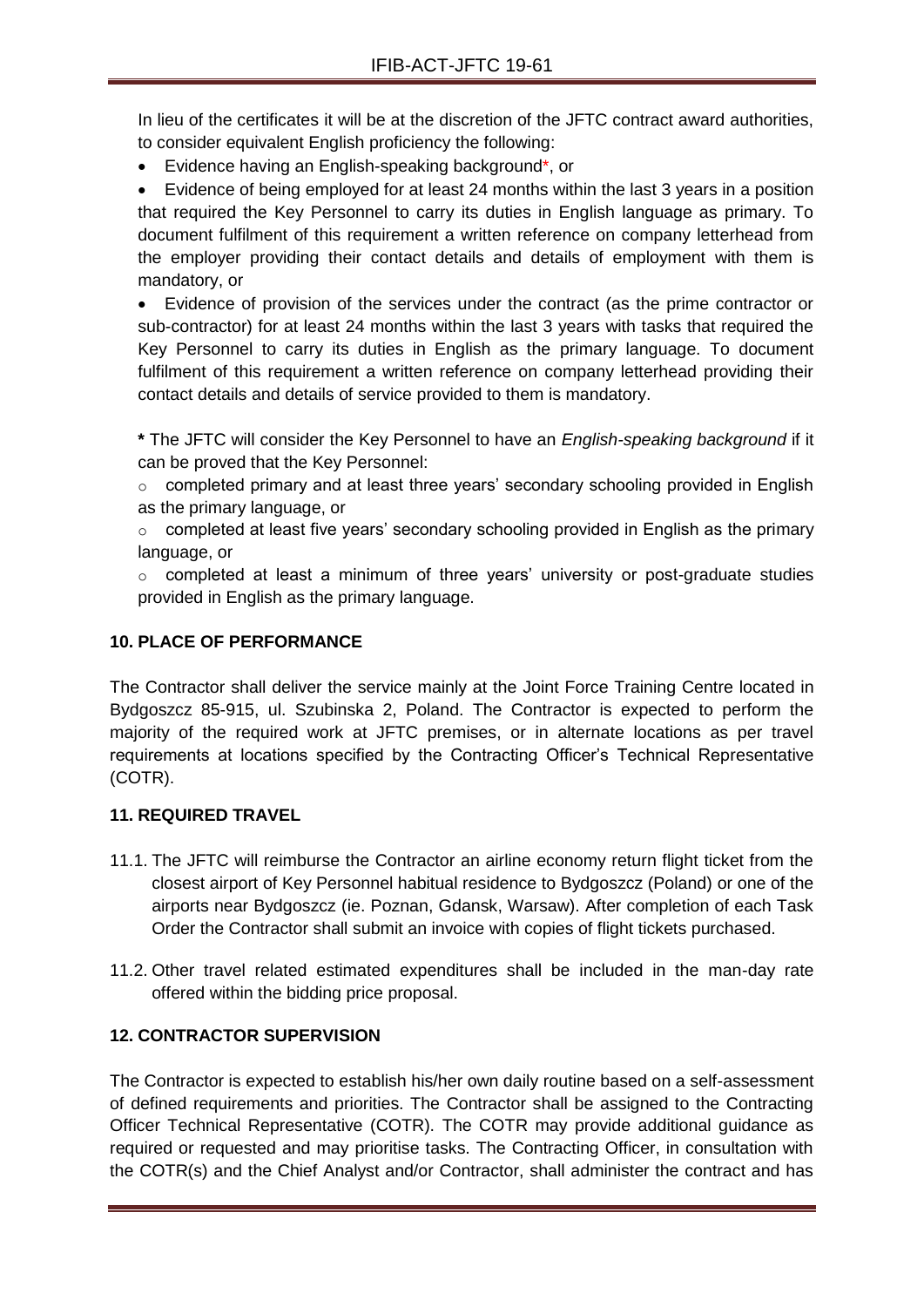In lieu of the certificates it will be at the discretion of the JFTC contract award authorities, to consider equivalent English proficiency the following:

- Evidence having an English-speaking background*, or
- Evidence of being employed for at least 24 months within the last 3 years in a position that required the Key Personnel to carry its duties in English language as primary. To document fulfilment of this requirement a written reference on company letterhead from the employer providing their contact details and details of employment with them is mandatory, or
- Evidence of provision of the services under the contract (as the prime contractor or sub-contractor) for at least 24 months within the last 3 years with tasks that required the Key Personnel to carry its duties in English as the primary language. To document fulfilment of this requirement a written reference on company letterhead providing their contact details and details of service provided to them is mandatory.

**\*** The JFTC will consider the Key Personnel to have an *English-speaking background* if it can be proved that the Key Personnel:

- completed primary and at least three years' secondary schooling provided in English as the primary language, or
- completed at least five years' secondary schooling provided in English as the primary language, or
- completed at least a minimum of three years' university or post-graduate studies provided in English as the primary language.

**10. PLACE OF PERFORMANCE**

The Contractor shall deliver the service mainly at the Joint Force Training Centre located in Bydgoszcz 85-915, ul. Szubinska 2, Poland. The Contractor is expected to perform the majority of the required work at JFTC premises, or in alternate locations as per travel requirements at locations specified by the Contracting Officer's Technical Representative (COTR).

**11. REQUIRED TRAVEL**

11.1. The JFTC will reimburse the Contractor an airline economy return flight ticket from the closest airport of Key Personnel habitual residence to Bydgoszcz (Poland) or one of the airports near Bydgoszcz (ie. Poznan, Gdansk, Warsaw). After completion of each Task Order the Contractor shall submit an invoice with copies of flight tickets purchased.

11.2. Other travel related estimated expenditures shall be included in the man-day rate offered within the bidding price proposal.

**12. CONTRACTOR SUPERVISION**

The Contractor is expected to establish his/her own daily routine based on a self-assessment of defined requirements and priorities. The Contractor shall be assigned to the Contracting Officer Technical Representative (COTR). The COTR may provide additional guidance as required or requested and may prioritise tasks. The Contracting Officer, in consultation with the COTR(s) and the Chief Analyst and/or Contractor, shall administer the contract and has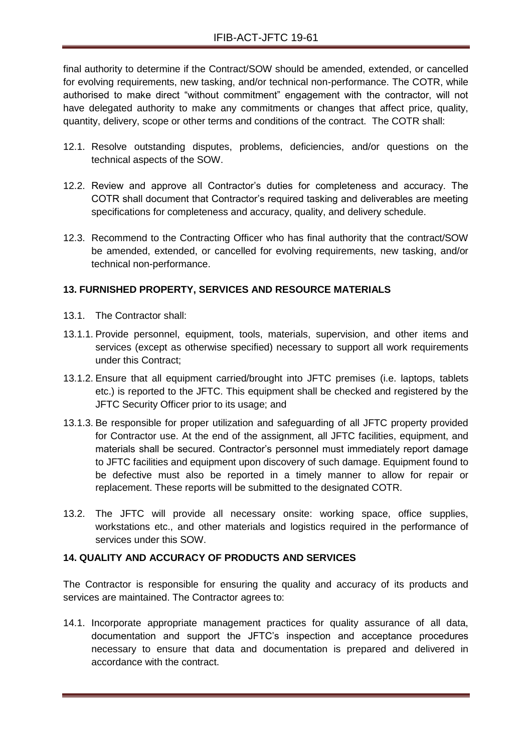final authority to determine if the Contract/SOW should be amended, extended, or cancelled for evolving requirements, new tasking, and/or technical non-performance. The COTR, while authorised to make direct "without commitment" engagement with the contractor, will not have delegated authority to make any commitments or changes that affect price, quality, quantity, delivery, scope or other terms and conditions of the contract. The COTR shall:

12.1. Resolve outstanding disputes, problems, deficiencies, and/or questions on the technical aspects of the SOW.

12.2. Review and approve all Contractor's duties for completeness and accuracy. The COTR shall document that Contractor's required tasking and deliverables are meeting specifications for completeness and accuracy, quality, and delivery schedule.

12.3. Recommend to the Contracting Officer who has final authority that the contract/SOW be amended, extended, or cancelled for evolving requirements, new tasking, and/or technical non-performance.

## 13. FURNISHED PROPERTY, SERVICES AND RESOURCE MATERIALS

13.1. The Contractor shall:

13.1.1. Provide personnel, equipment, tools, materials, supervision, and other items and services (except as otherwise specified) necessary to support all work requirements under this Contract;

13.1.2. Ensure that all equipment carried/brought into JFTC premises (i.e. laptops, tablets etc.) is reported to the JFTC. This equipment shall be checked and registered by the JFTC Security Officer prior to its usage; and

13.1.3. Be responsible for proper utilization and safeguarding of all JFTC property provided for Contractor use. At the end of the assignment, all JFTC facilities, equipment, and materials shall be secured. Contractor's personnel must immediately report damage to JFTC facilities and equipment upon discovery of such damage. Equipment found to be defective must also be reported in a timely manner to allow for repair or replacement. These reports will be submitted to the designated COTR.

13.2. The JFTC will provide all necessary onsite: working space, office supplies, workstations etc., and other materials and logistics required in the performance of services under this SOW.

## 14. QUALITY AND ACCURACY OF PRODUCTS AND SERVICES

The Contractor is responsible for ensuring the quality and accuracy of its products and services are maintained. The Contractor agrees to:

14.1. Incorporate appropriate management practices for quality assurance of all data, documentation and support the JFTC's inspection and acceptance procedures necessary to ensure that data and documentation is prepared and delivered in accordance with the contract.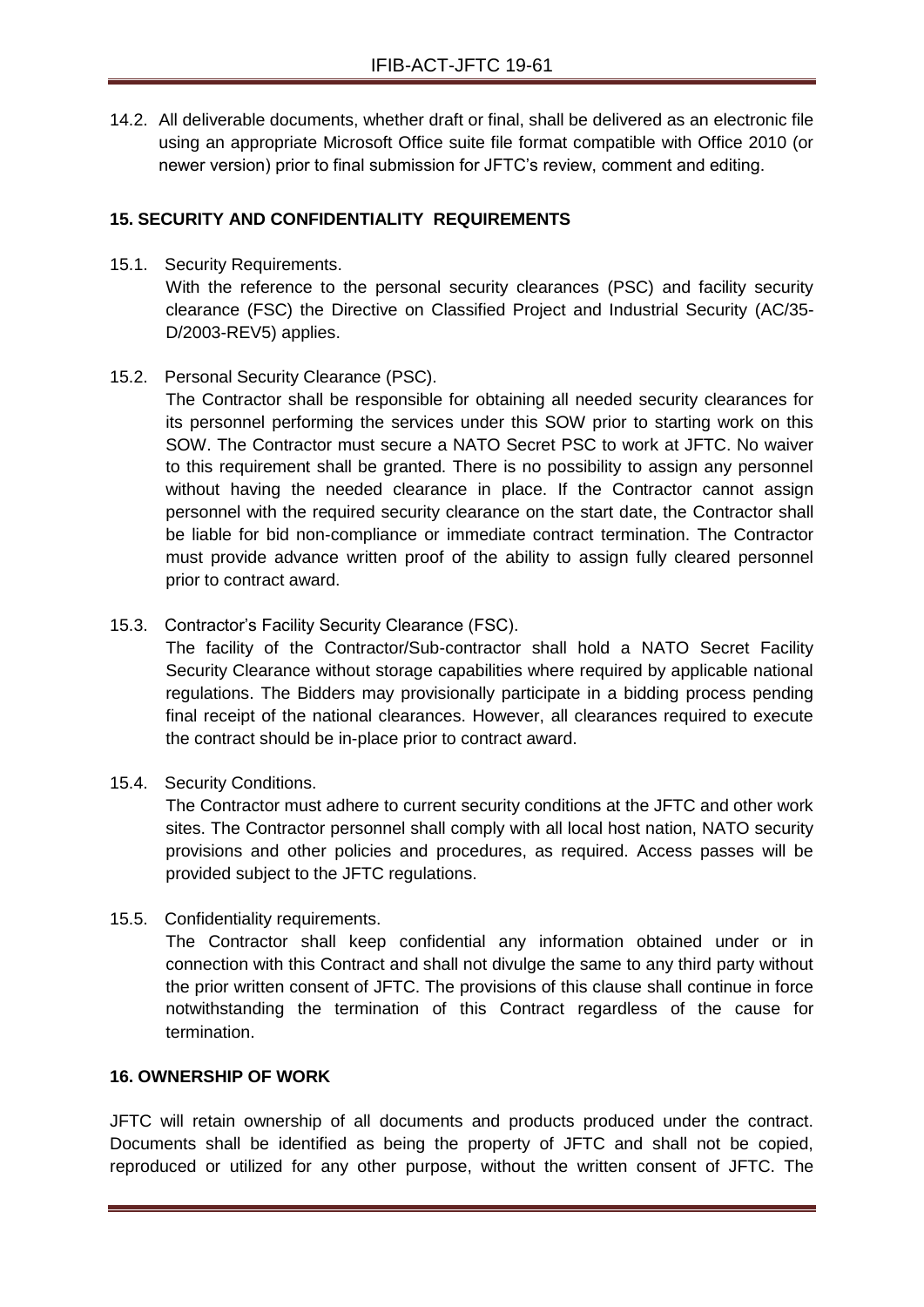14.2. All deliverable documents, whether draft or final, shall be delivered as an electronic file using an appropriate Microsoft Office suite file format compatible with Office 2010 (or newer version) prior to final submission for JFTC's review, comment and editing.

## 15. SECURITY AND CONFIDENTIALITY REQUIREMENTS

15.1. Security Requirements.

With the reference to the personal security clearances (PSC) and facility security clearance (FSC) the Directive on Classified Project and Industrial Security (AC/35-D/2003-REV5) applies.

15.2. Personal Security Clearance (PSC).

The Contractor shall be responsible for obtaining all needed security clearances for its personnel performing the services under this SOW prior to starting work on this SOW. The Contractor must secure a NATO Secret PSC to work at JFTC. No waiver to this requirement shall be granted. There is no possibility to assign any personnel without having the needed clearance in place. If the Contractor cannot assign personnel with the required security clearance on the start date, the Contractor shall be liable for bid non-compliance or immediate contract termination. The Contractor must provide advance written proof of the ability to assign fully cleared personnel prior to contract award.

15.3. Contractor's Facility Security Clearance (FSC).

The facility of the Contractor/Sub-contractor shall hold a NATO Secret Facility Security Clearance without storage capabilities where required by applicable national regulations. The Bidders may provisionally participate in a bidding process pending final receipt of the national clearances. However, all clearances required to execute the contract should be in-place prior to contract award.

15.4. Security Conditions.

The Contractor must adhere to current security conditions at the JFTC and other work sites. The Contractor personnel shall comply with all local host nation, NATO security provisions and other policies and procedures, as required. Access passes will be provided subject to the JFTC regulations.

15.5. Confidentiality requirements.

The Contractor shall keep confidential any information obtained under or in connection with this Contract and shall not divulge the same to any third party without the prior written consent of JFTC. The provisions of this clause shall continue in force notwithstanding the termination of this Contract regardless of the cause for termination.

## 16. OWNERSHIP OF WORK

JFTC will retain ownership of all documents and products produced under the contract. Documents shall be identified as being the property of JFTC and shall not be copied, reproduced or utilized for any other purpose, without the written consent of JFTC. The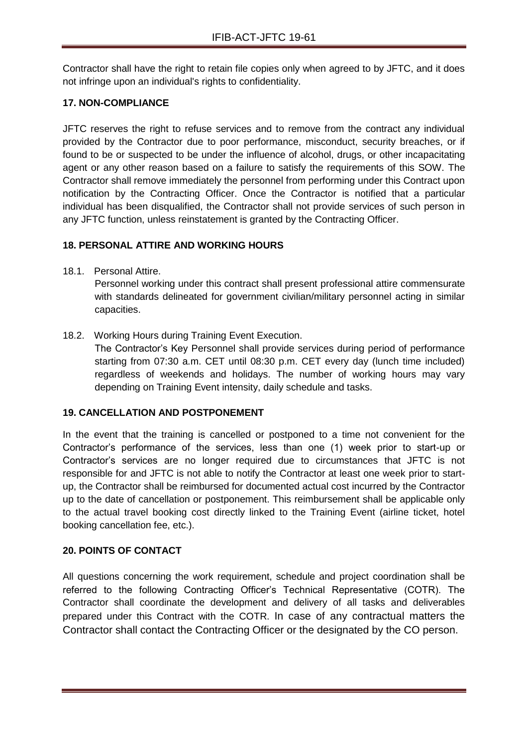Contractor shall have the right to retain file copies only when agreed to by JFTC, and it does not infringe upon an individual's rights to confidentiality.

## 17. NON-COMPLIANCE

JFTC reserves the right to refuse services and to remove from the contract any individual provided by the Contractor due to poor performance, misconduct, security breaches, or if found to be or suspected to be under the influence of alcohol, drugs, or other incapacitating agent or any other reason based on a failure to satisfy the requirements of this SOW. The Contractor shall remove immediately the personnel from performing under this Contract upon notification by the Contracting Officer. Once the Contractor is notified that a particular individual has been disqualified, the Contractor shall not provide services of such person in any JFTC function, unless reinstatement is granted by the Contracting Officer.

## 18. PERSONAL ATTIRE AND WORKING HOURS

18.1. Personal Attire.

Personnel working under this contract shall present professional attire commensurate with standards delineated for government civilian/military personnel acting in similar capacities.

18.2. Working Hours during Training Event Execution.

The Contractor's Key Personnel shall provide services during period of performance starting from 07:30 a.m. CET until 08:30 p.m. CET every day (lunch time included) regardless of weekends and holidays. The number of working hours may vary depending on Training Event intensity, daily schedule and tasks.

## 19. CANCELLATION AND POSTPONEMENT

In the event that the training is cancelled or postponed to a time not convenient for the Contractor's performance of the services, less than one (1) week prior to start-up or Contractor's services are no longer required due to circumstances that JFTC is not responsible for and JFTC is not able to notify the Contractor at least one week prior to start-up, the Contractor shall be reimbursed for documented actual cost incurred by the Contractor up to the date of cancellation or postponement. This reimbursement shall be applicable only to the actual travel booking cost directly linked to the Training Event (airline ticket, hotel booking cancellation fee, etc.).

## 20. POINTS OF CONTACT

All questions concerning the work requirement, schedule and project coordination shall be referred to the following Contracting Officer's Technical Representative (COTR). The Contractor shall coordinate the development and delivery of all tasks and deliverables prepared under this Contract with the COTR. In case of any contractual matters the Contractor shall contact the Contracting Officer or the designated by the CO person.